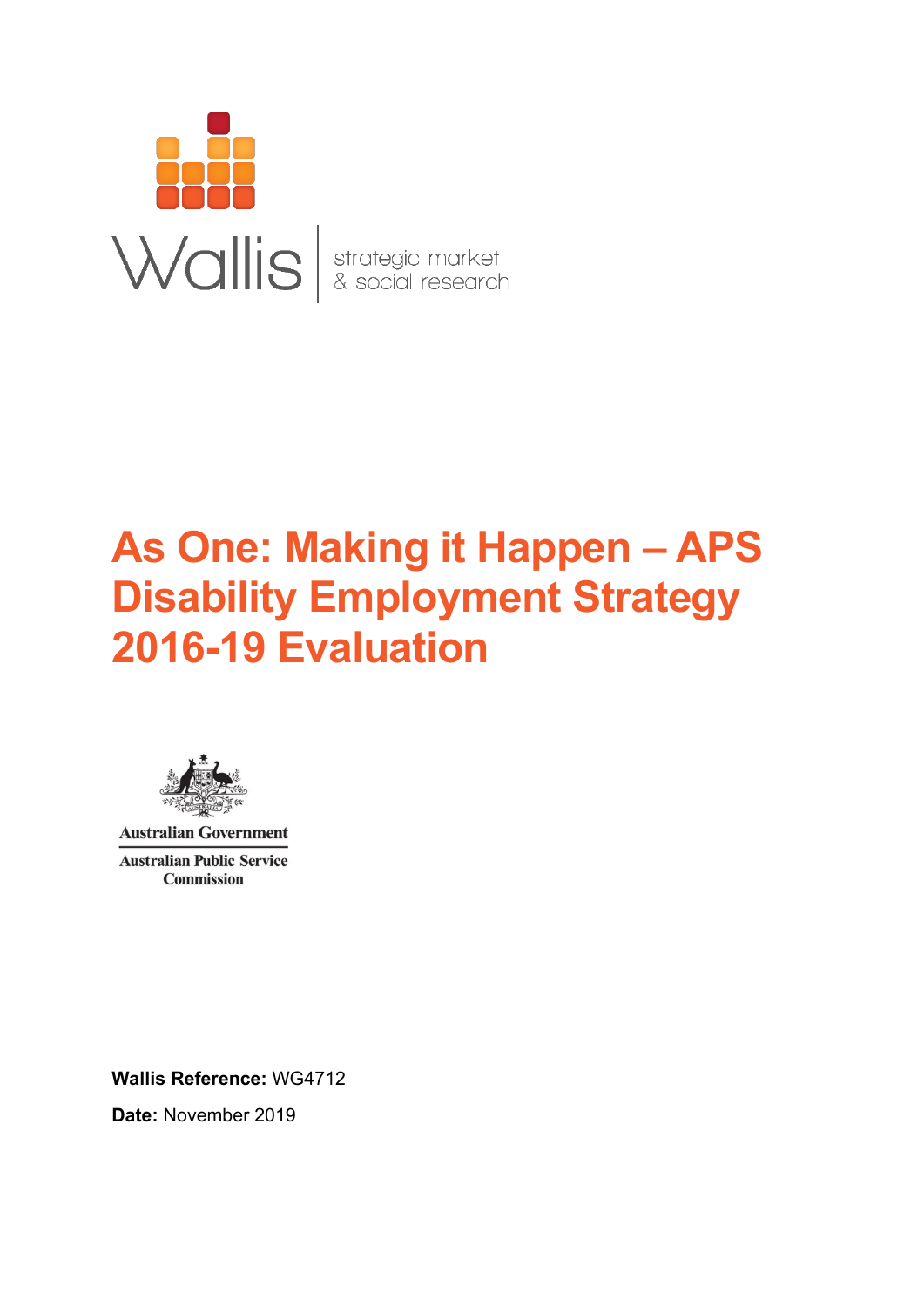Wallis

strategic market & social research

# As One: Making it Happen – APS Disability Employment Strategy 2016-19 Evaluation

Australian Government

Australian Public Service Commission

**Wallis Reference:** WG4712

**Date:** November 2019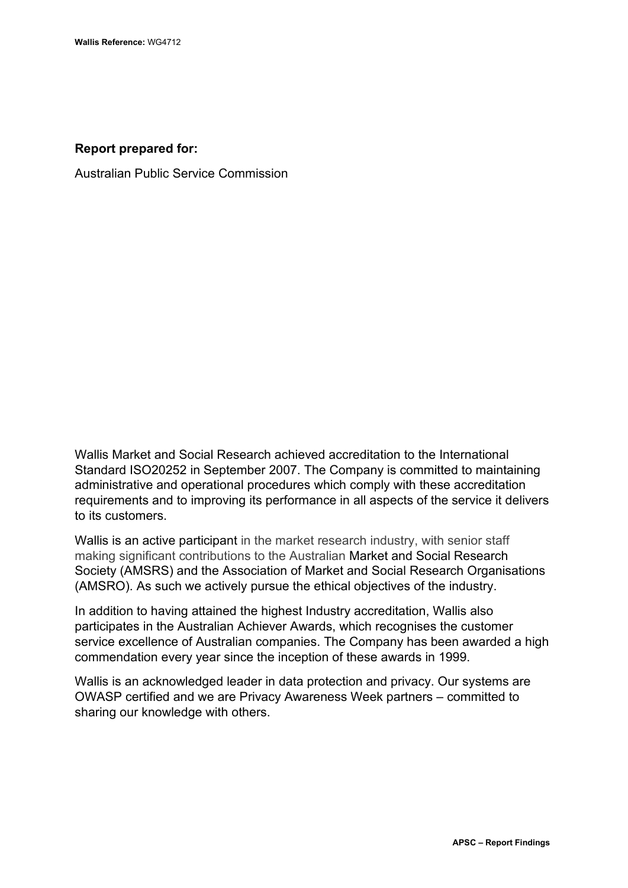**Wallis Reference:** WG4712

**Report prepared for:**

Australian Public Service Commission

Wallis Market and Social Research achieved accreditation to the International Standard ISO20252 in September 2007. The Company is committed to maintaining administrative and operational procedures which comply with these accreditation requirements and to improving its performance in all aspects of the service it delivers to its customers.

Wallis is an active participant in the market research industry, with senior staff making significant contributions to the Australian Market and Social Research Society (AMSRS) and the Association of Market and Social Research Organisations (AMSRO). As such we actively pursue the ethical objectives of the industry.

In addition to having attained the highest Industry accreditation, Wallis also participates in the Australian Achiever Awards, which recognises the customer service excellence of Australian companies. The Company has been awarded a high commendation every year since the inception of these awards in 1999.

Wallis is an acknowledged leader in data protection and privacy. Our systems are OWASP certified and we are Privacy Awareness Week partners – committed to sharing our knowledge with others.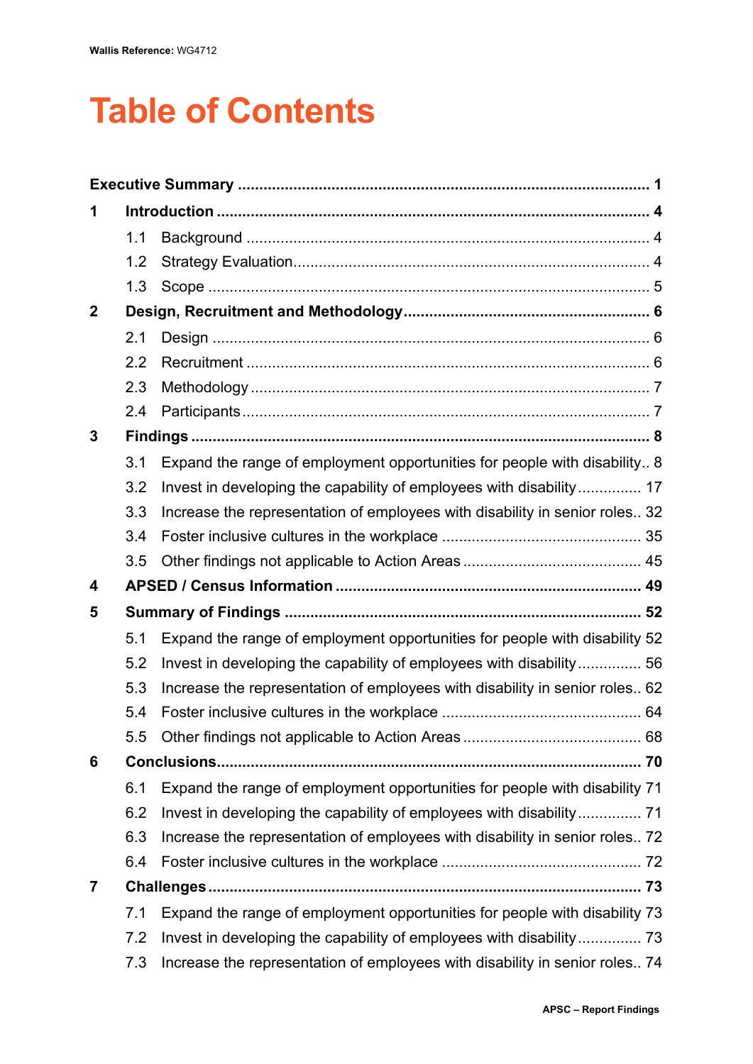# Table of Contents

**Executive Summary** ..... **1**

**1 Introduction** ..... **4**

- 1.1 Background ..... 4
- 1.2 Strategy Evaluation ..... 4
- 1.3 Scope ..... 5

**2 Design, Recruitment and Methodology** ..... **6**

- 2.1 Design ..... 6
- 2.2 Recruitment ..... 6
- 2.3 Methodology ..... 7
- 2.4 Participants ..... 7

**3 Findings** ..... **8**

- 3.1 Expand the range of employment opportunities for people with disability ..... 8
- 3.2 Invest in developing the capability of employees with disability ..... 17
- 3.3 Increase the representation of employees with disability in senior roles ..... 32
- 3.4 Foster inclusive cultures in the workplace ..... 35
- 3.5 Other findings not applicable to Action Areas ..... 45

**4 APSED / Census Information** ..... **49**

**5 Summary of Findings** ..... **52**

- 5.1 Expand the range of employment opportunities for people with disability ..... 52
- 5.2 Invest in developing the capability of employees with disability ..... 56
- 5.3 Increase the representation of employees with disability in senior roles ..... 62
- 5.4 Foster inclusive cultures in the workplace ..... 64
- 5.5 Other findings not applicable to Action Areas ..... 68

**6 Conclusions** ..... **70**

- 6.1 Expand the range of employment opportunities for people with disability ..... 71
- 6.2 Invest in developing the capability of employees with disability ..... 71
- 6.3 Increase the representation of employees with disability in senior roles ..... 72
- 6.4 Foster inclusive cultures in the workplace ..... 72

**7 Challenges** ..... **73**

- 7.1 Expand the range of employment opportunities for people with disability ..... 73
- 7.2 Invest in developing the capability of employees with disability ..... 73
- 7.3 Increase the representation of employees with disability in senior roles ..... 74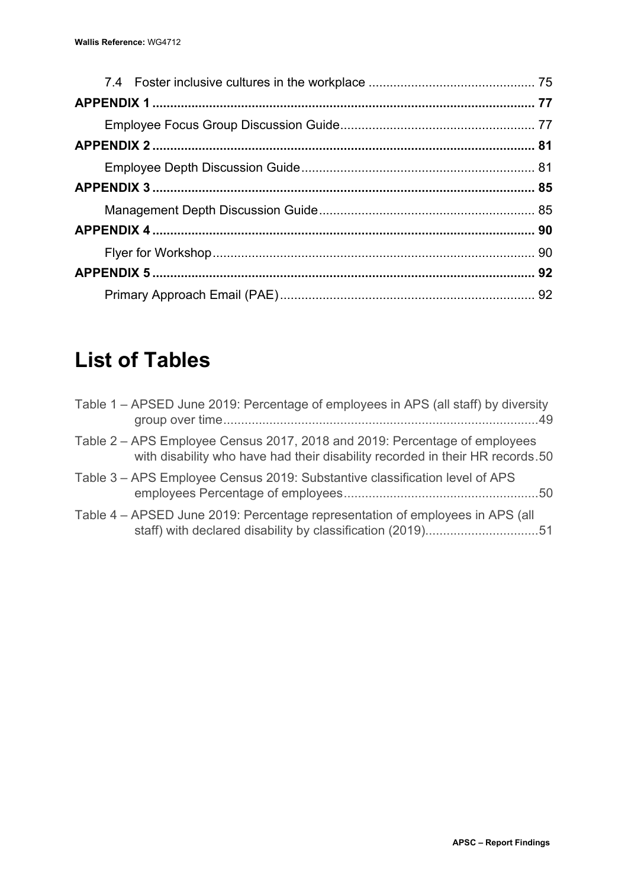7.4 Foster inclusive cultures in the workplace ............................................. 75

**APPENDIX 1 .......................................................................................................... 77**

Employee Focus Group Discussion Guide..................................................... 77

**APPENDIX 2 .......................................................................................................... 81**

Employee Depth Discussion Guide................................................................ 81

**APPENDIX 3 .......................................................................................................... 85**

Management Depth Discussion Guide........................................................... 85

**APPENDIX 4 .......................................................................................................... 90**

Flyer for Workshop......................................................................................... 90

**APPENDIX 5 .......................................................................................................... 92**

Primary Approach Email (PAE)...................................................................... 92

# List of Tables

Table 1 – APSED June 2019: Percentage of employees in APS (all staff) by diversity group over time........................................................................................49

Table 2 – APS Employee Census 2017, 2018 and 2019: Percentage of employees with disability who have had their disability recorded in their HR records.50

Table 3 – APS Employee Census 2019: Substantive classification level of APS employees Percentage of employees......................................................50

Table 4 – APSED June 2019: Percentage representation of employees in APS (all staff) with declared disability by classification (2019)...............................51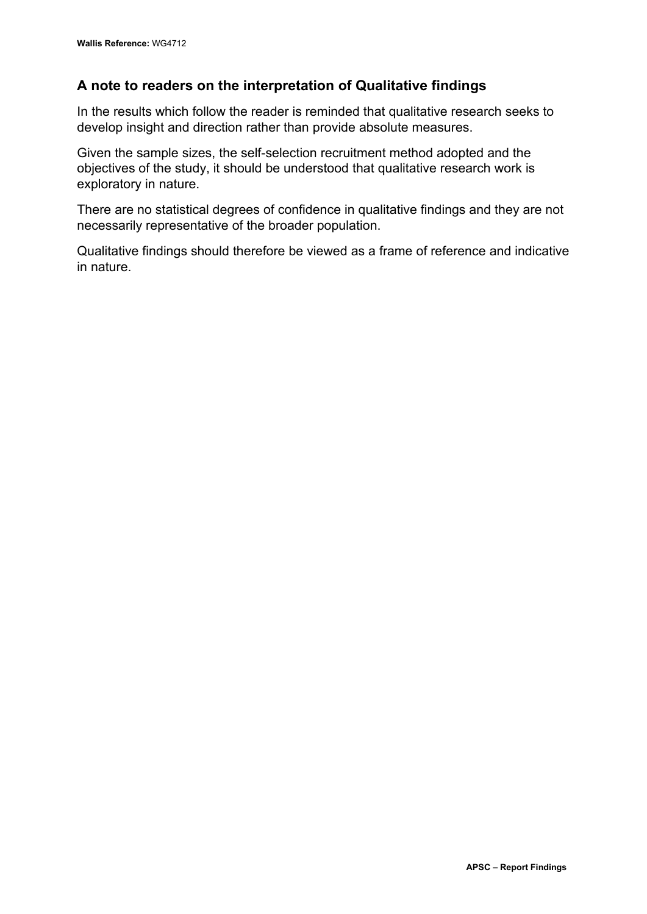## A note to readers on the interpretation of Qualitative findings

In the results which follow the reader is reminded that qualitative research seeks to develop insight and direction rather than provide absolute measures.

Given the sample sizes, the self-selection recruitment method adopted and the objectives of the study, it should be understood that qualitative research work is exploratory in nature.

There are no statistical degrees of confidence in qualitative findings and they are not necessarily representative of the broader population.

Qualitative findings should therefore be viewed as a frame of reference and indicative in nature.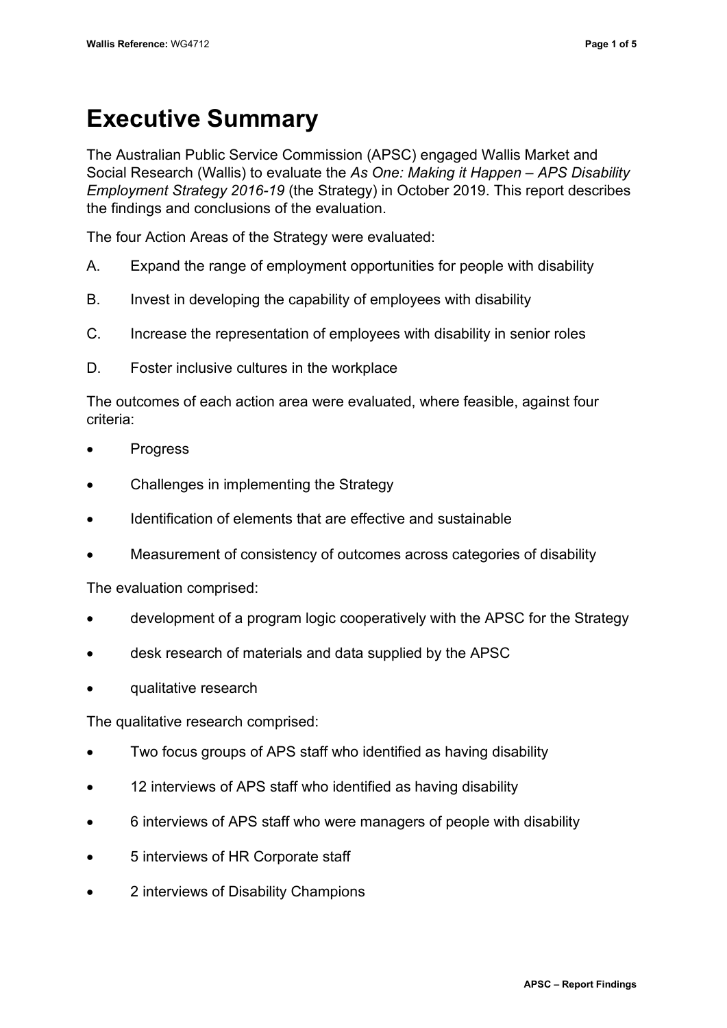# Executive Summary

The Australian Public Service Commission (APSC) engaged Wallis Market and Social Research (Wallis) to evaluate the *As One: Making it Happen – APS Disability Employment Strategy 2016-19* (the Strategy) in October 2019. This report describes the findings and conclusions of the evaluation.

The four Action Areas of the Strategy were evaluated:

A. Expand the range of employment opportunities for people with disability

B. Invest in developing the capability of employees with disability

C. Increase the representation of employees with disability in senior roles

D. Foster inclusive cultures in the workplace

The outcomes of each action area were evaluated, where feasible, against four criteria:

- Progress
- Challenges in implementing the Strategy
- Identification of elements that are effective and sustainable
- Measurement of consistency of outcomes across categories of disability

The evaluation comprised:

- development of a program logic cooperatively with the APSC for the Strategy
- desk research of materials and data supplied by the APSC
- qualitative research

The qualitative research comprised:

- Two focus groups of APS staff who identified as having disability
- 12 interviews of APS staff who identified as having disability
- 6 interviews of APS staff who were managers of people with disability
- 5 interviews of HR Corporate staff
- 2 interviews of Disability Champions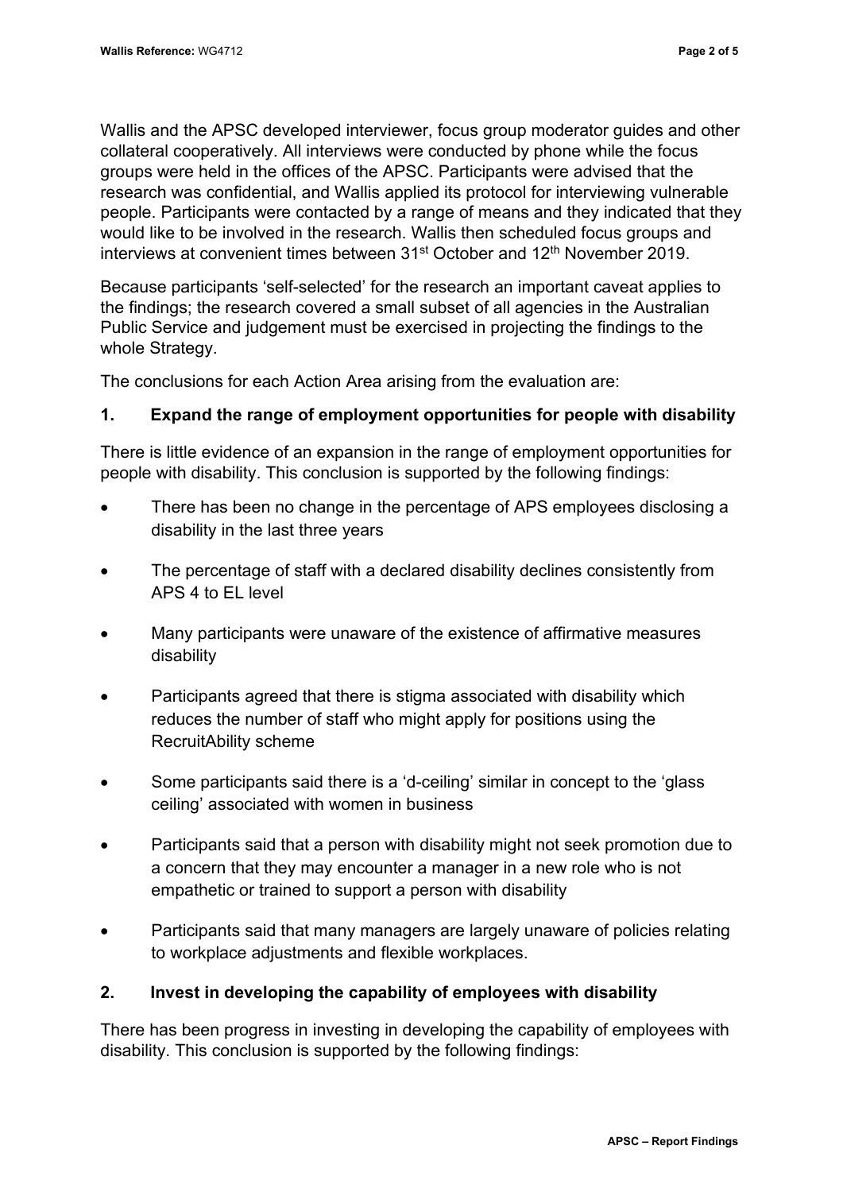Wallis and the APSC developed interviewer, focus group moderator guides and other collateral cooperatively. All interviews were conducted by phone while the focus groups were held in the offices of the APSC. Participants were advised that the research was confidential, and Wallis applied its protocol for interviewing vulnerable people. Participants were contacted by a range of means and they indicated that they would like to be involved in the research. Wallis then scheduled focus groups and interviews at convenient times between 31st October and 12th November 2019.

Because participants 'self-selected' for the research an important caveat applies to the findings; the research covered a small subset of all agencies in the Australian Public Service and judgement must be exercised in projecting the findings to the whole Strategy.

The conclusions for each Action Area arising from the evaluation are:

### 1. Expand the range of employment opportunities for people with disability

There is little evidence of an expansion in the range of employment opportunities for people with disability. This conclusion is supported by the following findings:

- There has been no change in the percentage of APS employees disclosing a disability in the last three years
- The percentage of staff with a declared disability declines consistently from APS 4 to EL level
- Many participants were unaware of the existence of affirmative measures disability
- Participants agreed that there is stigma associated with disability which reduces the number of staff who might apply for positions using the RecruitAbility scheme
- Some participants said there is a 'd-ceiling' similar in concept to the 'glass ceiling' associated with women in business
- Participants said that a person with disability might not seek promotion due to a concern that they may encounter a manager in a new role who is not empathetic or trained to support a person with disability
- Participants said that many managers are largely unaware of policies relating to workplace adjustments and flexible workplaces.

### 2. Invest in developing the capability of employees with disability

There has been progress in investing in developing the capability of employees with disability. This conclusion is supported by the following findings: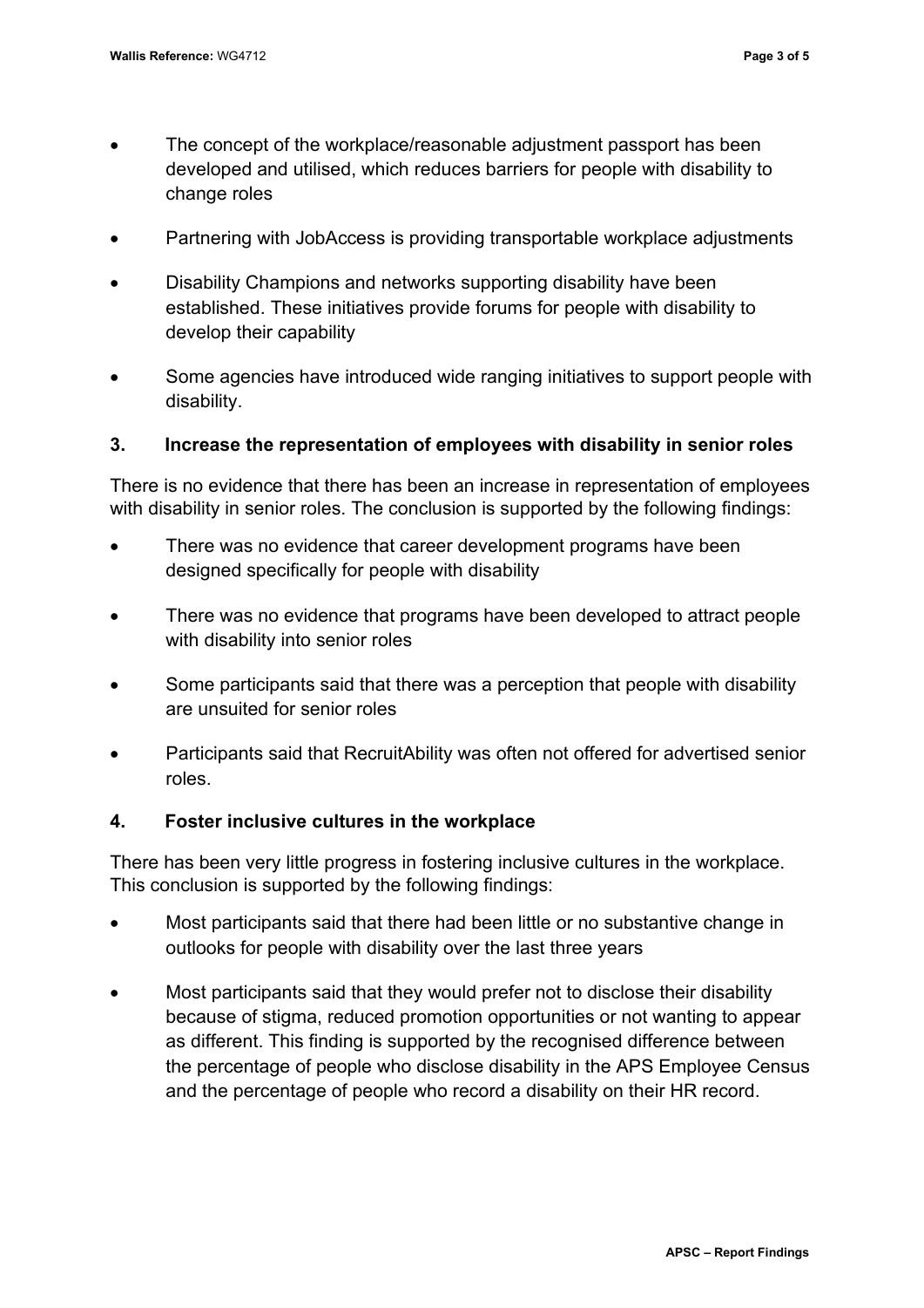- The concept of the workplace/reasonable adjustment passport has been developed and utilised, which reduces barriers for people with disability to change roles
- Partnering with JobAccess is providing transportable workplace adjustments
- Disability Champions and networks supporting disability have been established. These initiatives provide forums for people with disability to develop their capability
- Some agencies have introduced wide ranging initiatives to support people with disability.

### 3. Increase the representation of employees with disability in senior roles

There is no evidence that there has been an increase in representation of employees with disability in senior roles. The conclusion is supported by the following findings:

- There was no evidence that career development programs have been designed specifically for people with disability
- There was no evidence that programs have been developed to attract people with disability into senior roles
- Some participants said that there was a perception that people with disability are unsuited for senior roles
- Participants said that RecruitAbility was often not offered for advertised senior roles.

### 4. Foster inclusive cultures in the workplace

There has been very little progress in fostering inclusive cultures in the workplace. This conclusion is supported by the following findings:

- Most participants said that there had been little or no substantive change in outlooks for people with disability over the last three years
- Most participants said that they would prefer not to disclose their disability because of stigma, reduced promotion opportunities or not wanting to appear as different. This finding is supported by the recognised difference between the percentage of people who disclose disability in the APS Employee Census and the percentage of people who record a disability on their HR record.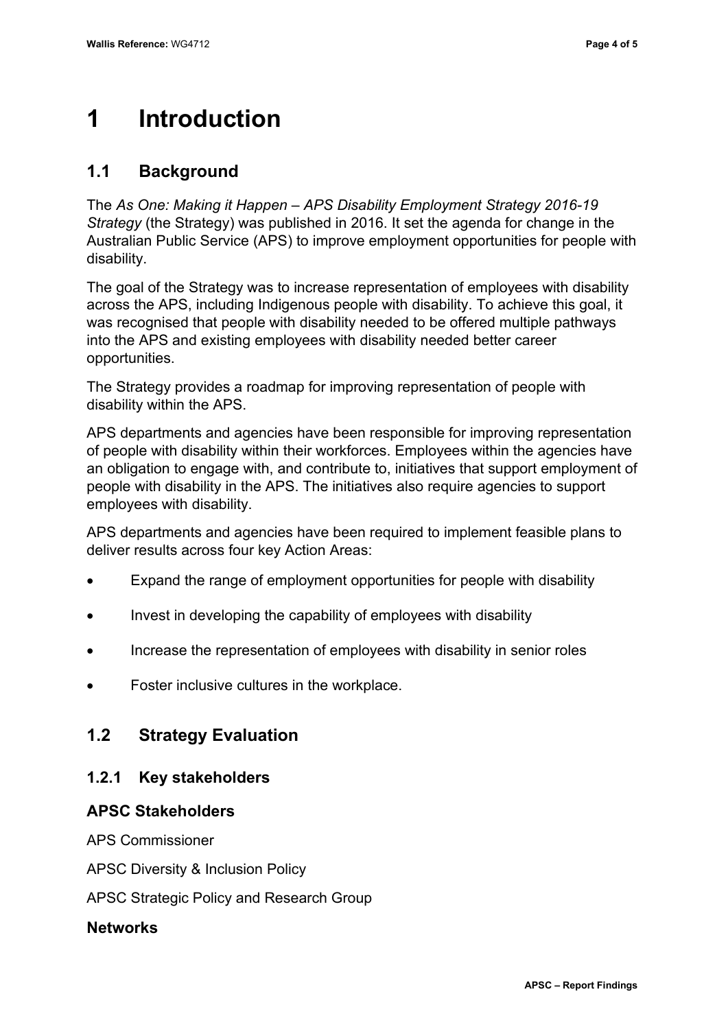# 1 Introduction

## 1.1 Background

The *As One: Making it Happen – APS Disability Employment Strategy 2016-19 Strategy* (the Strategy) was published in 2016. It set the agenda for change in the Australian Public Service (APS) to improve employment opportunities for people with disability.

The goal of the Strategy was to increase representation of employees with disability across the APS, including Indigenous people with disability. To achieve this goal, it was recognised that people with disability needed to be offered multiple pathways into the APS and existing employees with disability needed better career opportunities.

The Strategy provides a roadmap for improving representation of people with disability within the APS.

APS departments and agencies have been responsible for improving representation of people with disability within their workforces. Employees within the agencies have an obligation to engage with, and contribute to, initiatives that support employment of people with disability in the APS. The initiatives also require agencies to support employees with disability.

APS departments and agencies have been required to implement feasible plans to deliver results across four key Action Areas:

- Expand the range of employment opportunities for people with disability
- Invest in developing the capability of employees with disability
- Increase the representation of employees with disability in senior roles
- Foster inclusive cultures in the workplace.

## 1.2 Strategy Evaluation

### 1.2.1 Key stakeholders

**APSC Stakeholders**

APS Commissioner

APSC Diversity & Inclusion Policy

APSC Strategic Policy and Research Group

**Networks**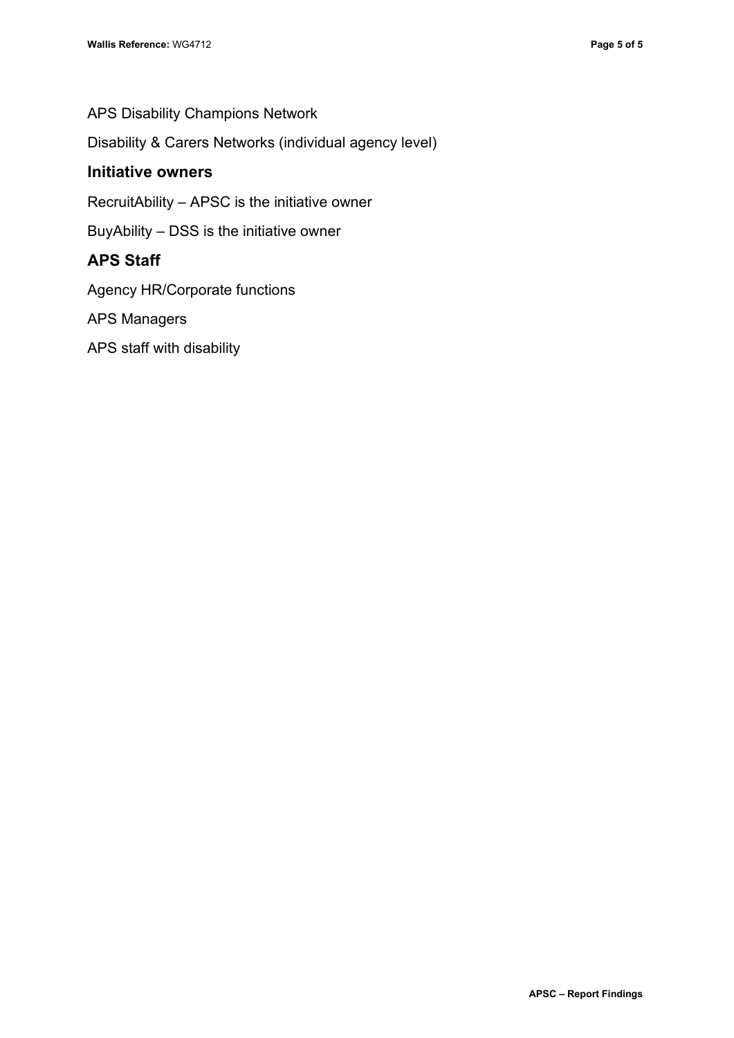APS Disability Champions Network

Disability & Carers Networks (individual agency level)

## Initiative owners

RecruitAbility – APSC is the initiative owner

BuyAbility – DSS is the initiative owner

## APS Staff

Agency HR/Corporate functions

APS Managers

APS staff with disability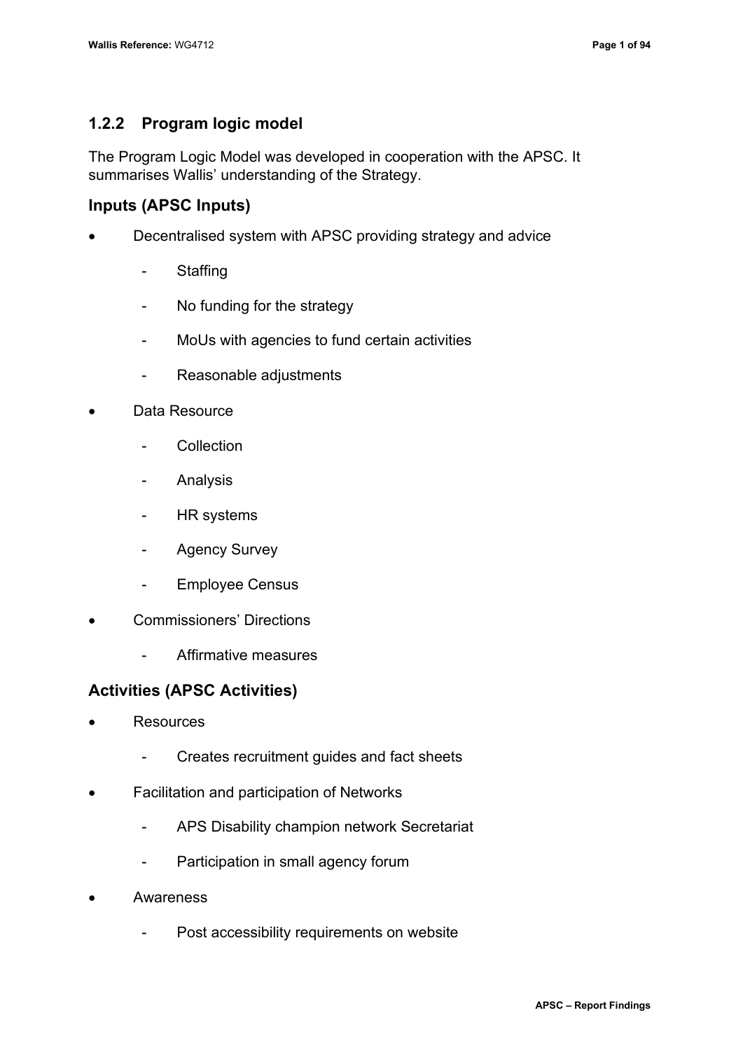### 1.2.2 Program logic model

The Program Logic Model was developed in cooperation with the APSC. It summarises Wallis' understanding of the Strategy.

#### Inputs (APSC Inputs)

- Decentralised system with APSC providing strategy and advice
  - Staffing
  - No funding for the strategy
  - MoUs with agencies to fund certain activities
  - Reasonable adjustments
- Data Resource
  - Collection
  - Analysis
  - HR systems
  - Agency Survey
  - Employee Census
- Commissioners' Directions
  - Affirmative measures

#### Activities (APSC Activities)

- Resources
  - Creates recruitment guides and fact sheets
- Facilitation and participation of Networks
  - APS Disability champion network Secretariat
  - Participation in small agency forum
- Awareness
  - Post accessibility requirements on website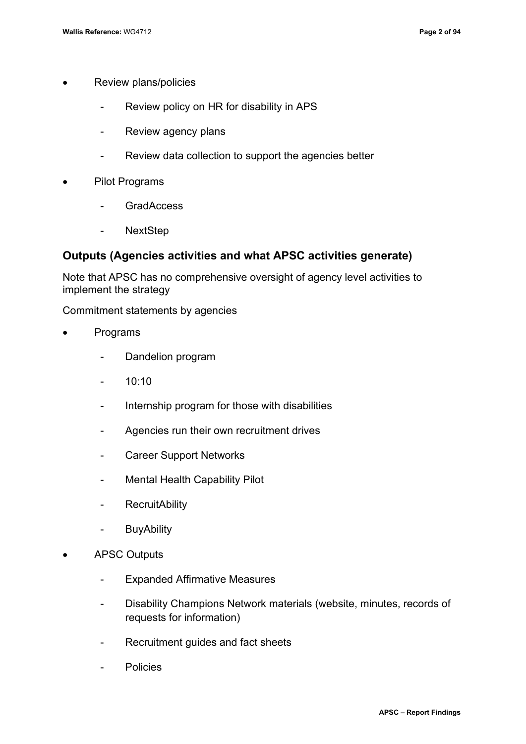- Review plans/policies
  - Review policy on HR for disability in APS
  - Review agency plans
  - Review data collection to support the agencies better
- Pilot Programs
  - GradAccess
  - NextStep

## Outputs (Agencies activities and what APSC activities generate)

Note that APSC has no comprehensive oversight of agency level activities to implement the strategy

Commitment statements by agencies

- Programs
  - Dandelion program
  - 10:10
  - Internship program for those with disabilities
  - Agencies run their own recruitment drives
  - Career Support Networks
  - Mental Health Capability Pilot
  - RecruitAbility
  - BuyAbility
- APSC Outputs
  - Expanded Affirmative Measures
  - Disability Champions Network materials (website, minutes, records of requests for information)
  - Recruitment guides and fact sheets
  - Policies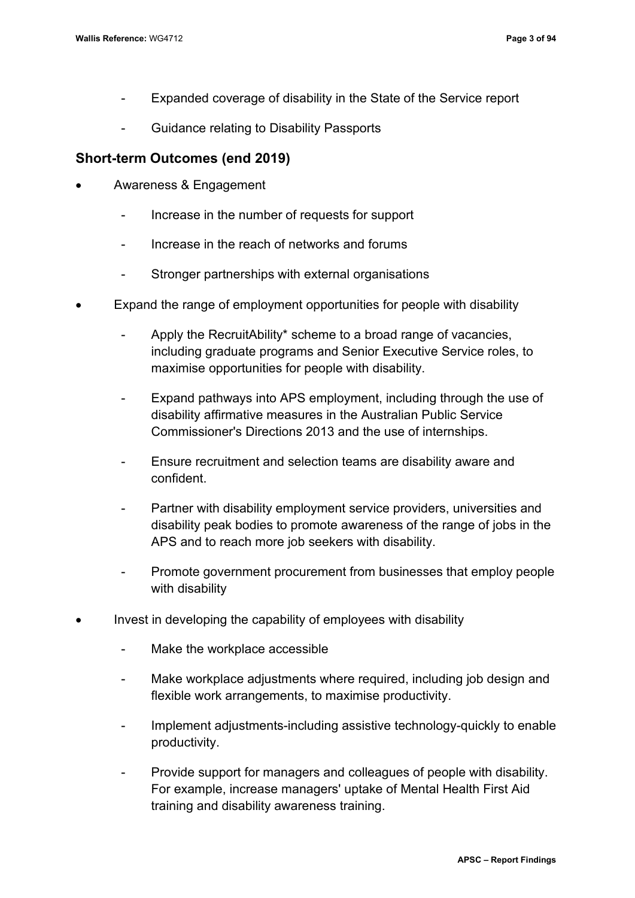- Expanded coverage of disability in the State of the Service report
- Guidance relating to Disability Passports

## Short-term Outcomes (end 2019)

- Awareness & Engagement
    - Increase in the number of requests for support
    - Increase in the reach of networks and forums
    - Stronger partnerships with external organisations
- Expand the range of employment opportunities for people with disability
    - Apply the RecruitAbility* scheme to a broad range of vacancies, including graduate programs and Senior Executive Service roles, to maximise opportunities for people with disability.
    - Expand pathways into APS employment, including through the use of disability affirmative measures in the Australian Public Service Commissioner's Directions 2013 and the use of internships.
    - Ensure recruitment and selection teams are disability aware and confident.
    - Partner with disability employment service providers, universities and disability peak bodies to promote awareness of the range of jobs in the APS and to reach more job seekers with disability.
    - Promote government procurement from businesses that employ people with disability
- Invest in developing the capability of employees with disability
    - Make the workplace accessible
    - Make workplace adjustments where required, including job design and flexible work arrangements, to maximise productivity.
    - Implement adjustments-including assistive technology-quickly to enable productivity.
    - Provide support for managers and colleagues of people with disability. For example, increase managers' uptake of Mental Health First Aid training and disability awareness training.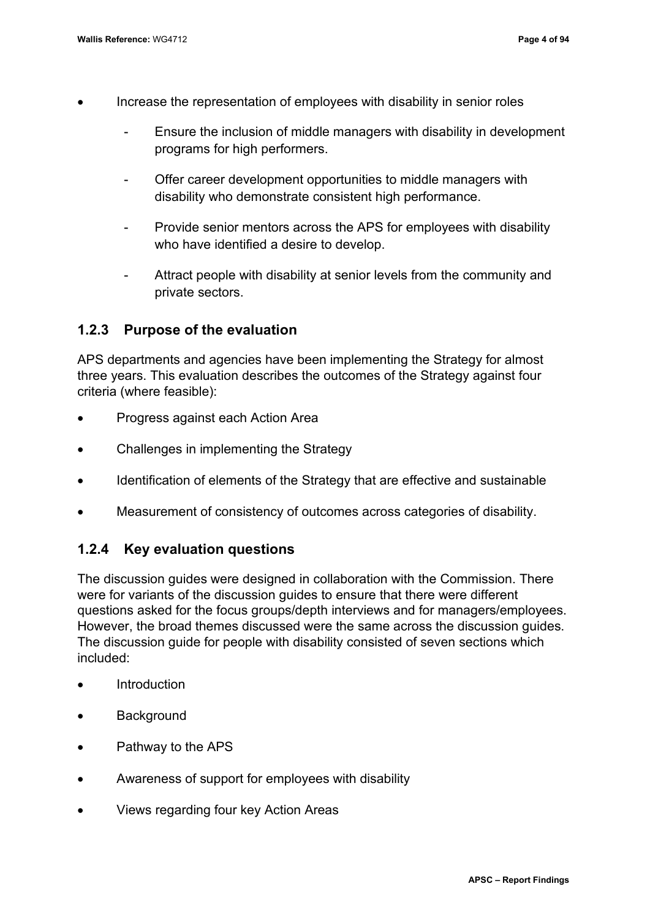- Increase the representation of employees with disability in senior roles
  - Ensure the inclusion of middle managers with disability in development programs for high performers.
  - Offer career development opportunities to middle managers with disability who demonstrate consistent high performance.
  - Provide senior mentors across the APS for employees with disability who have identified a desire to develop.
  - Attract people with disability at senior levels from the community and private sectors.

### 1.2.3 Purpose of the evaluation

APS departments and agencies have been implementing the Strategy for almost three years. This evaluation describes the outcomes of the Strategy against four criteria (where feasible):

- Progress against each Action Area
- Challenges in implementing the Strategy
- Identification of elements of the Strategy that are effective and sustainable
- Measurement of consistency of outcomes across categories of disability.

### 1.2.4 Key evaluation questions

The discussion guides were designed in collaboration with the Commission. There were for variants of the discussion guides to ensure that there were different questions asked for the focus groups/depth interviews and for managers/employees. However, the broad themes discussed were the same across the discussion guides. The discussion guide for people with disability consisted of seven sections which included:

- Introduction
- Background
- Pathway to the APS
- Awareness of support for employees with disability
- Views regarding four key Action Areas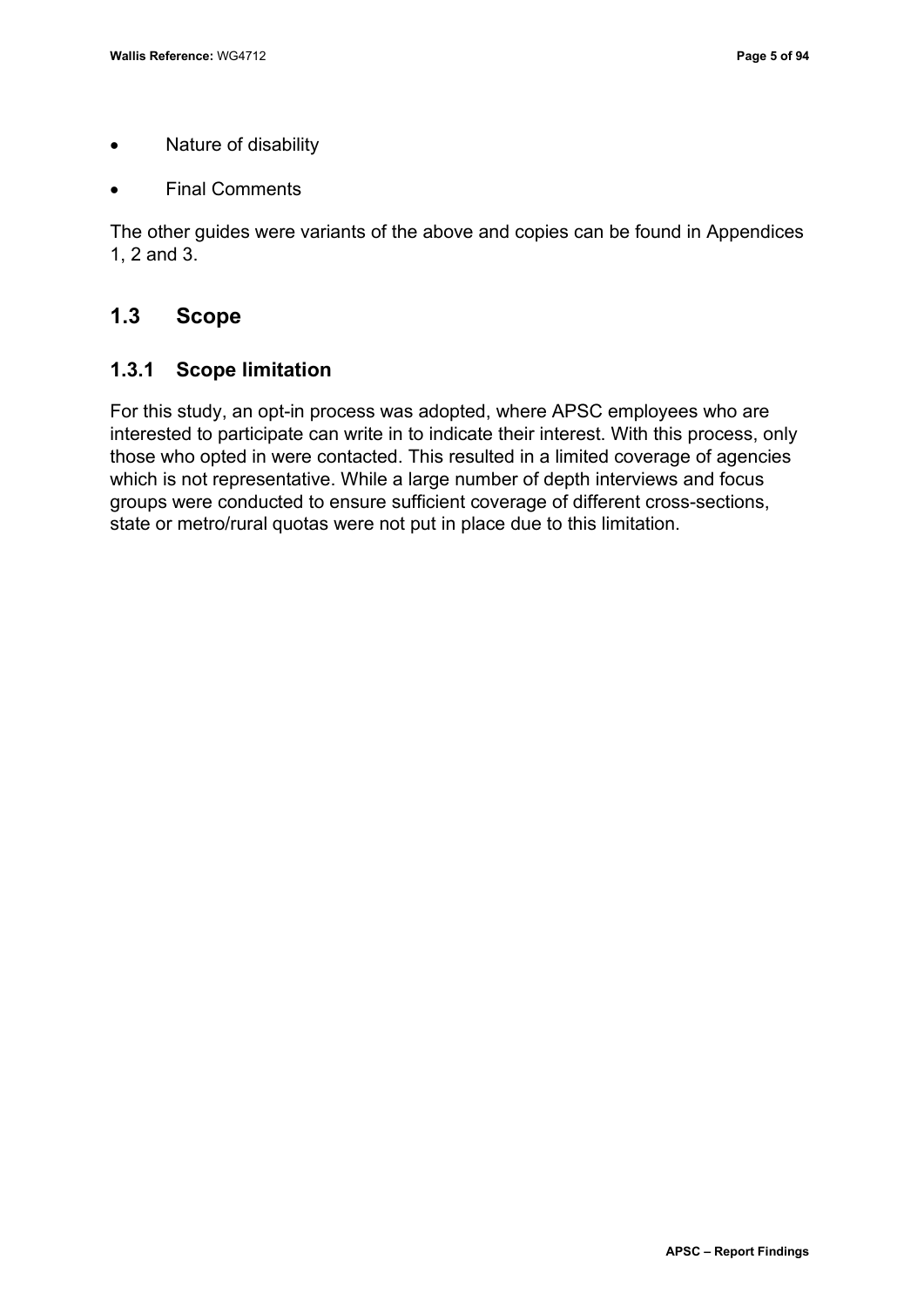- Nature of disability
- Final Comments

The other guides were variants of the above and copies can be found in Appendices 1, 2 and 3.

## 1.3 Scope

### 1.3.1 Scope limitation

For this study, an opt-in process was adopted, where APSC employees who are interested to participate can write in to indicate their interest. With this process, only those who opted in were contacted. This resulted in a limited coverage of agencies which is not representative. While a large number of depth interviews and focus groups were conducted to ensure sufficient coverage of different cross-sections, state or metro/rural quotas were not put in place due to this limitation.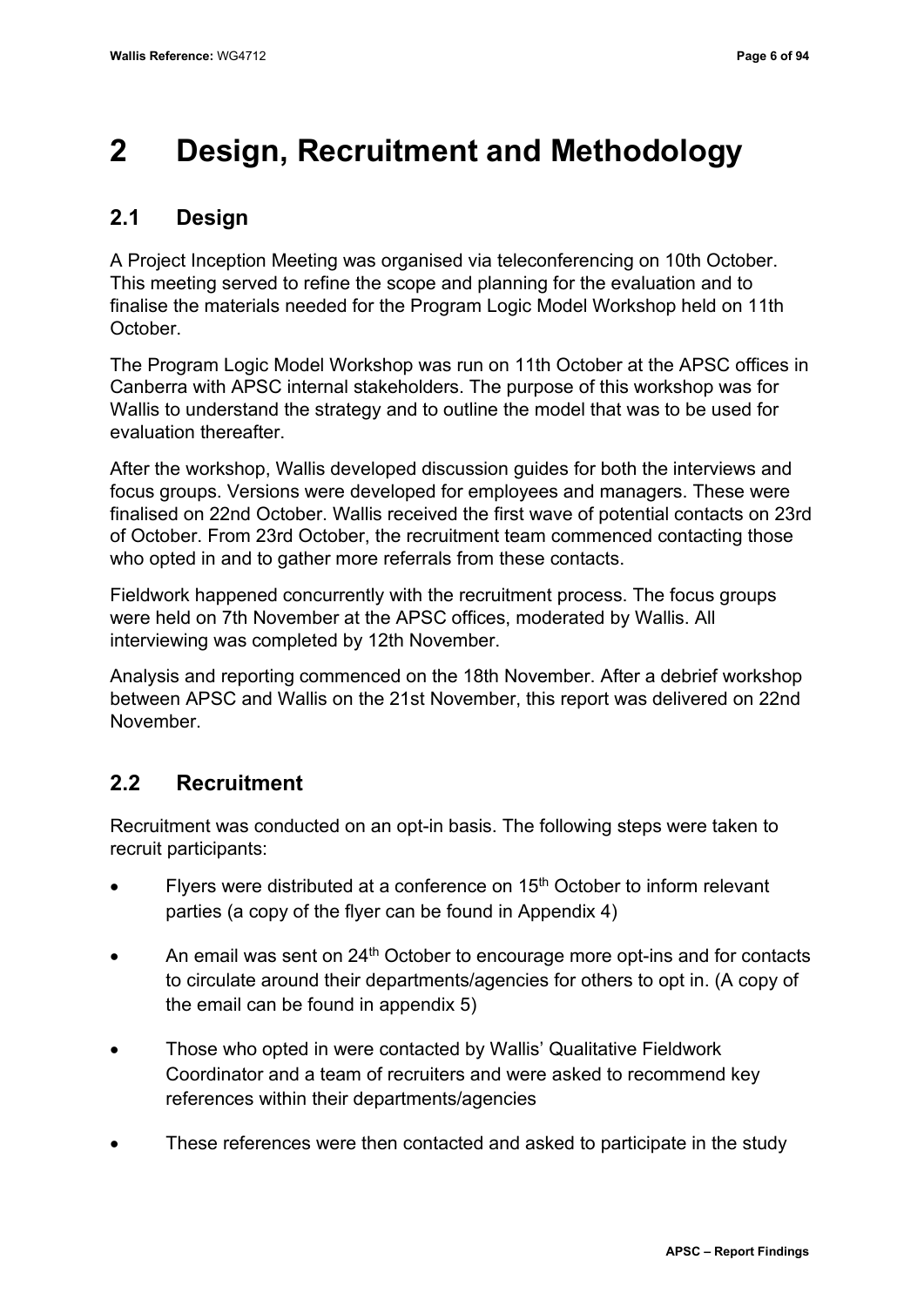# 2 Design, Recruitment and Methodology

## 2.1 Design

A Project Inception Meeting was organised via teleconferencing on 10th October. This meeting served to refine the scope and planning for the evaluation and to finalise the materials needed for the Program Logic Model Workshop held on 11th October.

The Program Logic Model Workshop was run on 11th October at the APSC offices in Canberra with APSC internal stakeholders. The purpose of this workshop was for Wallis to understand the strategy and to outline the model that was to be used for evaluation thereafter.

After the workshop, Wallis developed discussion guides for both the interviews and focus groups. Versions were developed for employees and managers. These were finalised on 22nd October. Wallis received the first wave of potential contacts on 23rd of October. From 23rd October, the recruitment team commenced contacting those who opted in and to gather more referrals from these contacts.

Fieldwork happened concurrently with the recruitment process. The focus groups were held on 7th November at the APSC offices, moderated by Wallis. All interviewing was completed by 12th November.

Analysis and reporting commenced on the 18th November. After a debrief workshop between APSC and Wallis on the 21st November, this report was delivered on 22nd November.

## 2.2 Recruitment

Recruitment was conducted on an opt-in basis. The following steps were taken to recruit participants:

- Flyers were distributed at a conference on 15th October to inform relevant parties (a copy of the flyer can be found in Appendix 4)
- An email was sent on 24th October to encourage more opt-ins and for contacts to circulate around their departments/agencies for others to opt in. (A copy of the email can be found in appendix 5)
- Those who opted in were contacted by Wallis' Qualitative Fieldwork Coordinator and a team of recruiters and were asked to recommend key references within their departments/agencies
- These references were then contacted and asked to participate in the study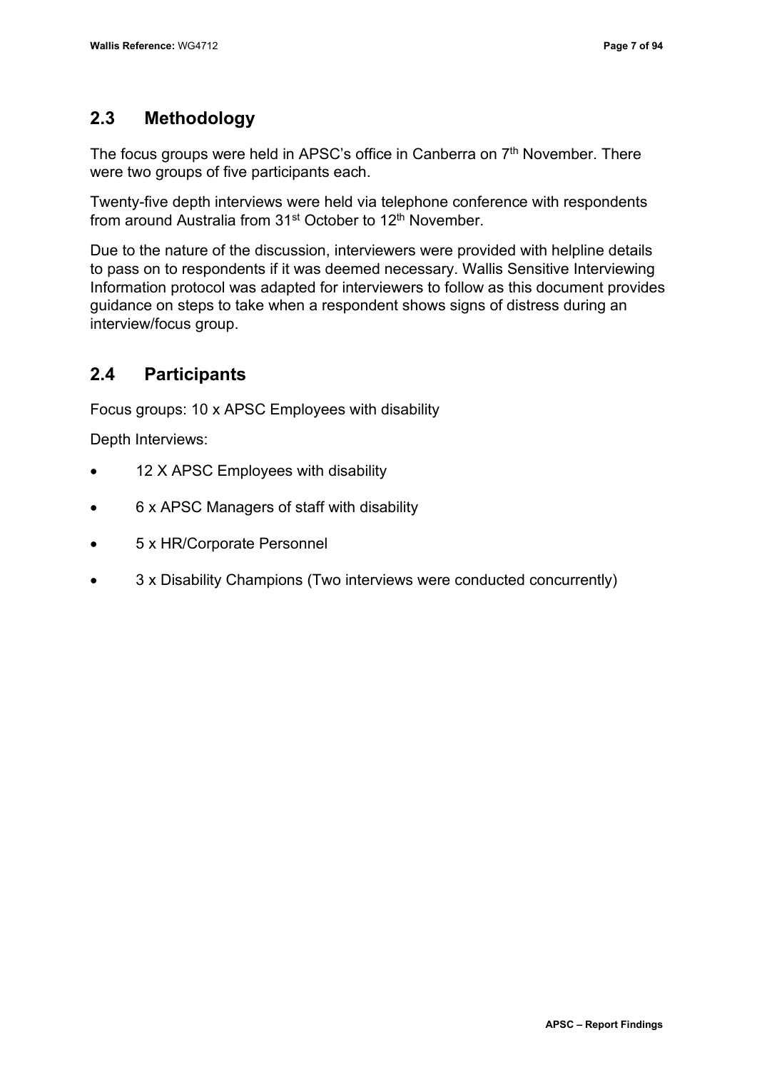## 2.3 Methodology

The focus groups were held in APSC's office in Canberra on 7th November. There were two groups of five participants each.

Twenty-five depth interviews were held via telephone conference with respondents from around Australia from 31st October to 12th November.

Due to the nature of the discussion, interviewers were provided with helpline details to pass on to respondents if it was deemed necessary. Wallis Sensitive Interviewing Information protocol was adapted for interviewers to follow as this document provides guidance on steps to take when a respondent shows signs of distress during an interview/focus group.

## 2.4 Participants

Focus groups: 10 x APSC Employees with disability

Depth Interviews:

- 12 X APSC Employees with disability
- 6 x APSC Managers of staff with disability
- 5 x HR/Corporate Personnel
- 3 x Disability Champions (Two interviews were conducted concurrently)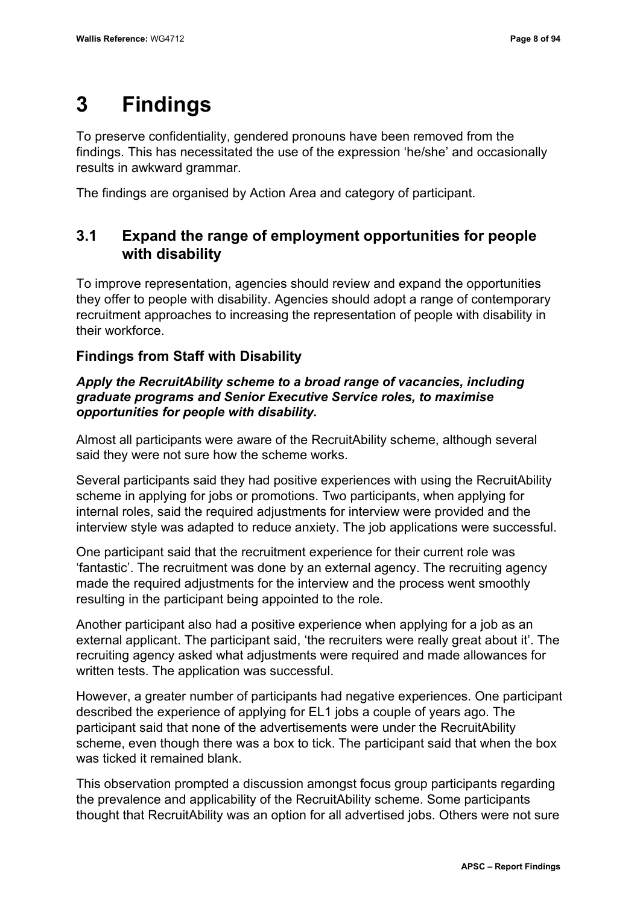# 3 Findings

To preserve confidentiality, gendered pronouns have been removed from the findings. This has necessitated the use of the expression 'he/she' and occasionally results in awkward grammar.

The findings are organised by Action Area and category of participant.

## 3.1 Expand the range of employment opportunities for people with disability

To improve representation, agencies should review and expand the opportunities they offer to people with disability. Agencies should adopt a range of contemporary recruitment approaches to increasing the representation of people with disability in their workforce.

### Findings from Staff with Disability

***Apply the RecruitAbility scheme to a broad range of vacancies, including graduate programs and Senior Executive Service roles, to maximise opportunities for people with disability.***

Almost all participants were aware of the RecruitAbility scheme, although several said they were not sure how the scheme works.

Several participants said they had positive experiences with using the RecruitAbility scheme in applying for jobs or promotions. Two participants, when applying for internal roles, said the required adjustments for interview were provided and the interview style was adapted to reduce anxiety. The job applications were successful.

One participant said that the recruitment experience for their current role was 'fantastic'. The recruitment was done by an external agency. The recruiting agency made the required adjustments for the interview and the process went smoothly resulting in the participant being appointed to the role.

Another participant also had a positive experience when applying for a job as an external applicant. The participant said, 'the recruiters were really great about it'. The recruiting agency asked what adjustments were required and made allowances for written tests. The application was successful.

However, a greater number of participants had negative experiences. One participant described the experience of applying for EL1 jobs a couple of years ago. The participant said that none of the advertisements were under the RecruitAbility scheme, even though there was a box to tick. The participant said that when the box was ticked it remained blank.

This observation prompted a discussion amongst focus group participants regarding the prevalence and applicability of the RecruitAbility scheme. Some participants thought that RecruitAbility was an option for all advertised jobs. Others were not sure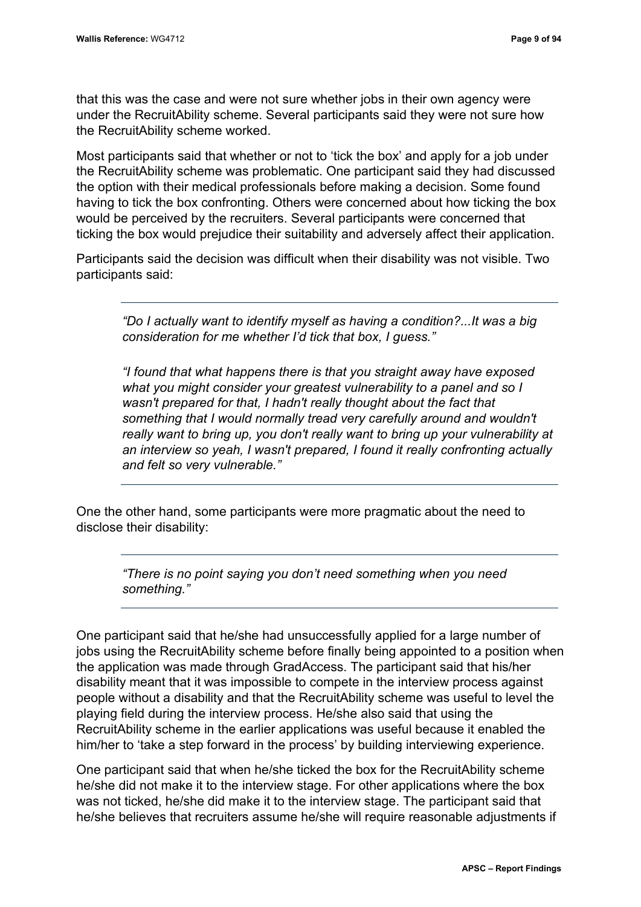that this was the case and were not sure whether jobs in their own agency were under the RecruitAbility scheme. Several participants said they were not sure how the RecruitAbility scheme worked.

Most participants said that whether or not to 'tick the box' and apply for a job under the RecruitAbility scheme was problematic. One participant said they had discussed the option with their medical professionals before making a decision. Some found having to tick the box confronting. Others were concerned about how ticking the box would be perceived by the recruiters. Several participants were concerned that ticking the box would prejudice their suitability and adversely affect their application.

Participants said the decision was difficult when their disability was not visible. Two participants said:

> *"Do I actually want to identify myself as having a condition?...It was a big consideration for me whether I'd tick that box, I guess."*
>
> *"I found that what happens there is that you straight away have exposed what you might consider your greatest vulnerability to a panel and so I wasn't prepared for that, I hadn't really thought about the fact that something that I would normally tread very carefully around and wouldn't really want to bring up, you don't really want to bring up your vulnerability at an interview so yeah, I wasn't prepared, I found it really confronting actually and felt so very vulnerable."*

One the other hand, some participants were more pragmatic about the need to disclose their disability:

> *"There is no point saying you don't need something when you need something."*

One participant said that he/she had unsuccessfully applied for a large number of jobs using the RecruitAbility scheme before finally being appointed to a position when the application was made through GradAccess. The participant said that his/her disability meant that it was impossible to compete in the interview process against people without a disability and that the RecruitAbility scheme was useful to level the playing field during the interview process. He/she also said that using the RecruitAbility scheme in the earlier applications was useful because it enabled the him/her to 'take a step forward in the process' by building interviewing experience.

One participant said that when he/she ticked the box for the RecruitAbility scheme he/she did not make it to the interview stage. For other applications where the box was not ticked, he/she did make it to the interview stage. The participant said that he/she believes that recruiters assume he/she will require reasonable adjustments if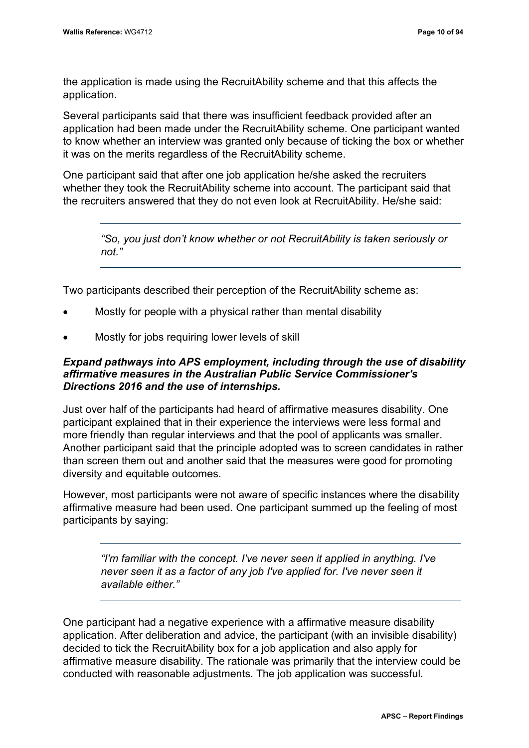the application is made using the RecruitAbility scheme and that this affects the application.

Several participants said that there was insufficient feedback provided after an application had been made under the RecruitAbility scheme. One participant wanted to know whether an interview was granted only because of ticking the box or whether it was on the merits regardless of the RecruitAbility scheme.

One participant said that after one job application he/she asked the recruiters whether they took the RecruitAbility scheme into account. The participant said that the recruiters answered that they do not even look at RecruitAbility. He/she said:

> *"So, you just don't know whether or not RecruitAbility is taken seriously or not."*

Two participants described their perception of the RecruitAbility scheme as:

- Mostly for people with a physical rather than mental disability
- Mostly for jobs requiring lower levels of skill

***Expand pathways into APS employment, including through the use of disability affirmative measures in the Australian Public Service Commissioner's Directions 2016 and the use of internships.***

Just over half of the participants had heard of affirmative measures disability. One participant explained that in their experience the interviews were less formal and more friendly than regular interviews and that the pool of applicants was smaller. Another participant said that the principle adopted was to screen candidates in rather than screen them out and another said that the measures were good for promoting diversity and equitable outcomes.

However, most participants were not aware of specific instances where the disability affirmative measure had been used. One participant summed up the feeling of most participants by saying:

> *"I'm familiar with the concept. I've never seen it applied in anything. I've never seen it as a factor of any job I've applied for. I've never seen it available either."*

One participant had a negative experience with a affirmative measure disability application. After deliberation and advice, the participant (with an invisible disability) decided to tick the RecruitAbility box for a job application and also apply for affirmative measure disability. The rationale was primarily that the interview could be conducted with reasonable adjustments. The job application was successful.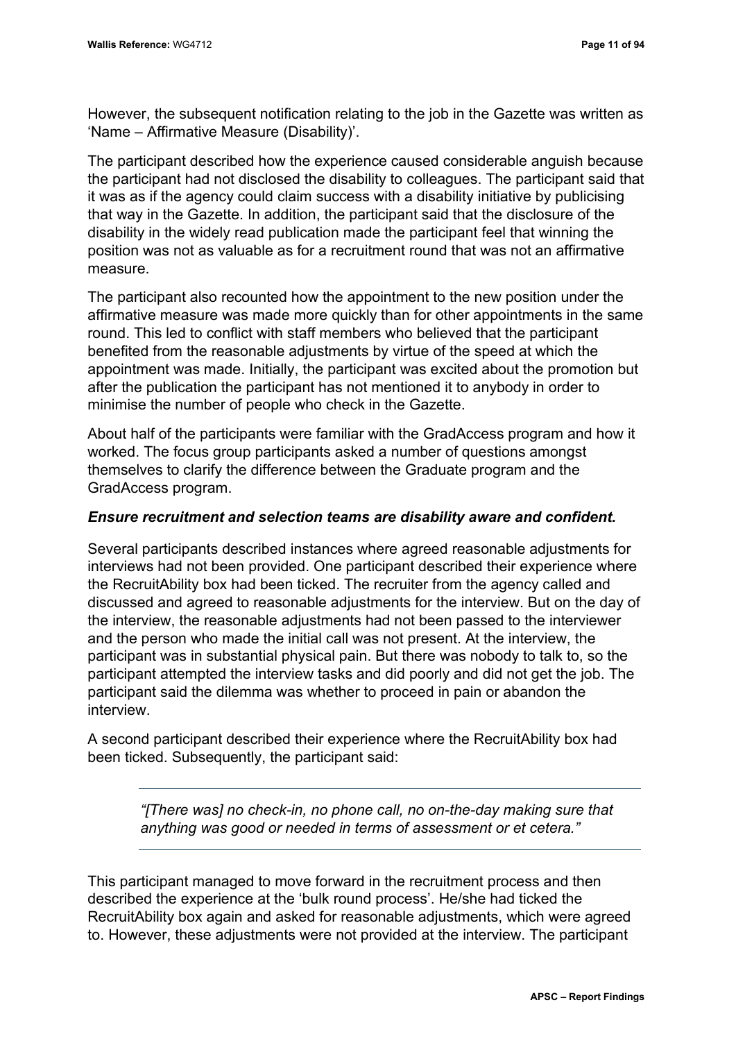However, the subsequent notification relating to the job in the Gazette was written as 'Name – Affirmative Measure (Disability)'.

The participant described how the experience caused considerable anguish because the participant had not disclosed the disability to colleagues. The participant said that it was as if the agency could claim success with a disability initiative by publicising that way in the Gazette. In addition, the participant said that the disclosure of the disability in the widely read publication made the participant feel that winning the position was not as valuable as for a recruitment round that was not an affirmative measure.

The participant also recounted how the appointment to the new position under the affirmative measure was made more quickly than for other appointments in the same round. This led to conflict with staff members who believed that the participant benefited from the reasonable adjustments by virtue of the speed at which the appointment was made. Initially, the participant was excited about the promotion but after the publication the participant has not mentioned it to anybody in order to minimise the number of people who check in the Gazette.

About half of the participants were familiar with the GradAccess program and how it worked. The focus group participants asked a number of questions amongst themselves to clarify the difference between the Graduate program and the GradAccess program.

***Ensure recruitment and selection teams are disability aware and confident.***

Several participants described instances where agreed reasonable adjustments for interviews had not been provided. One participant described their experience where the RecruitAbility box had been ticked. The recruiter from the agency called and discussed and agreed to reasonable adjustments for the interview. But on the day of the interview, the reasonable adjustments had not been passed to the interviewer and the person who made the initial call was not present. At the interview, the participant was in substantial physical pain. But there was nobody to talk to, so the participant attempted the interview tasks and did poorly and did not get the job. The participant said the dilemma was whether to proceed in pain or abandon the interview.

A second participant described their experience where the RecruitAbility box had been ticked. Subsequently, the participant said:

> *"[There was] no check-in, no phone call, no on-the-day making sure that anything was good or needed in terms of assessment or et cetera."*

This participant managed to move forward in the recruitment process and then described the experience at the 'bulk round process'. He/she had ticked the RecruitAbility box again and asked for reasonable adjustments, which were agreed to. However, these adjustments were not provided at the interview. The participant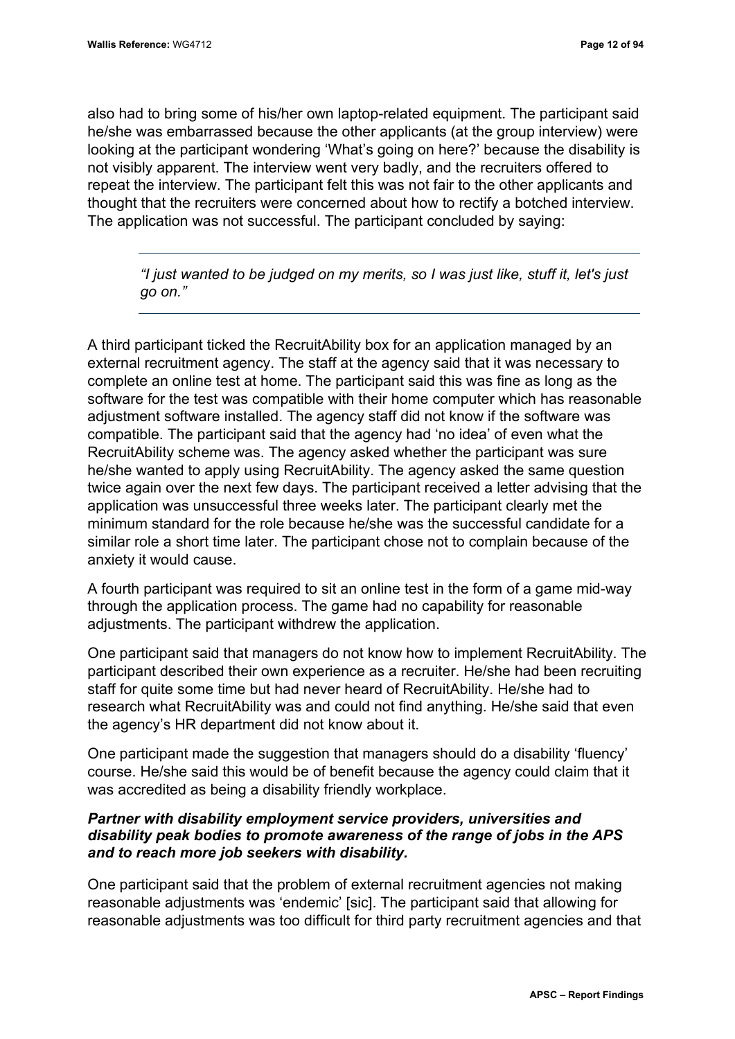also had to bring some of his/her own laptop-related equipment. The participant said he/she was embarrassed because the other applicants (at the group interview) were looking at the participant wondering 'What's going on here?' because the disability is not visibly apparent. The interview went very badly, and the recruiters offered to repeat the interview. The participant felt this was not fair to the other applicants and thought that the recruiters were concerned about how to rectify a botched interview. The application was not successful. The participant concluded by saying:

> *"I just wanted to be judged on my merits, so I was just like, stuff it, let's just go on."*

A third participant ticked the RecruitAbility box for an application managed by an external recruitment agency. The staff at the agency said that it was necessary to complete an online test at home. The participant said this was fine as long as the software for the test was compatible with their home computer which has reasonable adjustment software installed. The agency staff did not know if the software was compatible. The participant said that the agency had 'no idea' of even what the RecruitAbility scheme was. The agency asked whether the participant was sure he/she wanted to apply using RecruitAbility. The agency asked the same question twice again over the next few days. The participant received a letter advising that the application was unsuccessful three weeks later. The participant clearly met the minimum standard for the role because he/she was the successful candidate for a similar role a short time later. The participant chose not to complain because of the anxiety it would cause.

A fourth participant was required to sit an online test in the form of a game mid-way through the application process. The game had no capability for reasonable adjustments. The participant withdrew the application.

One participant said that managers do not know how to implement RecruitAbility. The participant described their own experience as a recruiter. He/she had been recruiting staff for quite some time but had never heard of RecruitAbility. He/she had to research what RecruitAbility was and could not find anything. He/she said that even the agency's HR department did not know about it.

One participant made the suggestion that managers should do a disability 'fluency' course. He/she said this would be of benefit because the agency could claim that it was accredited as being a disability friendly workplace.

***Partner with disability employment service providers, universities and disability peak bodies to promote awareness of the range of jobs in the APS and to reach more job seekers with disability.***

One participant said that the problem of external recruitment agencies not making reasonable adjustments was 'endemic' [sic]. The participant said that allowing for reasonable adjustments was too difficult for third party recruitment agencies and that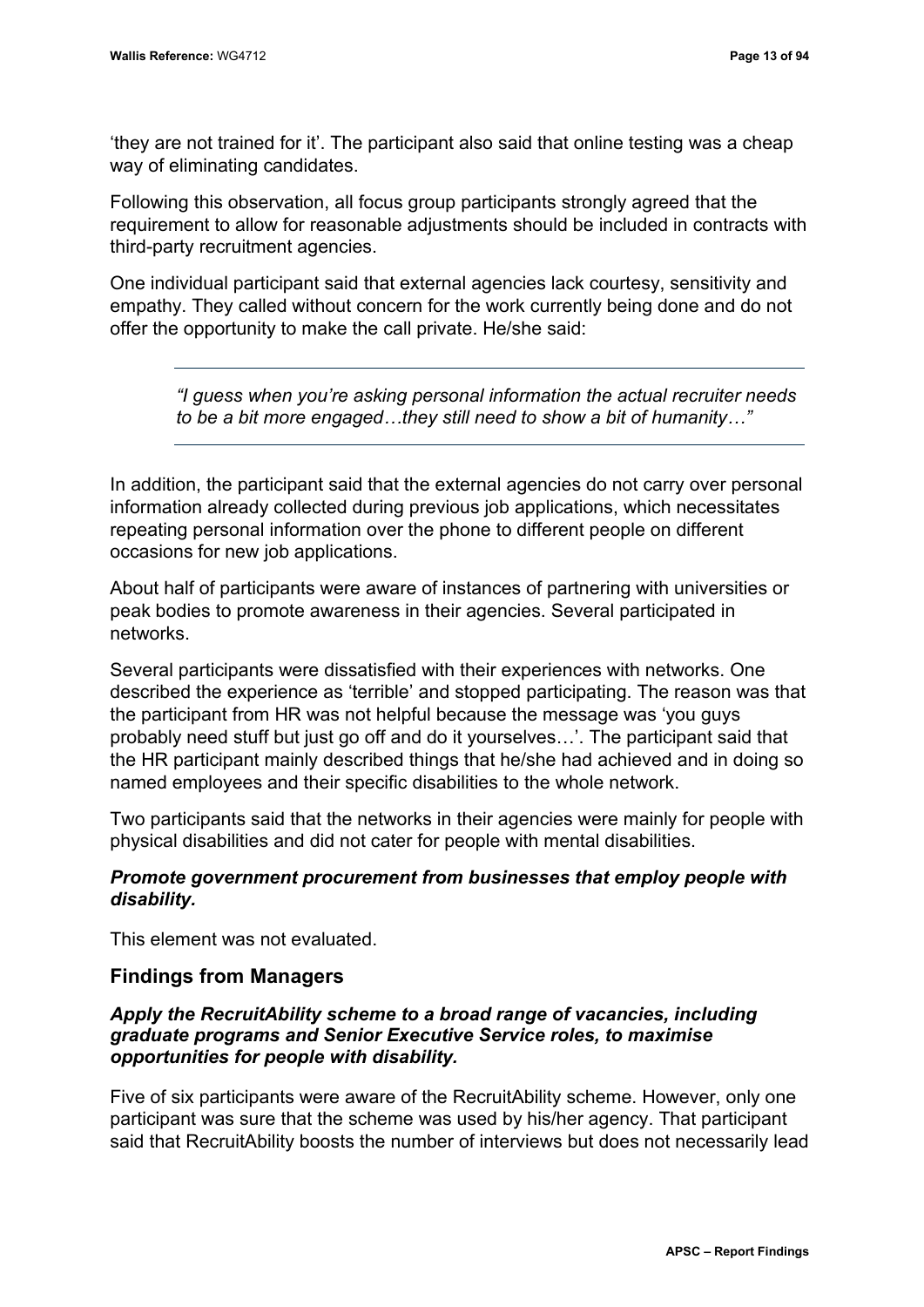'they are not trained for it'. The participant also said that online testing was a cheap way of eliminating candidates.

Following this observation, all focus group participants strongly agreed that the requirement to allow for reasonable adjustments should be included in contracts with third-party recruitment agencies.

One individual participant said that external agencies lack courtesy, sensitivity and empathy. They called without concern for the work currently being done and do not offer the opportunity to make the call private. He/she said:

> *"I guess when you're asking personal information the actual recruiter needs to be a bit more engaged…they still need to show a bit of humanity…"*

In addition, the participant said that the external agencies do not carry over personal information already collected during previous job applications, which necessitates repeating personal information over the phone to different people on different occasions for new job applications.

About half of participants were aware of instances of partnering with universities or peak bodies to promote awareness in their agencies. Several participated in networks.

Several participants were dissatisfied with their experiences with networks. One described the experience as 'terrible' and stopped participating. The reason was that the participant from HR was not helpful because the message was 'you guys probably need stuff but just go off and do it yourselves…'. The participant said that the HR participant mainly described things that he/she had achieved and in doing so named employees and their specific disabilities to the whole network.

Two participants said that the networks in their agencies were mainly for people with physical disabilities and did not cater for people with mental disabilities.

***Promote government procurement from businesses that employ people with disability.***

This element was not evaluated.

## Findings from Managers

***Apply the RecruitAbility scheme to a broad range of vacancies, including graduate programs and Senior Executive Service roles, to maximise opportunities for people with disability.***

Five of six participants were aware of the RecruitAbility scheme. However, only one participant was sure that the scheme was used by his/her agency. That participant said that RecruitAbility boosts the number of interviews but does not necessarily lead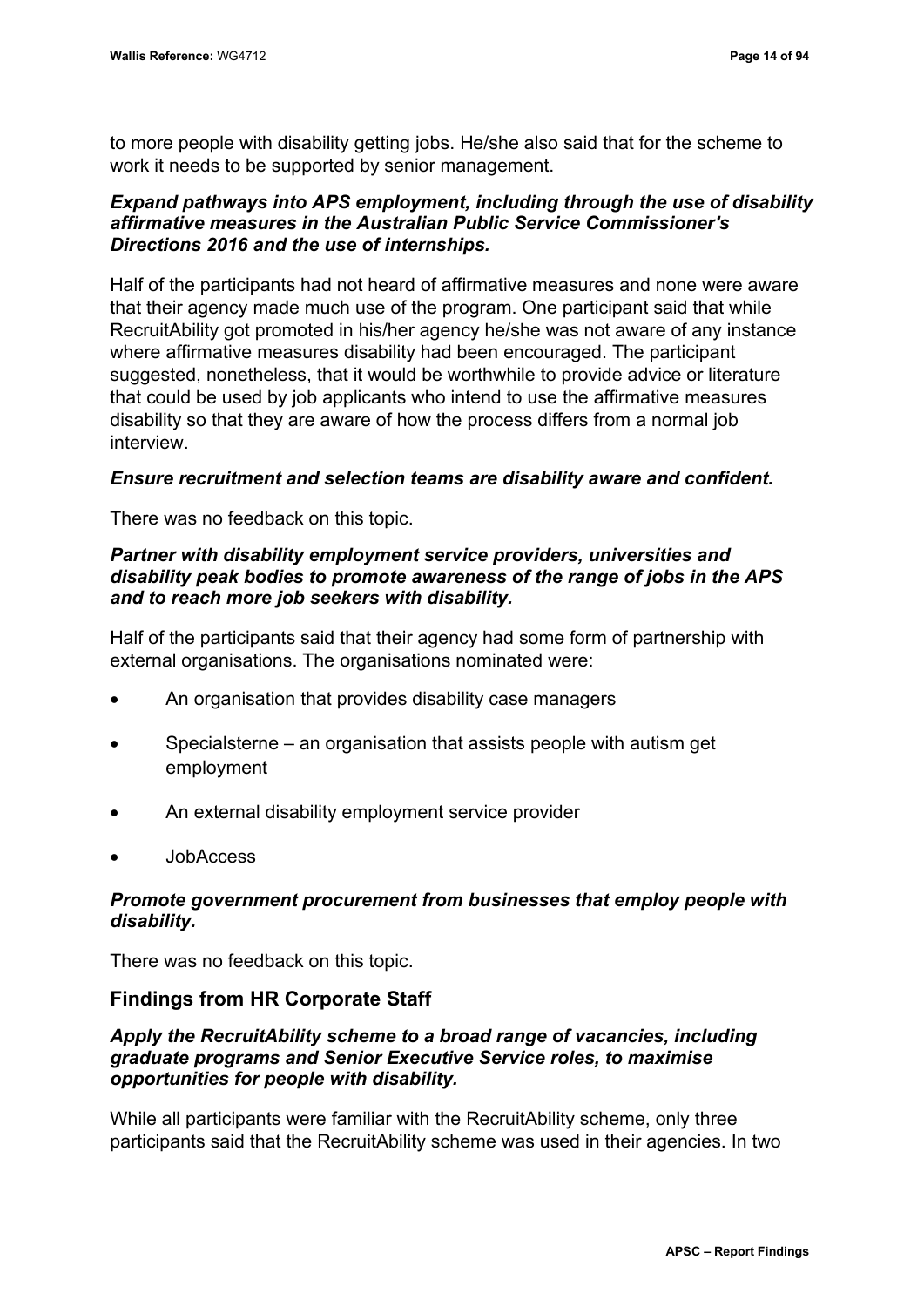to more people with disability getting jobs. He/she also said that for the scheme to work it needs to be supported by senior management.

***Expand pathways into APS employment, including through the use of disability affirmative measures in the Australian Public Service Commissioner's Directions 2016 and the use of internships.***

Half of the participants had not heard of affirmative measures and none were aware that their agency made much use of the program. One participant said that while RecruitAbility got promoted in his/her agency he/she was not aware of any instance where affirmative measures disability had been encouraged. The participant suggested, nonetheless, that it would be worthwhile to provide advice or literature that could be used by job applicants who intend to use the affirmative measures disability so that they are aware of how the process differs from a normal job interview.

***Ensure recruitment and selection teams are disability aware and confident.***

There was no feedback on this topic.

***Partner with disability employment service providers, universities and disability peak bodies to promote awareness of the range of jobs in the APS and to reach more job seekers with disability.***

Half of the participants said that their agency had some form of partnership with external organisations. The organisations nominated were:

- An organisation that provides disability case managers
- Specialsterne – an organisation that assists people with autism get employment
- An external disability employment service provider
- JobAccess

***Promote government procurement from businesses that employ people with disability.***

There was no feedback on this topic.

## Findings from HR Corporate Staff

***Apply the RecruitAbility scheme to a broad range of vacancies, including graduate programs and Senior Executive Service roles, to maximise opportunities for people with disability.***

While all participants were familiar with the RecruitAbility scheme, only three participants said that the RecruitAbility scheme was used in their agencies. In two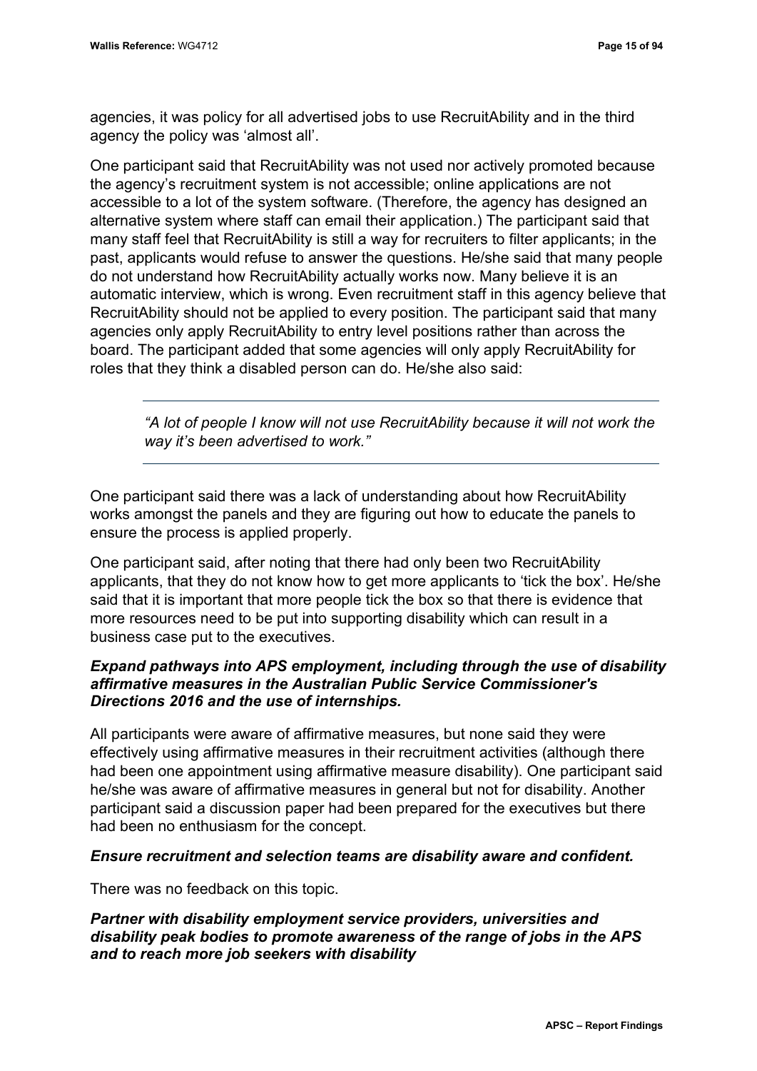agencies, it was policy for all advertised jobs to use RecruitAbility and in the third agency the policy was 'almost all'.

One participant said that RecruitAbility was not used nor actively promoted because the agency's recruitment system is not accessible; online applications are not accessible to a lot of the system software. (Therefore, the agency has designed an alternative system where staff can email their application.) The participant said that many staff feel that RecruitAbility is still a way for recruiters to filter applicants; in the past, applicants would refuse to answer the questions. He/she said that many people do not understand how RecruitAbility actually works now. Many believe it is an automatic interview, which is wrong. Even recruitment staff in this agency believe that RecruitAbility should not be applied to every position. The participant said that many agencies only apply RecruitAbility to entry level positions rather than across the board. The participant added that some agencies will only apply RecruitAbility for roles that they think a disabled person can do. He/she also said:

> *"A lot of people I know will not use RecruitAbility because it will not work the way it's been advertised to work."*

One participant said there was a lack of understanding about how RecruitAbility works amongst the panels and they are figuring out how to educate the panels to ensure the process is applied properly.

One participant said, after noting that there had only been two RecruitAbility applicants, that they do not know how to get more applicants to 'tick the box'. He/she said that it is important that more people tick the box so that there is evidence that more resources need to be put into supporting disability which can result in a business case put to the executives.

***Expand pathways into APS employment, including through the use of disability affirmative measures in the Australian Public Service Commissioner's Directions 2016 and the use of internships.***

All participants were aware of affirmative measures, but none said they were effectively using affirmative measures in their recruitment activities (although there had been one appointment using affirmative measure disability). One participant said he/she was aware of affirmative measures in general but not for disability. Another participant said a discussion paper had been prepared for the executives but there had been no enthusiasm for the concept.

***Ensure recruitment and selection teams are disability aware and confident.***

There was no feedback on this topic.

***Partner with disability employment service providers, universities and disability peak bodies to promote awareness of the range of jobs in the APS and to reach more job seekers with disability***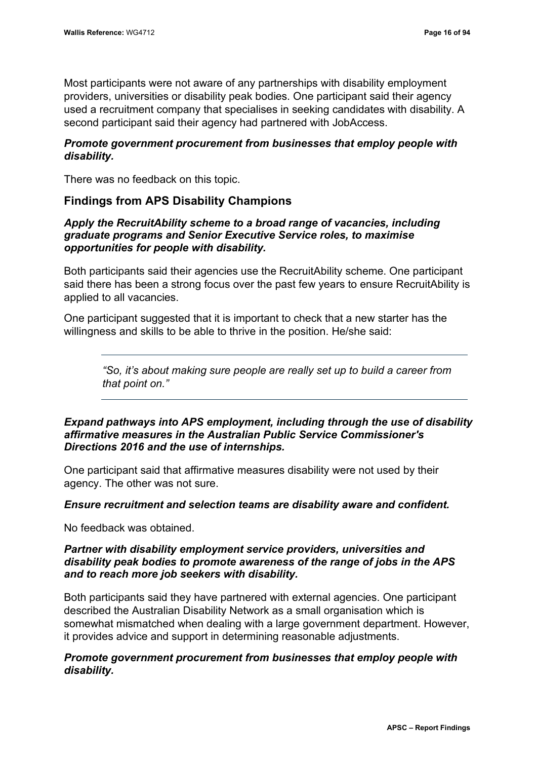Most participants were not aware of any partnerships with disability employment providers, universities or disability peak bodies. One participant said their agency used a recruitment company that specialises in seeking candidates with disability. A second participant said their agency had partnered with JobAccess.

***Promote government procurement from businesses that employ people with disability.***

There was no feedback on this topic.

## Findings from APS Disability Champions

***Apply the RecruitAbility scheme to a broad range of vacancies, including graduate programs and Senior Executive Service roles, to maximise opportunities for people with disability.***

Both participants said their agencies use the RecruitAbility scheme. One participant said there has been a strong focus over the past few years to ensure RecruitAbility is applied to all vacancies.

One participant suggested that it is important to check that a new starter has the willingness and skills to be able to thrive in the position. He/she said:

> *"So, it's about making sure people are really set up to build a career from that point on."*

***Expand pathways into APS employment, including through the use of disability affirmative measures in the Australian Public Service Commissioner's Directions 2016 and the use of internships.***

One participant said that affirmative measures disability were not used by their agency. The other was not sure.

***Ensure recruitment and selection teams are disability aware and confident.***

No feedback was obtained.

***Partner with disability employment service providers, universities and disability peak bodies to promote awareness of the range of jobs in the APS and to reach more job seekers with disability.***

Both participants said they have partnered with external agencies. One participant described the Australian Disability Network as a small organisation which is somewhat mismatched when dealing with a large government department. However, it provides advice and support in determining reasonable adjustments.

***Promote government procurement from businesses that employ people with disability.***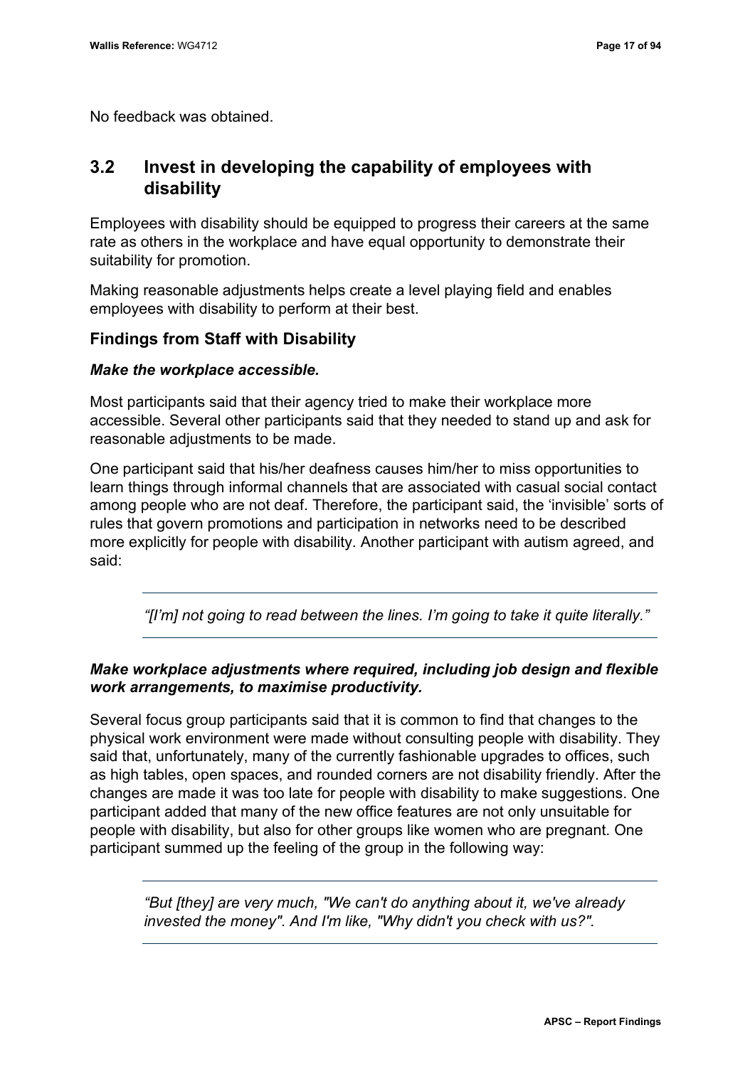No feedback was obtained.

## 3.2 Invest in developing the capability of employees with disability

Employees with disability should be equipped to progress their careers at the same rate as others in the workplace and have equal opportunity to demonstrate their suitability for promotion.

Making reasonable adjustments helps create a level playing field and enables employees with disability to perform at their best.

### Findings from Staff with Disability

***Make the workplace accessible.***

Most participants said that their agency tried to make their workplace more accessible. Several other participants said that they needed to stand up and ask for reasonable adjustments to be made.

One participant said that his/her deafness causes him/her to miss opportunities to learn things through informal channels that are associated with casual social contact among people who are not deaf. Therefore, the participant said, the 'invisible' sorts of rules that govern promotions and participation in networks need to be described more explicitly for people with disability. Another participant with autism agreed, and said:

> *"[I'm] not going to read between the lines. I'm going to take it quite literally."*

***Make workplace adjustments where required, including job design and flexible work arrangements, to maximise productivity.***

Several focus group participants said that it is common to find that changes to the physical work environment were made without consulting people with disability. They said that, unfortunately, many of the currently fashionable upgrades to offices, such as high tables, open spaces, and rounded corners are not disability friendly. After the changes are made it was too late for people with disability to make suggestions. One participant added that many of the new office features are not only unsuitable for people with disability, but also for other groups like women who are pregnant. One participant summed up the feeling of the group in the following way:

> *"But [they] are very much, "We can't do anything about it, we've already invested the money". And I'm like, "Why didn't you check with us?".*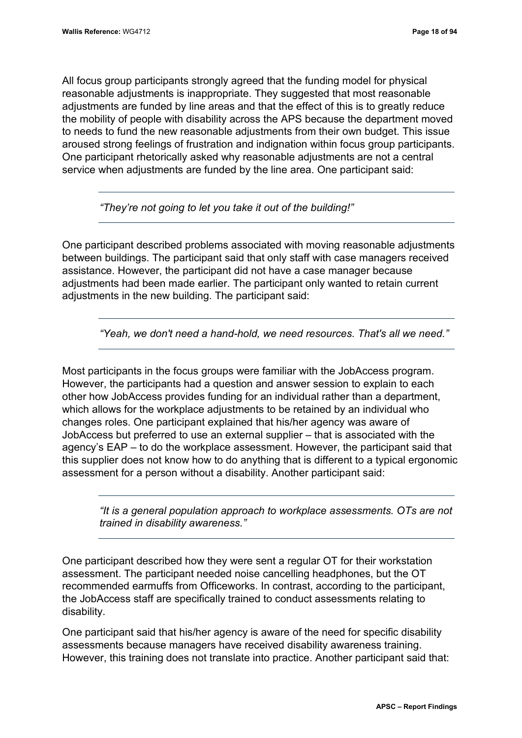All focus group participants strongly agreed that the funding model for physical reasonable adjustments is inappropriate. They suggested that most reasonable adjustments are funded by line areas and that the effect of this is to greatly reduce the mobility of people with disability across the APS because the department moved to needs to fund the new reasonable adjustments from their own budget. This issue aroused strong feelings of frustration and indignation within focus group participants. One participant rhetorically asked why reasonable adjustments are not a central service when adjustments are funded by the line area. One participant said:

> *"They're not going to let you take it out of the building!"*

One participant described problems associated with moving reasonable adjustments between buildings. The participant said that only staff with case managers received assistance. However, the participant did not have a case manager because adjustments had been made earlier. The participant only wanted to retain current adjustments in the new building. The participant said:

> *"Yeah, we don't need a hand-hold, we need resources. That's all we need."*

Most participants in the focus groups were familiar with the JobAccess program. However, the participants had a question and answer session to explain to each other how JobAccess provides funding for an individual rather than a department, which allows for the workplace adjustments to be retained by an individual who changes roles. One participant explained that his/her agency was aware of JobAccess but preferred to use an external supplier – that is associated with the agency's EAP – to do the workplace assessment. However, the participant said that this supplier does not know how to do anything that is different to a typical ergonomic assessment for a person without a disability. Another participant said:

> *"It is a general population approach to workplace assessments. OTs are not trained in disability awareness."*

One participant described how they were sent a regular OT for their workstation assessment. The participant needed noise cancelling headphones, but the OT recommended earmuffs from Officeworks. In contrast, according to the participant, the JobAccess staff are specifically trained to conduct assessments relating to disability.

One participant said that his/her agency is aware of the need for specific disability assessments because managers have received disability awareness training. However, this training does not translate into practice. Another participant said that: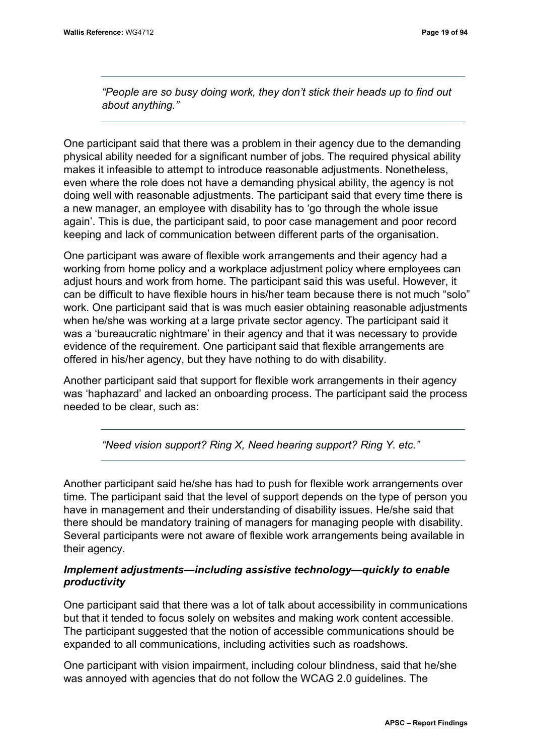*"People are so busy doing work, they don't stick their heads up to find out about anything."*

One participant said that there was a problem in their agency due to the demanding physical ability needed for a significant number of jobs. The required physical ability makes it infeasible to attempt to introduce reasonable adjustments. Nonetheless, even where the role does not have a demanding physical ability, the agency is not doing well with reasonable adjustments. The participant said that every time there is a new manager, an employee with disability has to 'go through the whole issue again'. This is due, the participant said, to poor case management and poor record keeping and lack of communication between different parts of the organisation.

One participant was aware of flexible work arrangements and their agency had a working from home policy and a workplace adjustment policy where employees can adjust hours and work from home. The participant said this was useful. However, it can be difficult to have flexible hours in his/her team because there is not much "solo" work. One participant said that is was much easier obtaining reasonable adjustments when he/she was working at a large private sector agency. The participant said it was a 'bureaucratic nightmare' in their agency and that it was necessary to provide evidence of the requirement. One participant said that flexible arrangements are offered in his/her agency, but they have nothing to do with disability.

Another participant said that support for flexible work arrangements in their agency was 'haphazard' and lacked an onboarding process. The participant said the process needed to be clear, such as:

*"Need vision support? Ring X, Need hearing support? Ring Y. etc."*

Another participant said he/she has had to push for flexible work arrangements over time. The participant said that the level of support depends on the type of person you have in management and their understanding of disability issues. He/she said that there should be mandatory training of managers for managing people with disability. Several participants were not aware of flexible work arrangements being available in their agency.

### *Implement adjustments—including assistive technology—quickly to enable productivity*

One participant said that there was a lot of talk about accessibility in communications but that it tended to focus solely on websites and making work content accessible. The participant suggested that the notion of accessible communications should be expanded to all communications, including activities such as roadshows.

One participant with vision impairment, including colour blindness, said that he/she was annoyed with agencies that do not follow the WCAG 2.0 guidelines. The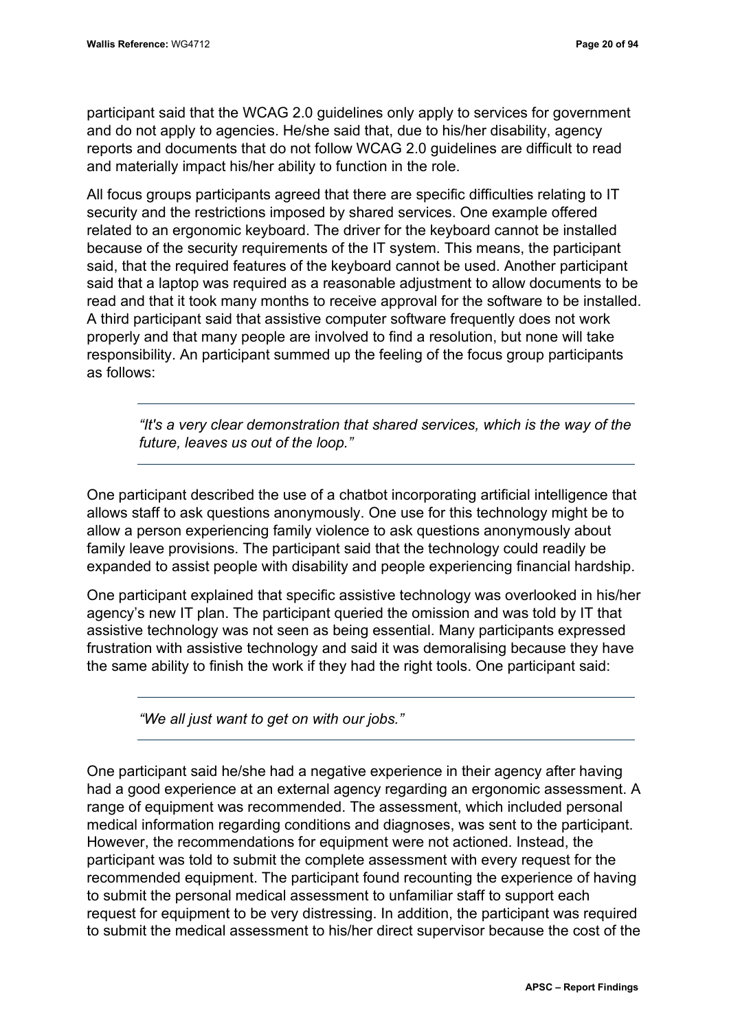participant said that the WCAG 2.0 guidelines only apply to services for government and do not apply to agencies. He/she said that, due to his/her disability, agency reports and documents that do not follow WCAG 2.0 guidelines are difficult to read and materially impact his/her ability to function in the role.

All focus groups participants agreed that there are specific difficulties relating to IT security and the restrictions imposed by shared services. One example offered related to an ergonomic keyboard. The driver for the keyboard cannot be installed because of the security requirements of the IT system. This means, the participant said, that the required features of the keyboard cannot be used. Another participant said that a laptop was required as a reasonable adjustment to allow documents to be read and that it took many months to receive approval for the software to be installed. A third participant said that assistive computer software frequently does not work properly and that many people are involved to find a resolution, but none will take responsibility. An participant summed up the feeling of the focus group participants as follows:

> *"It's a very clear demonstration that shared services, which is the way of the future, leaves us out of the loop."*

One participant described the use of a chatbot incorporating artificial intelligence that allows staff to ask questions anonymously. One use for this technology might be to allow a person experiencing family violence to ask questions anonymously about family leave provisions. The participant said that the technology could readily be expanded to assist people with disability and people experiencing financial hardship.

One participant explained that specific assistive technology was overlooked in his/her agency's new IT plan. The participant queried the omission and was told by IT that assistive technology was not seen as being essential. Many participants expressed frustration with assistive technology and said it was demoralising because they have the same ability to finish the work if they had the right tools. One participant said:

> *"We all just want to get on with our jobs."*

One participant said he/she had a negative experience in their agency after having had a good experience at an external agency regarding an ergonomic assessment. A range of equipment was recommended. The assessment, which included personal medical information regarding conditions and diagnoses, was sent to the participant. However, the recommendations for equipment were not actioned. Instead, the participant was told to submit the complete assessment with every request for the recommended equipment. The participant found recounting the experience of having to submit the personal medical assessment to unfamiliar staff to support each request for equipment to be very distressing. In addition, the participant was required to submit the medical assessment to his/her direct supervisor because the cost of the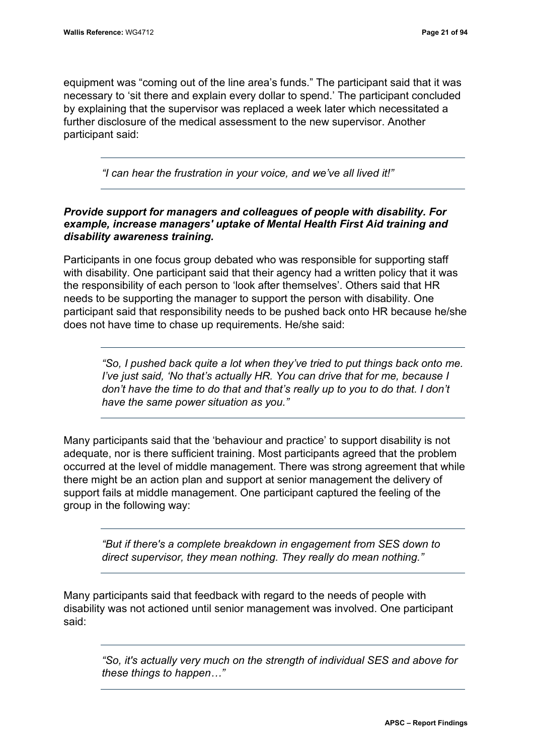equipment was "coming out of the line area's funds." The participant said that it was necessary to 'sit there and explain every dollar to spend.' The participant concluded by explaining that the supervisor was replaced a week later which necessitated a further disclosure of the medical assessment to the new supervisor. Another participant said:

> *"I can hear the frustration in your voice, and we've all lived it!"*

***Provide support for managers and colleagues of people with disability. For example, increase managers' uptake of Mental Health First Aid training and disability awareness training.***

Participants in one focus group debated who was responsible for supporting staff with disability. One participant said that their agency had a written policy that it was the responsibility of each person to 'look after themselves'. Others said that HR needs to be supporting the manager to support the person with disability. One participant said that responsibility needs to be pushed back onto HR because he/she does not have time to chase up requirements. He/she said:

> *"So, I pushed back quite a lot when they've tried to put things back onto me. I've just said, 'No that's actually HR. You can drive that for me, because I don't have the time to do that and that's really up to you to do that. I don't have the same power situation as you."*

Many participants said that the 'behaviour and practice' to support disability is not adequate, nor is there sufficient training. Most participants agreed that the problem occurred at the level of middle management. There was strong agreement that while there might be an action plan and support at senior management the delivery of support fails at middle management. One participant captured the feeling of the group in the following way:

> *"But if there's a complete breakdown in engagement from SES down to direct supervisor, they mean nothing. They really do mean nothing."*

Many participants said that feedback with regard to the needs of people with disability was not actioned until senior management was involved. One participant said:

> *"So, it's actually very much on the strength of individual SES and above for these things to happen…"*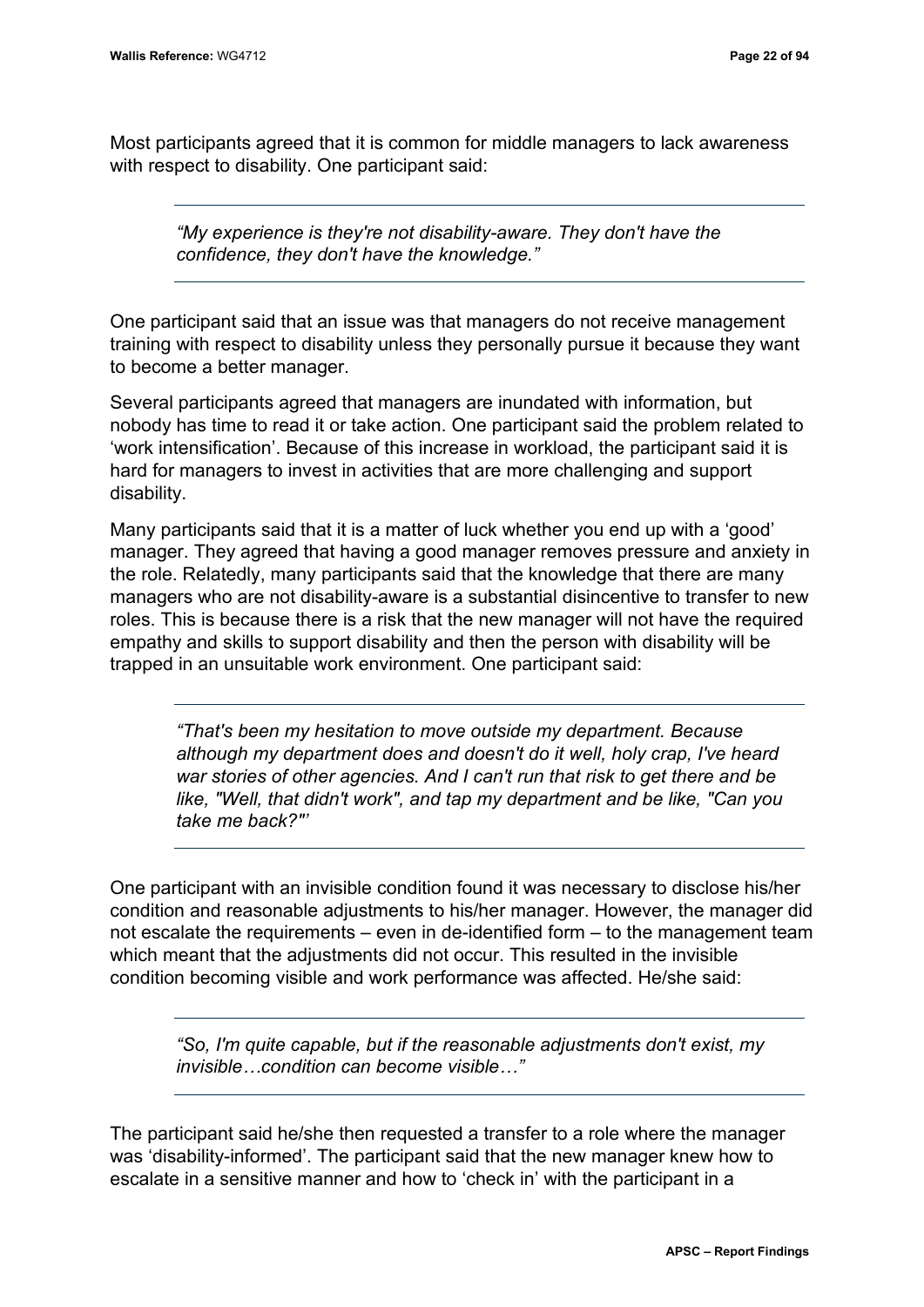Most participants agreed that it is common for middle managers to lack awareness with respect to disability. One participant said:

> *"My experience is they're not disability-aware. They don't have the confidence, they don't have the knowledge."*

One participant said that an issue was that managers do not receive management training with respect to disability unless they personally pursue it because they want to become a better manager.

Several participants agreed that managers are inundated with information, but nobody has time to read it or take action. One participant said the problem related to 'work intensification'. Because of this increase in workload, the participant said it is hard for managers to invest in activities that are more challenging and support disability.

Many participants said that it is a matter of luck whether you end up with a 'good' manager. They agreed that having a good manager removes pressure and anxiety in the role. Relatedly, many participants said that the knowledge that there are many managers who are not disability-aware is a substantial disincentive to transfer to new roles. This is because there is a risk that the new manager will not have the required empathy and skills to support disability and then the person with disability will be trapped in an unsuitable work environment. One participant said:

> *"That's been my hesitation to move outside my department. Because although my department does and doesn't do it well, holy crap, I've heard war stories of other agencies. And I can't run that risk to get there and be like, "Well, that didn't work", and tap my department and be like, "Can you take me back?"'*

One participant with an invisible condition found it was necessary to disclose his/her condition and reasonable adjustments to his/her manager. However, the manager did not escalate the requirements – even in de-identified form – to the management team which meant that the adjustments did not occur. This resulted in the invisible condition becoming visible and work performance was affected. He/she said:

> *"So, I'm quite capable, but if the reasonable adjustments don't exist, my invisible…condition can become visible…"*

The participant said he/she then requested a transfer to a role where the manager was 'disability-informed'. The participant said that the new manager knew how to escalate in a sensitive manner and how to 'check in' with the participant in a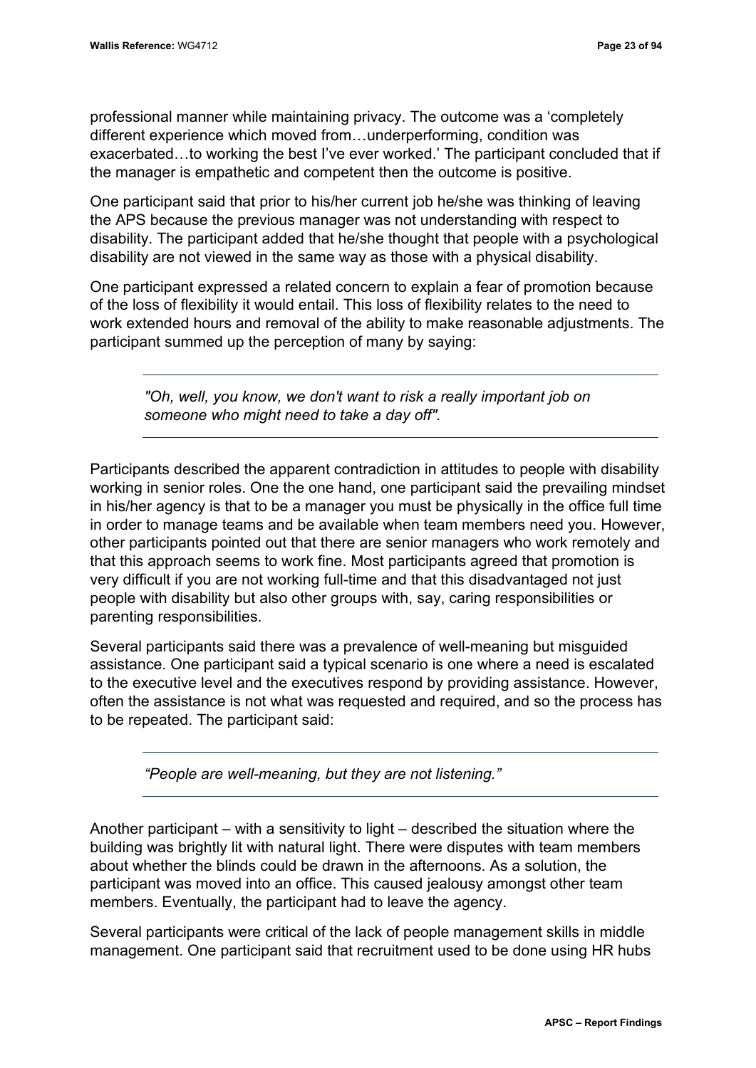professional manner while maintaining privacy. The outcome was a ‘completely different experience which moved from…underperforming, condition was exacerbated…to working the best I’ve ever worked.’ The participant concluded that if the manager is empathetic and competent then the outcome is positive.

One participant said that prior to his/her current job he/she was thinking of leaving the APS because the previous manager was not understanding with respect to disability. The participant added that he/she thought that people with a psychological disability are not viewed in the same way as those with a physical disability.

One participant expressed a related concern to explain a fear of promotion because of the loss of flexibility it would entail. This loss of flexibility relates to the need to work extended hours and removal of the ability to make reasonable adjustments. The participant summed up the perception of many by saying:

> *"Oh, well, you know, we don't want to risk a really important job on someone who might need to take a day off".*

Participants described the apparent contradiction in attitudes to people with disability working in senior roles. One the one hand, one participant said the prevailing mindset in his/her agency is that to be a manager you must be physically in the office full time in order to manage teams and be available when team members need you. However, other participants pointed out that there are senior managers who work remotely and that this approach seems to work fine. Most participants agreed that promotion is very difficult if you are not working full-time and that this disadvantaged not just people with disability but also other groups with, say, caring responsibilities or parenting responsibilities.

Several participants said there was a prevalence of well-meaning but misguided assistance. One participant said a typical scenario is one where a need is escalated to the executive level and the executives respond by providing assistance. However, often the assistance is not what was requested and required, and so the process has to be repeated. The participant said:

> *“People are well-meaning, but they are not listening.”*

Another participant – with a sensitivity to light – described the situation where the building was brightly lit with natural light. There were disputes with team members about whether the blinds could be drawn in the afternoons. As a solution, the participant was moved into an office. This caused jealousy amongst other team members. Eventually, the participant had to leave the agency.

Several participants were critical of the lack of people management skills in middle management. One participant said that recruitment used to be done using HR hubs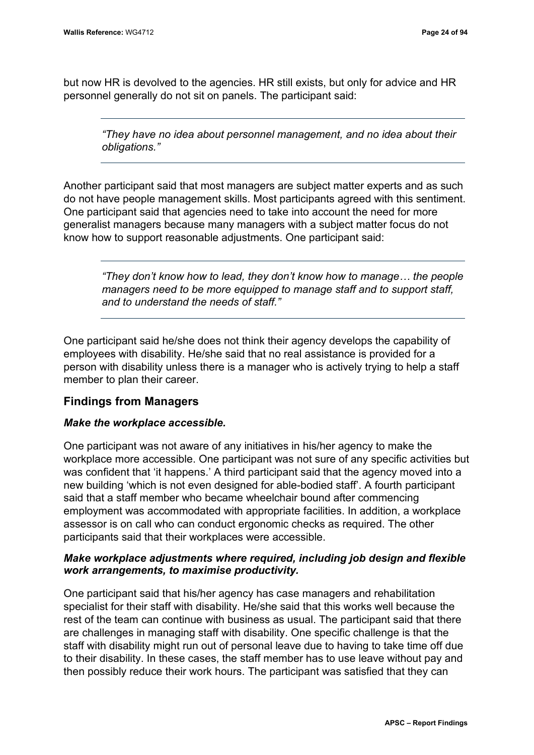but now HR is devolved to the agencies. HR still exists, but only for advice and HR personnel generally do not sit on panels. The participant said:

> *"They have no idea about personnel management, and no idea about their obligations."*

Another participant said that most managers are subject matter experts and as such do not have people management skills. Most participants agreed with this sentiment. One participant said that agencies need to take into account the need for more generalist managers because many managers with a subject matter focus do not know how to support reasonable adjustments. One participant said:

> *"They don't know how to lead, they don't know how to manage… the people managers need to be more equipped to manage staff and to support staff, and to understand the needs of staff."*

One participant said he/she does not think their agency develops the capability of employees with disability. He/she said that no real assistance is provided for a person with disability unless there is a manager who is actively trying to help a staff member to plan their career.

## Findings from Managers

### *Make the workplace accessible.*

One participant was not aware of any initiatives in his/her agency to make the workplace more accessible. One participant was not sure of any specific activities but was confident that 'it happens.' A third participant said that the agency moved into a new building 'which is not even designed for able-bodied staff'. A fourth participant said that a staff member who became wheelchair bound after commencing employment was accommodated with appropriate facilities. In addition, a workplace assessor is on call who can conduct ergonomic checks as required. The other participants said that their workplaces were accessible.

### *Make workplace adjustments where required, including job design and flexible work arrangements, to maximise productivity.*

One participant said that his/her agency has case managers and rehabilitation specialist for their staff with disability. He/she said that this works well because the rest of the team can continue with business as usual. The participant said that there are challenges in managing staff with disability. One specific challenge is that the staff with disability might run out of personal leave due to having to take time off due to their disability. In these cases, the staff member has to use leave without pay and then possibly reduce their work hours. The participant was satisfied that they can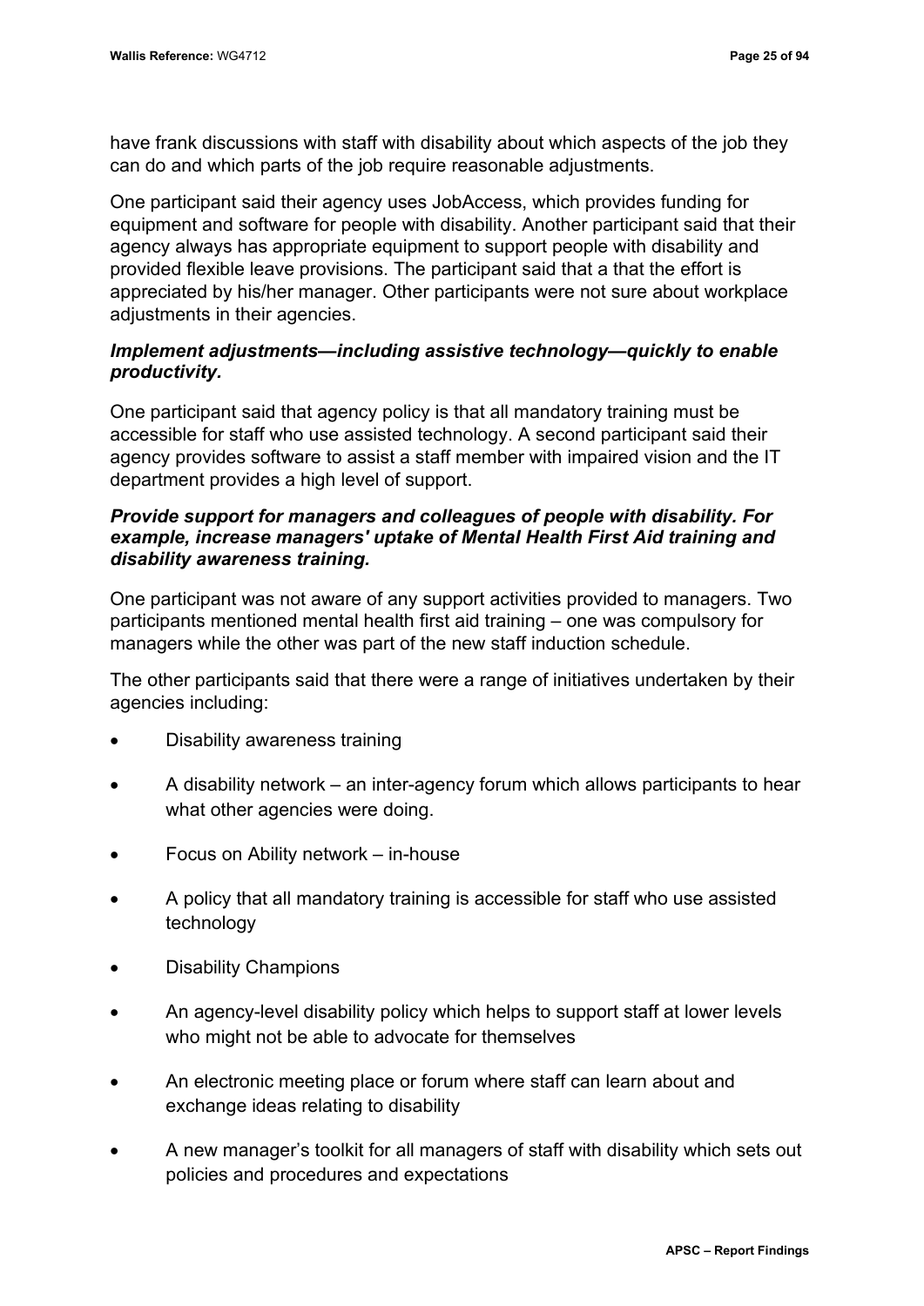have frank discussions with staff with disability about which aspects of the job they can do and which parts of the job require reasonable adjustments.

One participant said their agency uses JobAccess, which provides funding for equipment and software for people with disability. Another participant said that their agency always has appropriate equipment to support people with disability and provided flexible leave provisions. The participant said that a that the effort is appreciated by his/her manager. Other participants were not sure about workplace adjustments in their agencies.

***Implement adjustments—including assistive technology—quickly to enable productivity.***

One participant said that agency policy is that all mandatory training must be accessible for staff who use assisted technology. A second participant said their agency provides software to assist a staff member with impaired vision and the IT department provides a high level of support.

***Provide support for managers and colleagues of people with disability. For example, increase managers' uptake of Mental Health First Aid training and disability awareness training.***

One participant was not aware of any support activities provided to managers. Two participants mentioned mental health first aid training – one was compulsory for managers while the other was part of the new staff induction schedule.

The other participants said that there were a range of initiatives undertaken by their agencies including:

- Disability awareness training
- A disability network – an inter-agency forum which allows participants to hear what other agencies were doing.
- Focus on Ability network – in-house
- A policy that all mandatory training is accessible for staff who use assisted technology
- Disability Champions
- An agency-level disability policy which helps to support staff at lower levels who might not be able to advocate for themselves
- An electronic meeting place or forum where staff can learn about and exchange ideas relating to disability
- A new manager's toolkit for all managers of staff with disability which sets out policies and procedures and expectations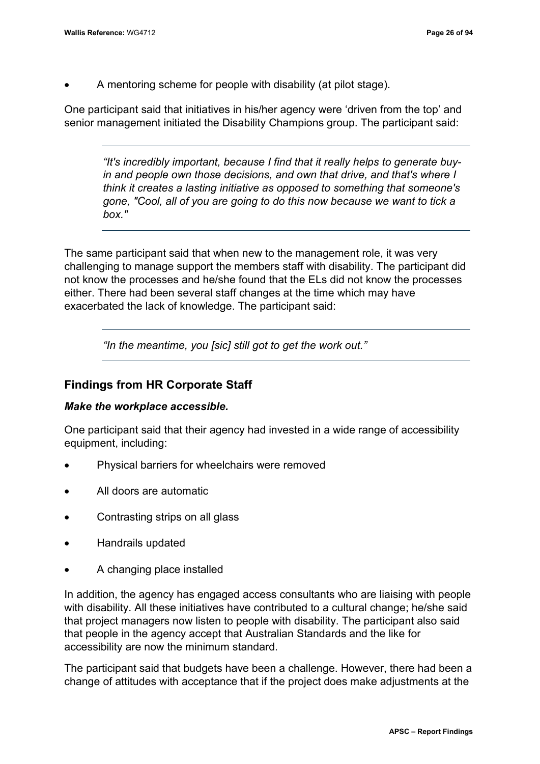- A mentoring scheme for people with disability (at pilot stage).

One participant said that initiatives in his/her agency were 'driven from the top' and senior management initiated the Disability Champions group. The participant said:

> *"It's incredibly important, because I find that it really helps to generate buy-in and people own those decisions, and own that drive, and that's where I think it creates a lasting initiative as opposed to something that someone's gone, "Cool, all of you are going to do this now because we want to tick a box."*

The same participant said that when new to the management role, it was very challenging to manage support the members staff with disability. The participant did not know the processes and he/she found that the ELs did not know the processes either. There had been several staff changes at the time which may have exacerbated the lack of knowledge. The participant said:

> *"In the meantime, you [sic] still got to get the work out."*

## Findings from HR Corporate Staff

### *Make the workplace accessible.*

One participant said that their agency had invested in a wide range of accessibility equipment, including:

- Physical barriers for wheelchairs were removed
- All doors are automatic
- Contrasting strips on all glass
- Handrails updated
- A changing place installed

In addition, the agency has engaged access consultants who are liaising with people with disability. All these initiatives have contributed to a cultural change; he/she said that project managers now listen to people with disability. The participant also said that people in the agency accept that Australian Standards and the like for accessibility are now the minimum standard.

The participant said that budgets have been a challenge. However, there had been a change of attitudes with acceptance that if the project does make adjustments at the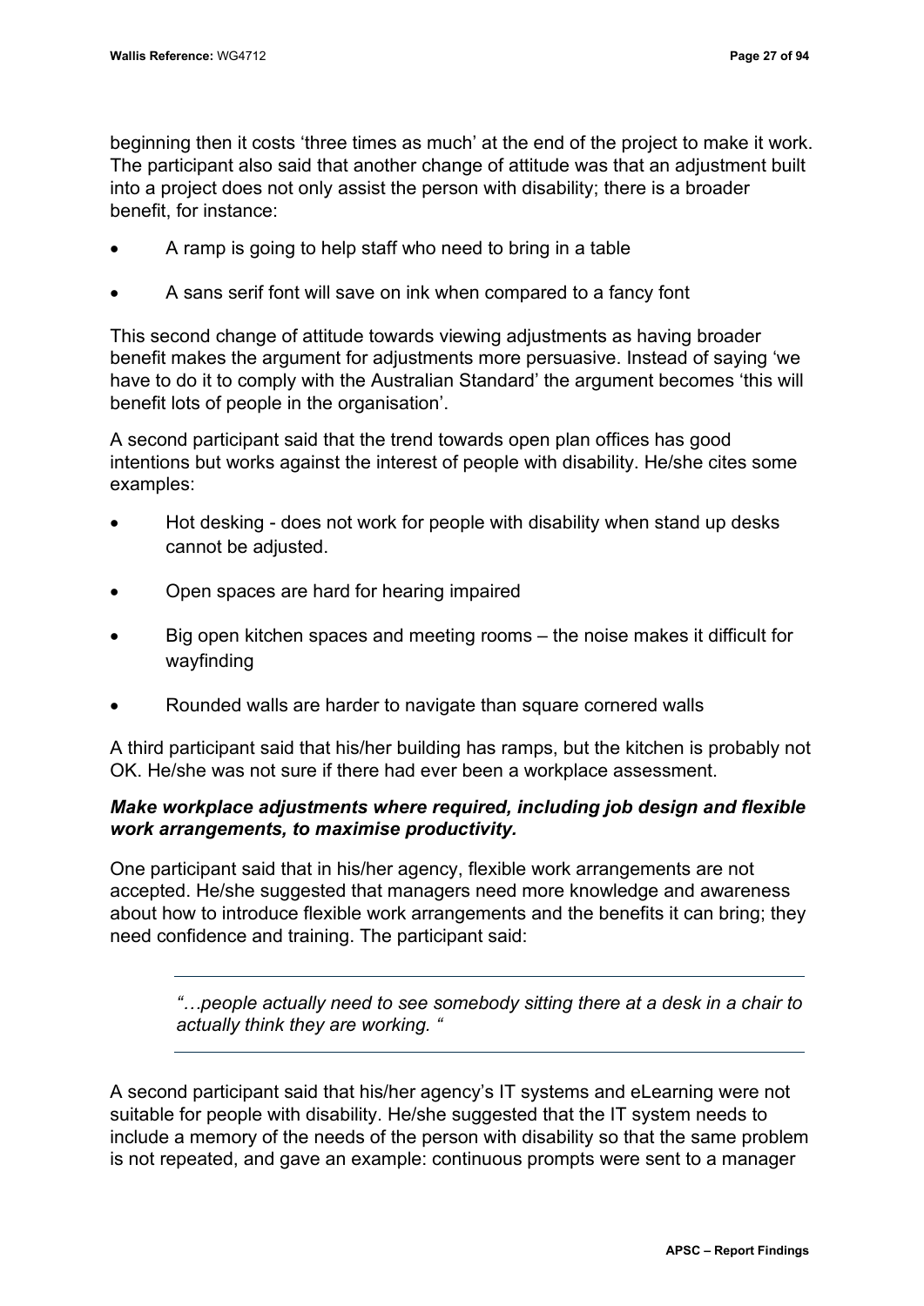beginning then it costs 'three times as much' at the end of the project to make it work. The participant also said that another change of attitude was that an adjustment built into a project does not only assist the person with disability; there is a broader benefit, for instance:

- A ramp is going to help staff who need to bring in a table
- A sans serif font will save on ink when compared to a fancy font

This second change of attitude towards viewing adjustments as having broader benefit makes the argument for adjustments more persuasive. Instead of saying 'we have to do it to comply with the Australian Standard' the argument becomes 'this will benefit lots of people in the organisation'.

A second participant said that the trend towards open plan offices has good intentions but works against the interest of people with disability. He/she cites some examples:

- Hot desking - does not work for people with disability when stand up desks cannot be adjusted.
- Open spaces are hard for hearing impaired
- Big open kitchen spaces and meeting rooms – the noise makes it difficult for wayfinding
- Rounded walls are harder to navigate than square cornered walls

A third participant said that his/her building has ramps, but the kitchen is probably not OK. He/she was not sure if there had ever been a workplace assessment.

***Make workplace adjustments where required, including job design and flexible work arrangements, to maximise productivity.***

One participant said that in his/her agency, flexible work arrangements are not accepted. He/she suggested that managers need more knowledge and awareness about how to introduce flexible work arrangements and the benefits it can bring; they need confidence and training. The participant said:

> *"…people actually need to see somebody sitting there at a desk in a chair to actually think they are working. "*

A second participant said that his/her agency's IT systems and eLearning were not suitable for people with disability. He/she suggested that the IT system needs to include a memory of the needs of the person with disability so that the same problem is not repeated, and gave an example: continuous prompts were sent to a manager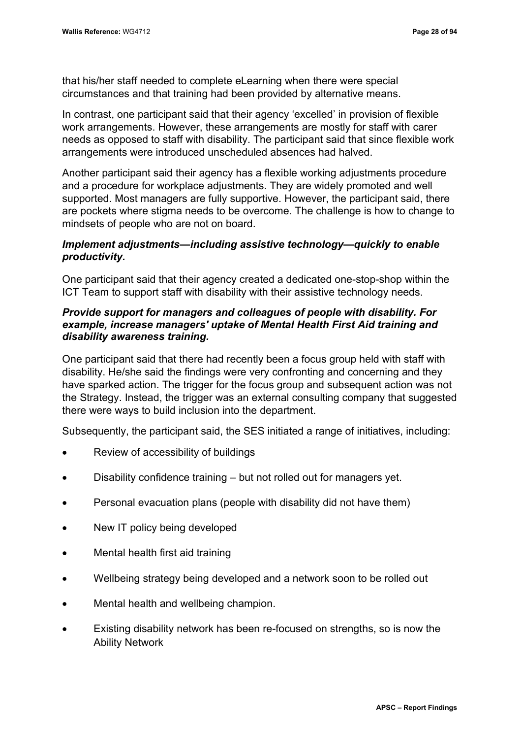that his/her staff needed to complete eLearning when there were special circumstances and that training had been provided by alternative means.

In contrast, one participant said that their agency 'excelled' in provision of flexible work arrangements. However, these arrangements are mostly for staff with carer needs as opposed to staff with disability. The participant said that since flexible work arrangements were introduced unscheduled absences had halved.

Another participant said their agency has a flexible working adjustments procedure and a procedure for workplace adjustments. They are widely promoted and well supported. Most managers are fully supportive. However, the participant said, there are pockets where stigma needs to be overcome. The challenge is how to change to mindsets of people who are not on board.

***Implement adjustments—including assistive technology—quickly to enable productivity.***

One participant said that their agency created a dedicated one-stop-shop within the ICT Team to support staff with disability with their assistive technology needs.

***Provide support for managers and colleagues of people with disability. For example, increase managers' uptake of Mental Health First Aid training and disability awareness training.***

One participant said that there had recently been a focus group held with staff with disability. He/she said the findings were very confronting and concerning and they have sparked action. The trigger for the focus group and subsequent action was not the Strategy. Instead, the trigger was an external consulting company that suggested there were ways to build inclusion into the department.

Subsequently, the participant said, the SES initiated a range of initiatives, including:

- Review of accessibility of buildings
- Disability confidence training – but not rolled out for managers yet.
- Personal evacuation plans (people with disability did not have them)
- New IT policy being developed
- Mental health first aid training
- Wellbeing strategy being developed and a network soon to be rolled out
- Mental health and wellbeing champion.
- Existing disability network has been re-focused on strengths, so is now the Ability Network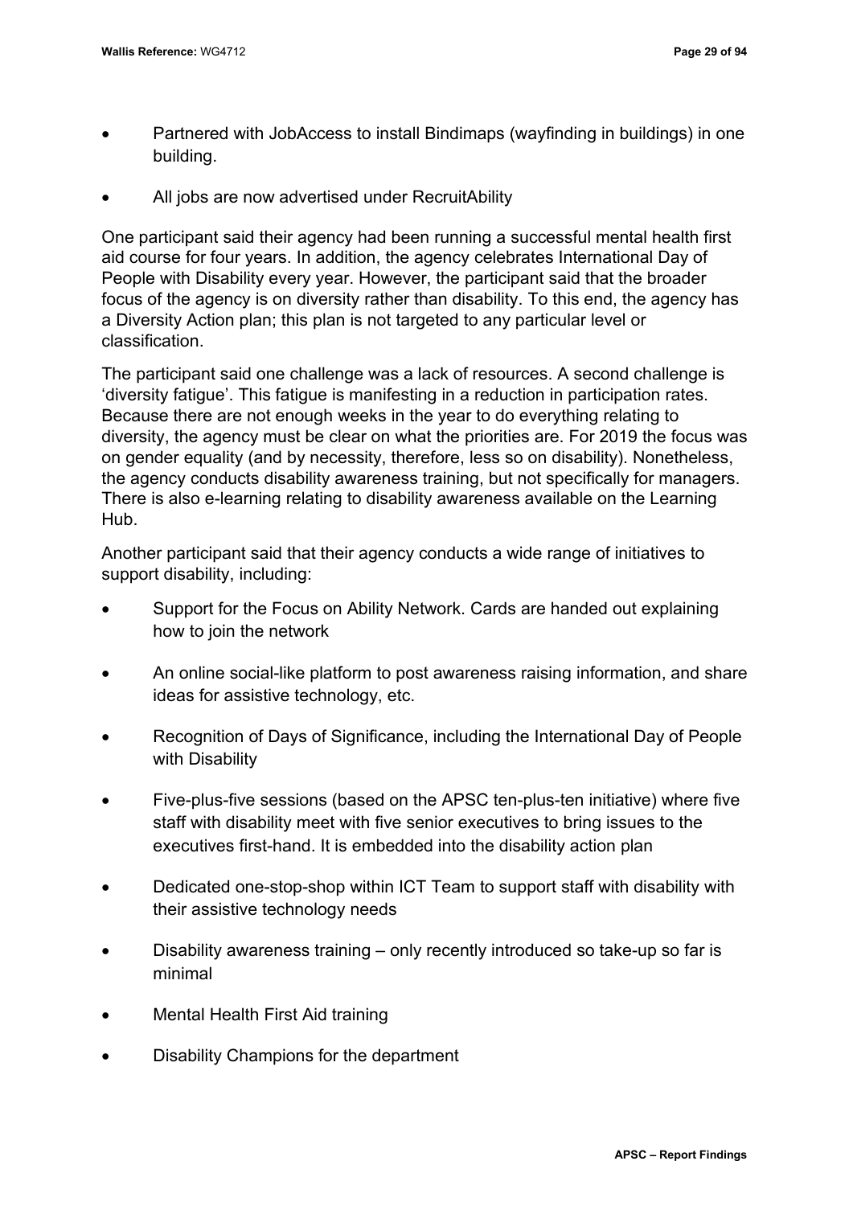- Partnered with JobAccess to install Bindimaps (wayfinding in buildings) in one building.
- All jobs are now advertised under RecruitAbility

One participant said their agency had been running a successful mental health first aid course for four years. In addition, the agency celebrates International Day of People with Disability every year. However, the participant said that the broader focus of the agency is on diversity rather than disability. To this end, the agency has a Diversity Action plan; this plan is not targeted to any particular level or classification.

The participant said one challenge was a lack of resources. A second challenge is 'diversity fatigue'. This fatigue is manifesting in a reduction in participation rates. Because there are not enough weeks in the year to do everything relating to diversity, the agency must be clear on what the priorities are. For 2019 the focus was on gender equality (and by necessity, therefore, less so on disability). Nonetheless, the agency conducts disability awareness training, but not specifically for managers. There is also e-learning relating to disability awareness available on the Learning Hub.

Another participant said that their agency conducts a wide range of initiatives to support disability, including:

- Support for the Focus on Ability Network. Cards are handed out explaining how to join the network
- An online social-like platform to post awareness raising information, and share ideas for assistive technology, etc.
- Recognition of Days of Significance, including the International Day of People with Disability
- Five-plus-five sessions (based on the APSC ten-plus-ten initiative) where five staff with disability meet with five senior executives to bring issues to the executives first-hand. It is embedded into the disability action plan
- Dedicated one-stop-shop within ICT Team to support staff with disability with their assistive technology needs
- Disability awareness training – only recently introduced so take-up so far is minimal
- Mental Health First Aid training
- Disability Champions for the department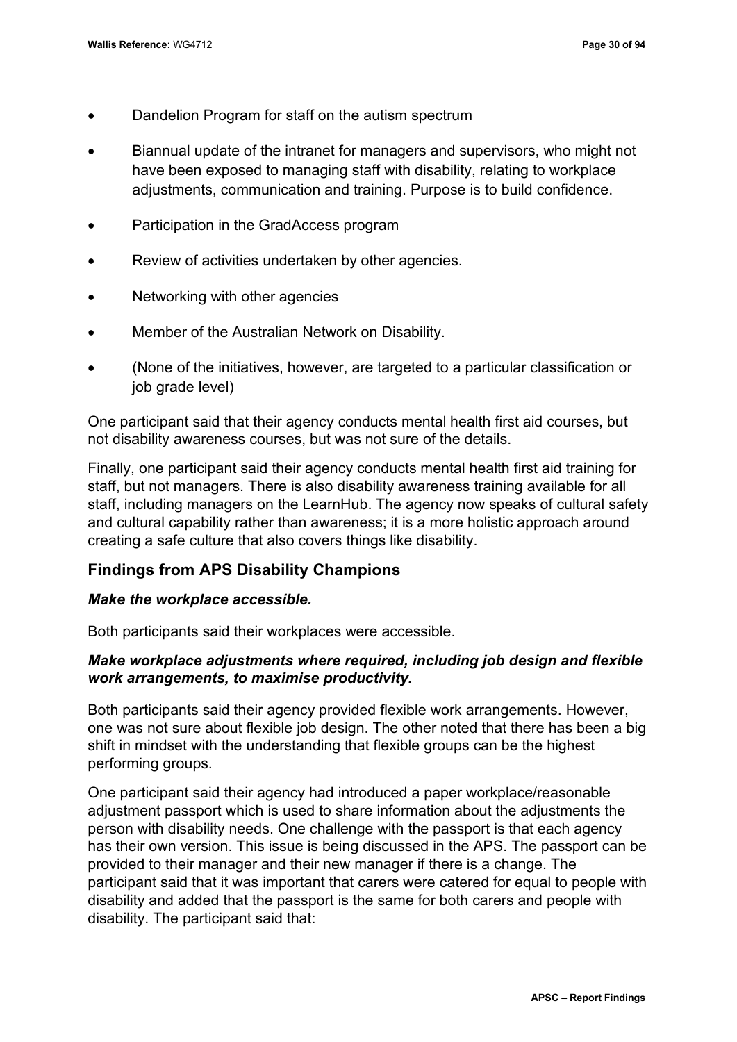- Dandelion Program for staff on the autism spectrum
- Biannual update of the intranet for managers and supervisors, who might not have been exposed to managing staff with disability, relating to workplace adjustments, communication and training. Purpose is to build confidence.
- Participation in the GradAccess program
- Review of activities undertaken by other agencies.
- Networking with other agencies
- Member of the Australian Network on Disability.
- (None of the initiatives, however, are targeted to a particular classification or job grade level)

One participant said that their agency conducts mental health first aid courses, but not disability awareness courses, but was not sure of the details.

Finally, one participant said their agency conducts mental health first aid training for staff, but not managers. There is also disability awareness training available for all staff, including managers on the LearnHub. The agency now speaks of cultural safety and cultural capability rather than awareness; it is a more holistic approach around creating a safe culture that also covers things like disability.

## Findings from APS Disability Champions

### *Make the workplace accessible.*

Both participants said their workplaces were accessible.

### *Make workplace adjustments where required, including job design and flexible work arrangements, to maximise productivity.*

Both participants said their agency provided flexible work arrangements. However, one was not sure about flexible job design. The other noted that there has been a big shift in mindset with the understanding that flexible groups can be the highest performing groups.

One participant said their agency had introduced a paper workplace/reasonable adjustment passport which is used to share information about the adjustments the person with disability needs. One challenge with the passport is that each agency has their own version. This issue is being discussed in the APS. The passport can be provided to their manager and their new manager if there is a change. The participant said that it was important that carers were catered for equal to people with disability and added that the passport is the same for both carers and people with disability. The participant said that: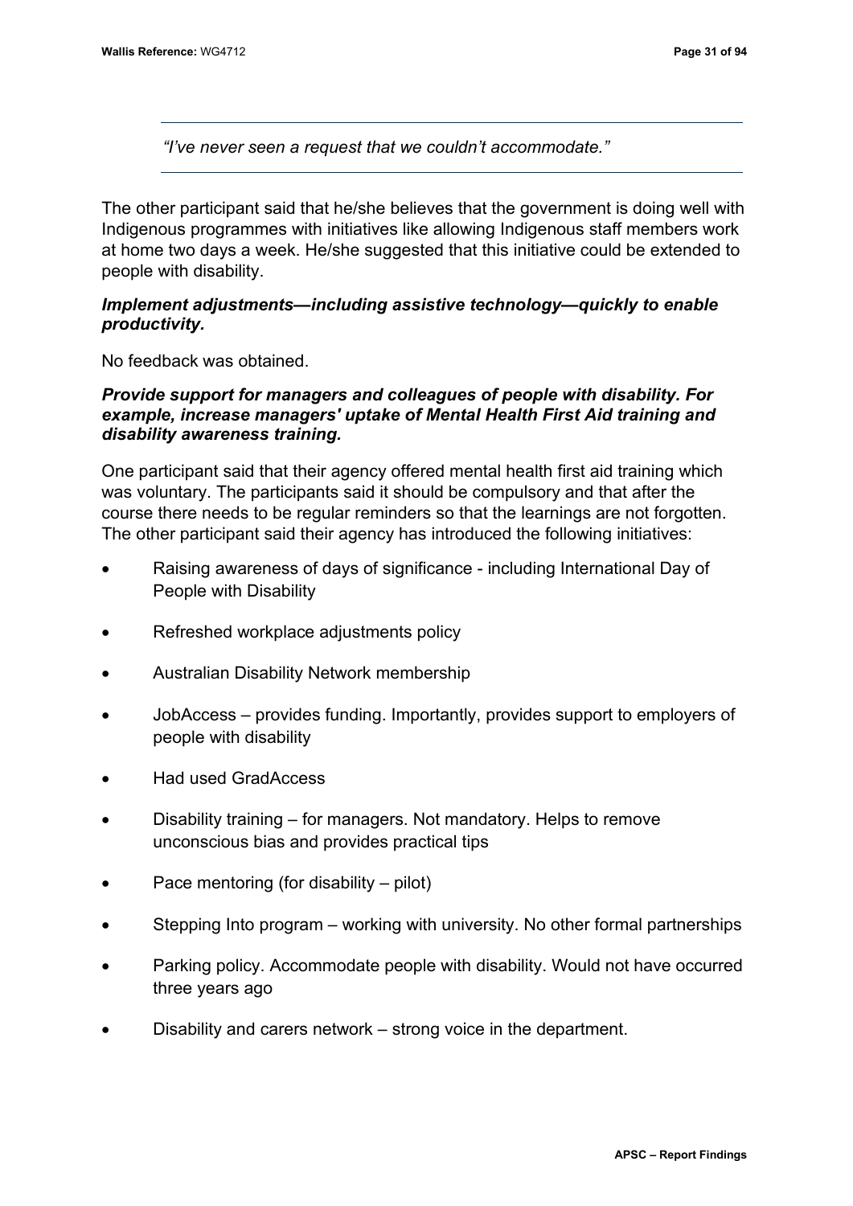*“I’ve never seen a request that we couldn’t accommodate.”*

The other participant said that he/she believes that the government is doing well with Indigenous programmes with initiatives like allowing Indigenous staff members work at home two days a week. He/she suggested that this initiative could be extended to people with disability.

***Implement adjustments—including assistive technology—quickly to enable productivity.***

No feedback was obtained.

***Provide support for managers and colleagues of people with disability. For example, increase managers' uptake of Mental Health First Aid training and disability awareness training.***

One participant said that their agency offered mental health first aid training which was voluntary. The participants said it should be compulsory and that after the course there needs to be regular reminders so that the learnings are not forgotten. The other participant said their agency has introduced the following initiatives:

- Raising awareness of days of significance - including International Day of People with Disability
- Refreshed workplace adjustments policy
- Australian Disability Network membership
- JobAccess – provides funding. Importantly, provides support to employers of people with disability
- Had used GradAccess
- Disability training – for managers. Not mandatory. Helps to remove unconscious bias and provides practical tips
- Pace mentoring (for disability – pilot)
- Stepping Into program – working with university. No other formal partnerships
- Parking policy. Accommodate people with disability. Would not have occurred three years ago
- Disability and carers network – strong voice in the department.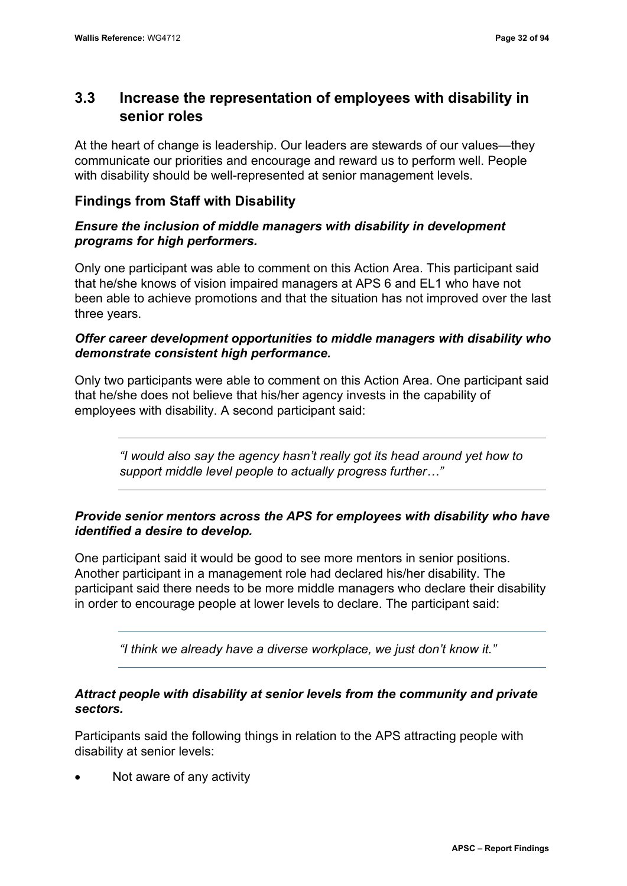## 3.3 Increase the representation of employees with disability in senior roles

At the heart of change is leadership. Our leaders are stewards of our values—they communicate our priorities and encourage and reward us to perform well. People with disability should be well-represented at senior management levels.

### Findings from Staff with Disability

***Ensure the inclusion of middle managers with disability in development programs for high performers.***

Only one participant was able to comment on this Action Area. This participant said that he/she knows of vision impaired managers at APS 6 and EL1 who have not been able to achieve promotions and that the situation has not improved over the last three years.

***Offer career development opportunities to middle managers with disability who demonstrate consistent high performance.***

Only two participants were able to comment on this Action Area. One participant said that he/she does not believe that his/her agency invests in the capability of employees with disability. A second participant said:

> *"I would also say the agency hasn't really got its head around yet how to support middle level people to actually progress further…"*

***Provide senior mentors across the APS for employees with disability who have identified a desire to develop.***

One participant said it would be good to see more mentors in senior positions. Another participant in a management role had declared his/her disability. The participant said there needs to be more middle managers who declare their disability in order to encourage people at lower levels to declare. The participant said:

> *"I think we already have a diverse workplace, we just don't know it."*

***Attract people with disability at senior levels from the community and private sectors.***

Participants said the following things in relation to the APS attracting people with disability at senior levels:

- Not aware of any activity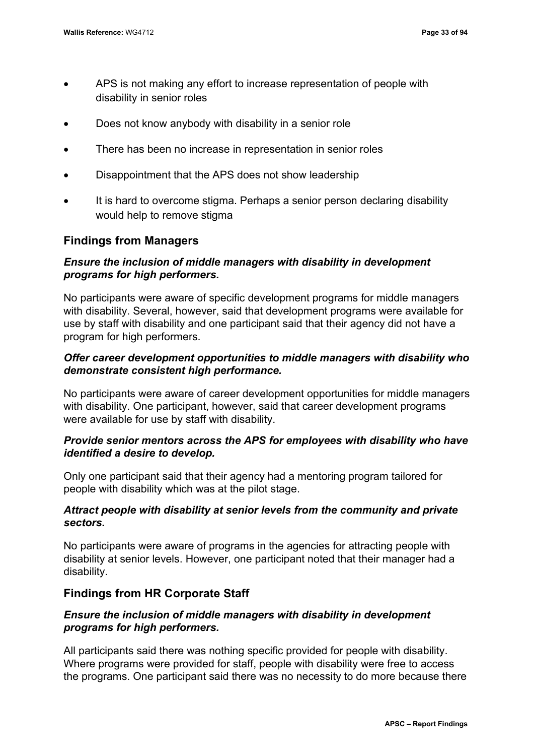- APS is not making any effort to increase representation of people with disability in senior roles
- Does not know anybody with disability in a senior role
- There has been no increase in representation in senior roles
- Disappointment that the APS does not show leadership
- It is hard to overcome stigma. Perhaps a senior person declaring disability would help to remove stigma

## Findings from Managers

### *Ensure the inclusion of middle managers with disability in development programs for high performers.*

No participants were aware of specific development programs for middle managers with disability. Several, however, said that development programs were available for use by staff with disability and one participant said that their agency did not have a program for high performers.

### *Offer career development opportunities to middle managers with disability who demonstrate consistent high performance.*

No participants were aware of career development opportunities for middle managers with disability. One participant, however, said that career development programs were available for use by staff with disability.

### *Provide senior mentors across the APS for employees with disability who have identified a desire to develop.*

Only one participant said that their agency had a mentoring program tailored for people with disability which was at the pilot stage.

### *Attract people with disability at senior levels from the community and private sectors.*

No participants were aware of programs in the agencies for attracting people with disability at senior levels. However, one participant noted that their manager had a disability.

## Findings from HR Corporate Staff

### *Ensure the inclusion of middle managers with disability in development programs for high performers.*

All participants said there was nothing specific provided for people with disability. Where programs were provided for staff, people with disability were free to access the programs. One participant said there was no necessity to do more because there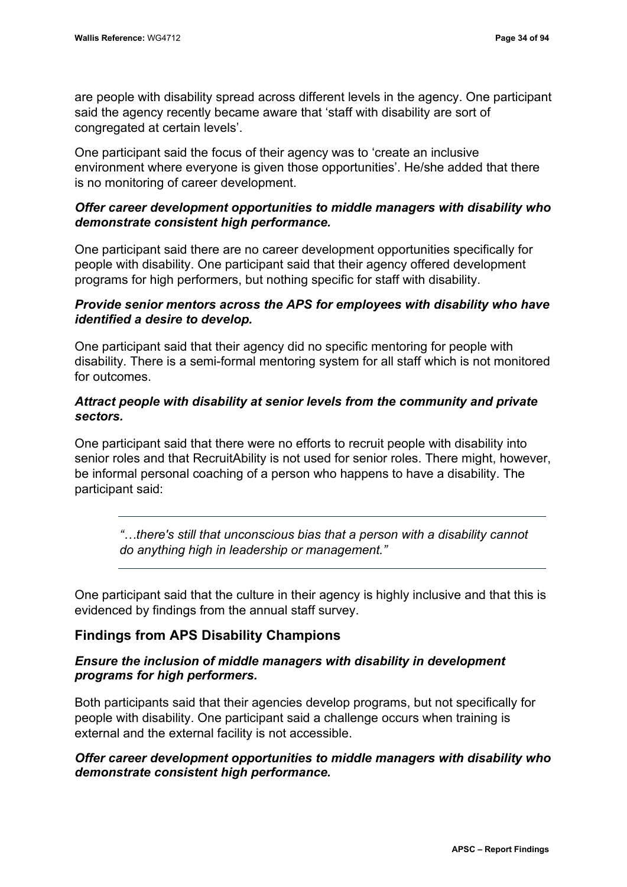are people with disability spread across different levels in the agency. One participant said the agency recently became aware that 'staff with disability are sort of congregated at certain levels'.

One participant said the focus of their agency was to 'create an inclusive environment where everyone is given those opportunities'. He/she added that there is no monitoring of career development.

***Offer career development opportunities to middle managers with disability who demonstrate consistent high performance.***

One participant said there are no career development opportunities specifically for people with disability. One participant said that their agency offered development programs for high performers, but nothing specific for staff with disability.

***Provide senior mentors across the APS for employees with disability who have identified a desire to develop.***

One participant said that their agency did no specific mentoring for people with disability. There is a semi-formal mentoring system for all staff which is not monitored for outcomes.

***Attract people with disability at senior levels from the community and private sectors.***

One participant said that there were no efforts to recruit people with disability into senior roles and that RecruitAbility is not used for senior roles. There might, however, be informal personal coaching of a person who happens to have a disability. The participant said:

> *"…there's still that unconscious bias that a person with a disability cannot do anything high in leadership or management."*

One participant said that the culture in their agency is highly inclusive and that this is evidenced by findings from the annual staff survey.

## Findings from APS Disability Champions

***Ensure the inclusion of middle managers with disability in development programs for high performers.***

Both participants said that their agencies develop programs, but not specifically for people with disability. One participant said a challenge occurs when training is external and the external facility is not accessible.

***Offer career development opportunities to middle managers with disability who demonstrate consistent high performance.***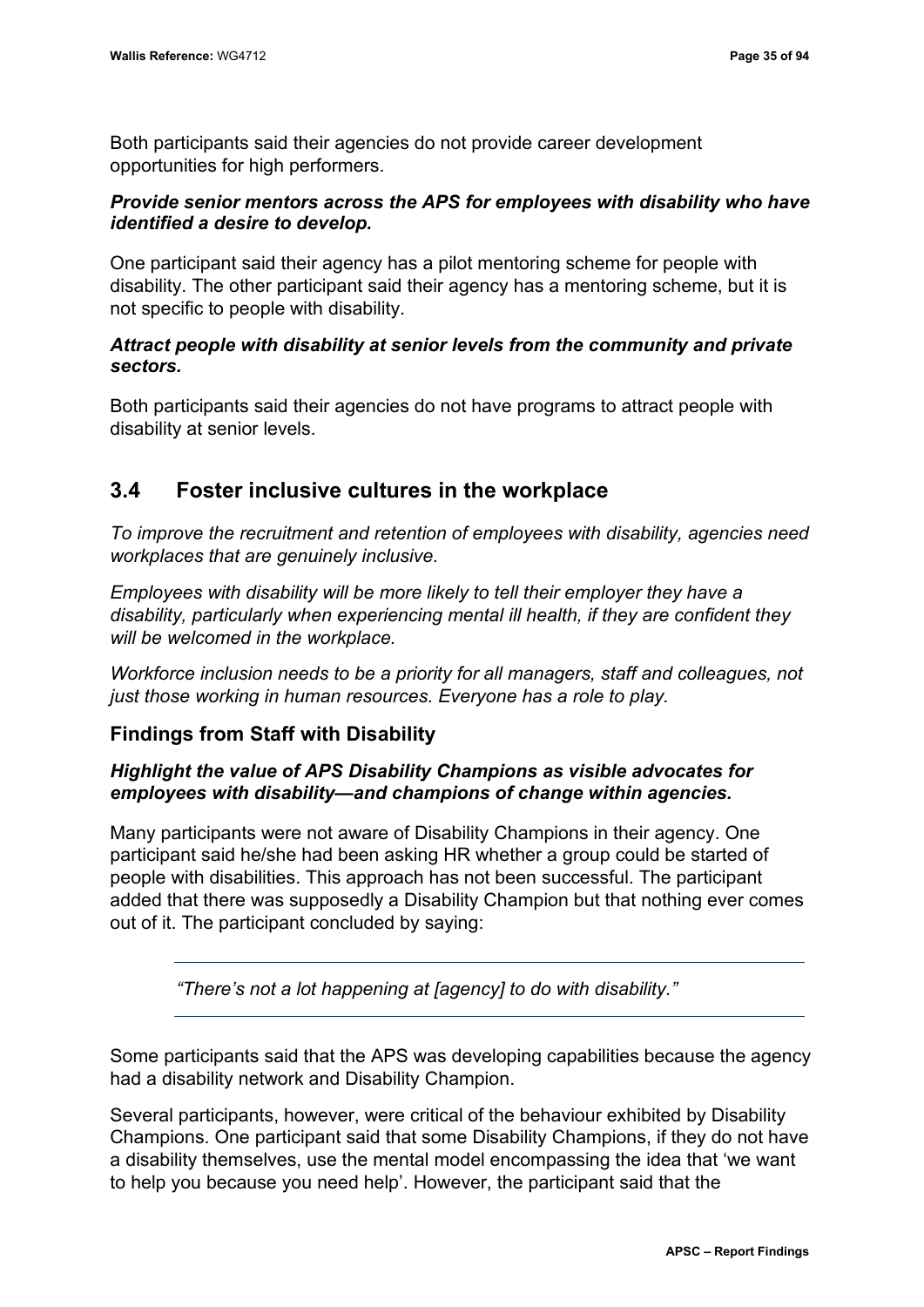Both participants said their agencies do not provide career development opportunities for high performers.

***Provide senior mentors across the APS for employees with disability who have identified a desire to develop.***

One participant said their agency has a pilot mentoring scheme for people with disability. The other participant said their agency has a mentoring scheme, but it is not specific to people with disability.

***Attract people with disability at senior levels from the community and private sectors.***

Both participants said their agencies do not have programs to attract people with disability at senior levels.

## 3.4 Foster inclusive cultures in the workplace

*To improve the recruitment and retention of employees with disability, agencies need workplaces that are genuinely inclusive.*

*Employees with disability will be more likely to tell their employer they have a disability, particularly when experiencing mental ill health, if they are confident they will be welcomed in the workplace.*

*Workforce inclusion needs to be a priority for all managers, staff and colleagues, not just those working in human resources. Everyone has a role to play.*

### Findings from Staff with Disability

***Highlight the value of APS Disability Champions as visible advocates for employees with disability—and champions of change within agencies.***

Many participants were not aware of Disability Champions in their agency. One participant said he/she had been asking HR whether a group could be started of people with disabilities. This approach has not been successful. The participant added that there was supposedly a Disability Champion but that nothing ever comes out of it. The participant concluded by saying:

> *"There's not a lot happening at [agency] to do with disability."*

Some participants said that the APS was developing capabilities because the agency had a disability network and Disability Champion.

Several participants, however, were critical of the behaviour exhibited by Disability Champions. One participant said that some Disability Champions, if they do not have a disability themselves, use the mental model encompassing the idea that 'we want to help you because you need help'. However, the participant said that the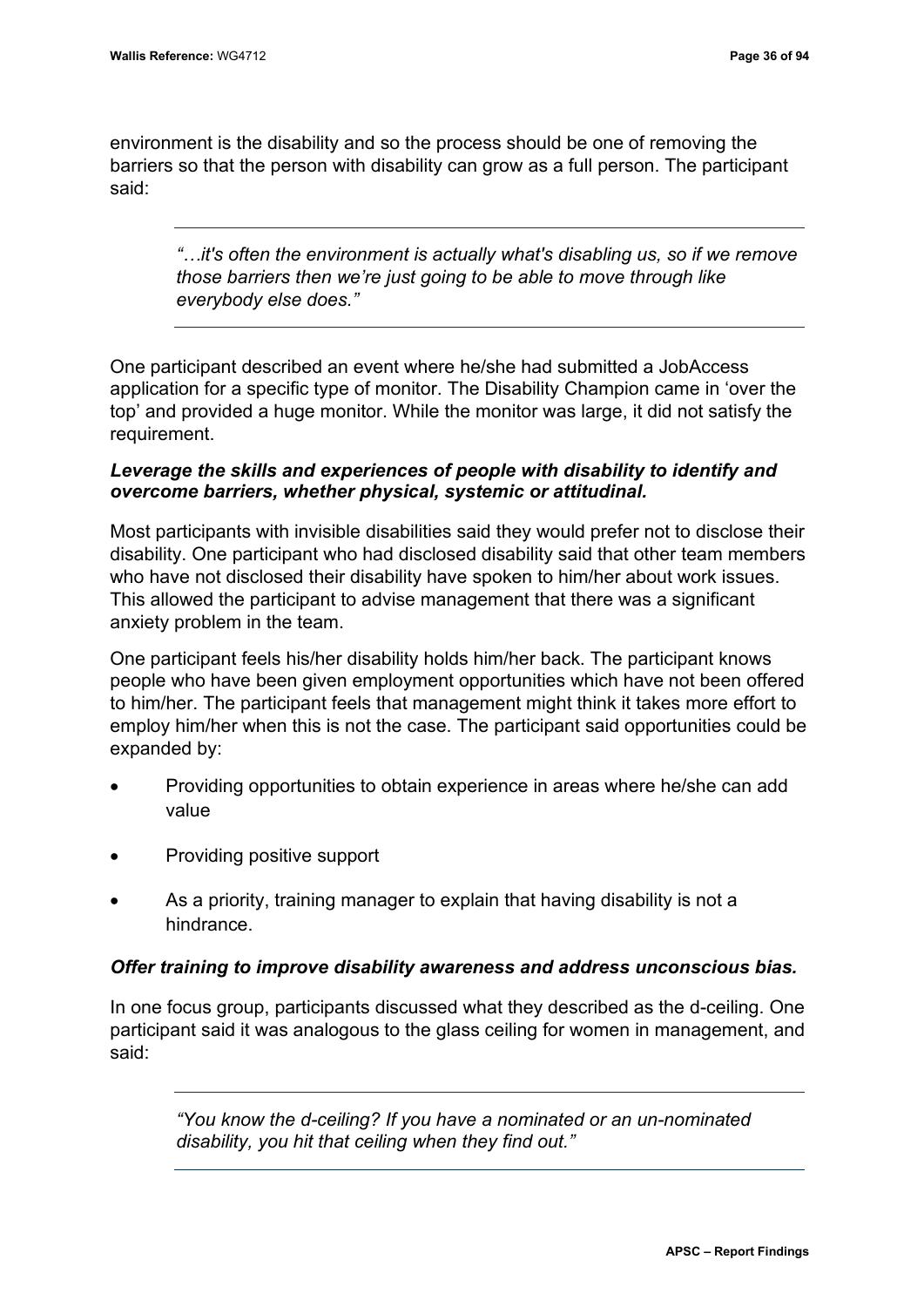environment is the disability and so the process should be one of removing the barriers so that the person with disability can grow as a full person. The participant said:

> *"…it's often the environment is actually what's disabling us, so if we remove those barriers then we're just going to be able to move through like everybody else does."*

One participant described an event where he/she had submitted a JobAccess application for a specific type of monitor. The Disability Champion came in 'over the top' and provided a huge monitor. While the monitor was large, it did not satisfy the requirement.

***Leverage the skills and experiences of people with disability to identify and overcome barriers, whether physical, systemic or attitudinal.***

Most participants with invisible disabilities said they would prefer not to disclose their disability. One participant who had disclosed disability said that other team members who have not disclosed their disability have spoken to him/her about work issues. This allowed the participant to advise management that there was a significant anxiety problem in the team.

One participant feels his/her disability holds him/her back. The participant knows people who have been given employment opportunities which have not been offered to him/her. The participant feels that management might think it takes more effort to employ him/her when this is not the case. The participant said opportunities could be expanded by:

- Providing opportunities to obtain experience in areas where he/she can add value
- Providing positive support
- As a priority, training manager to explain that having disability is not a hindrance.

***Offer training to improve disability awareness and address unconscious bias.***

In one focus group, participants discussed what they described as the d-ceiling. One participant said it was analogous to the glass ceiling for women in management, and said:

> *"You know the d-ceiling? If you have a nominated or an un-nominated disability, you hit that ceiling when they find out."*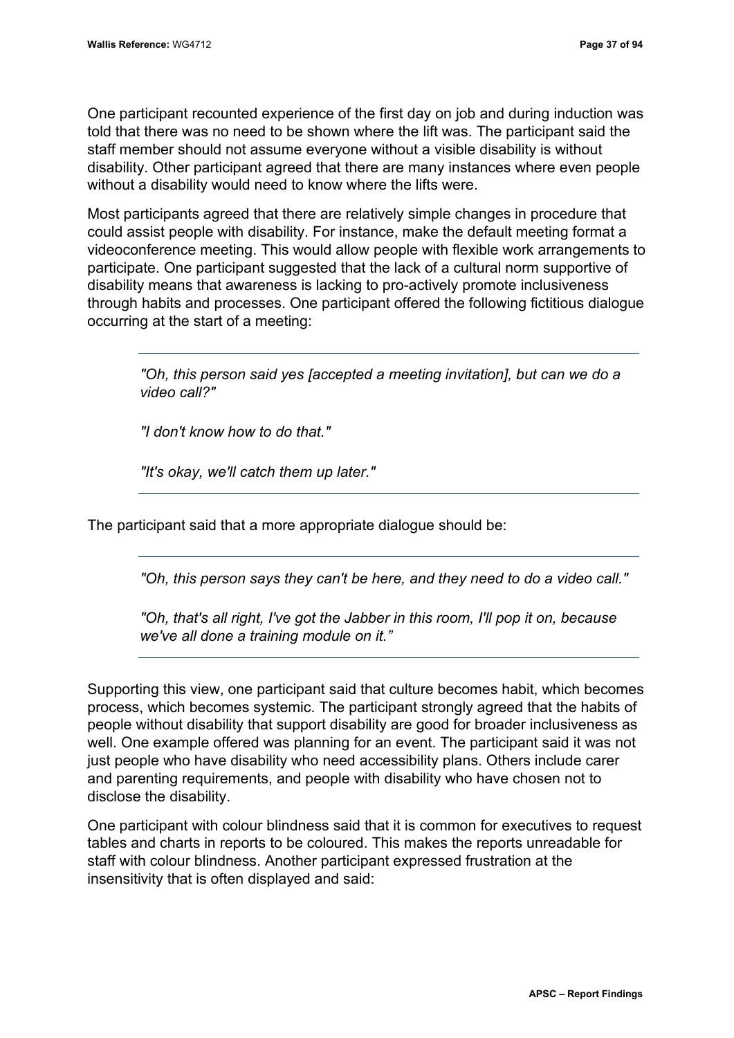One participant recounted experience of the first day on job and during induction was told that there was no need to be shown where the lift was. The participant said the staff member should not assume everyone without a visible disability is without disability. Other participant agreed that there are many instances where even people without a disability would need to know where the lifts were.

Most participants agreed that there are relatively simple changes in procedure that could assist people with disability. For instance, make the default meeting format a videoconference meeting. This would allow people with flexible work arrangements to participate. One participant suggested that the lack of a cultural norm supportive of disability means that awareness is lacking to pro-actively promote inclusiveness through habits and processes. One participant offered the following fictitious dialogue occurring at the start of a meeting:

> *"Oh, this person said yes [accepted a meeting invitation], but can we do a video call?"*
>
> *"I don't know how to do that."*
>
> *"It's okay, we'll catch them up later."*

The participant said that a more appropriate dialogue should be:

> *"Oh, this person says they can't be here, and they need to do a video call."*
>
> *"Oh, that's all right, I've got the Jabber in this room, I'll pop it on, because we've all done a training module on it."*

Supporting this view, one participant said that culture becomes habit, which becomes process, which becomes systemic. The participant strongly agreed that the habits of people without disability that support disability are good for broader inclusiveness as well. One example offered was planning for an event. The participant said it was not just people who have disability who need accessibility plans. Others include carer and parenting requirements, and people with disability who have chosen not to disclose the disability.

One participant with colour blindness said that it is common for executives to request tables and charts in reports to be coloured. This makes the reports unreadable for staff with colour blindness. Another participant expressed frustration at the insensitivity that is often displayed and said: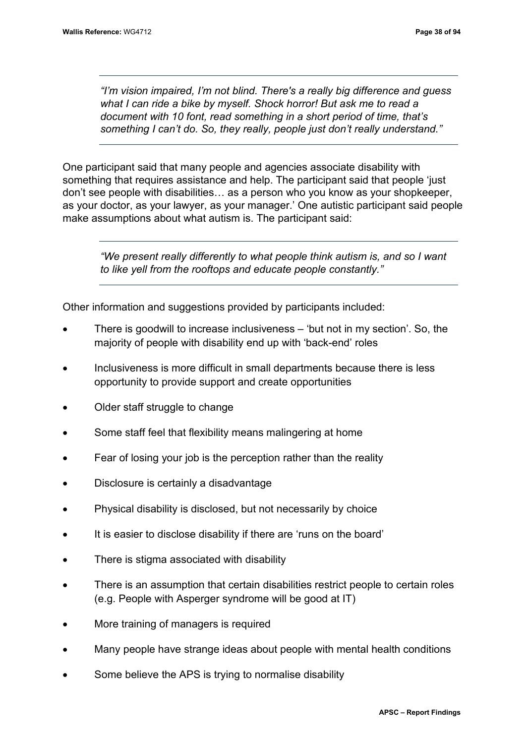> *"I'm vision impaired, I'm not blind. There's a really big difference and guess what I can ride a bike by myself. Shock horror! But ask me to read a document with 10 font, read something in a short period of time, that's something I can't do. So, they really, people just don't really understand."*

One participant said that many people and agencies associate disability with something that requires assistance and help. The participant said that people 'just don't see people with disabilities… as a person who you know as your shopkeeper, as your doctor, as your lawyer, as your manager.' One autistic participant said people make assumptions about what autism is. The participant said:

> *"We present really differently to what people think autism is, and so I want to like yell from the rooftops and educate people constantly."*

Other information and suggestions provided by participants included:

- There is goodwill to increase inclusiveness – 'but not in my section'. So, the majority of people with disability end up with 'back-end' roles
- Inclusiveness is more difficult in small departments because there is less opportunity to provide support and create opportunities
- Older staff struggle to change
- Some staff feel that flexibility means malingering at home
- Fear of losing your job is the perception rather than the reality
- Disclosure is certainly a disadvantage
- Physical disability is disclosed, but not necessarily by choice
- It is easier to disclose disability if there are 'runs on the board'
- There is stigma associated with disability
- There is an assumption that certain disabilities restrict people to certain roles (e.g. People with Asperger syndrome will be good at IT)
- More training of managers is required
- Many people have strange ideas about people with mental health conditions
- Some believe the APS is trying to normalise disability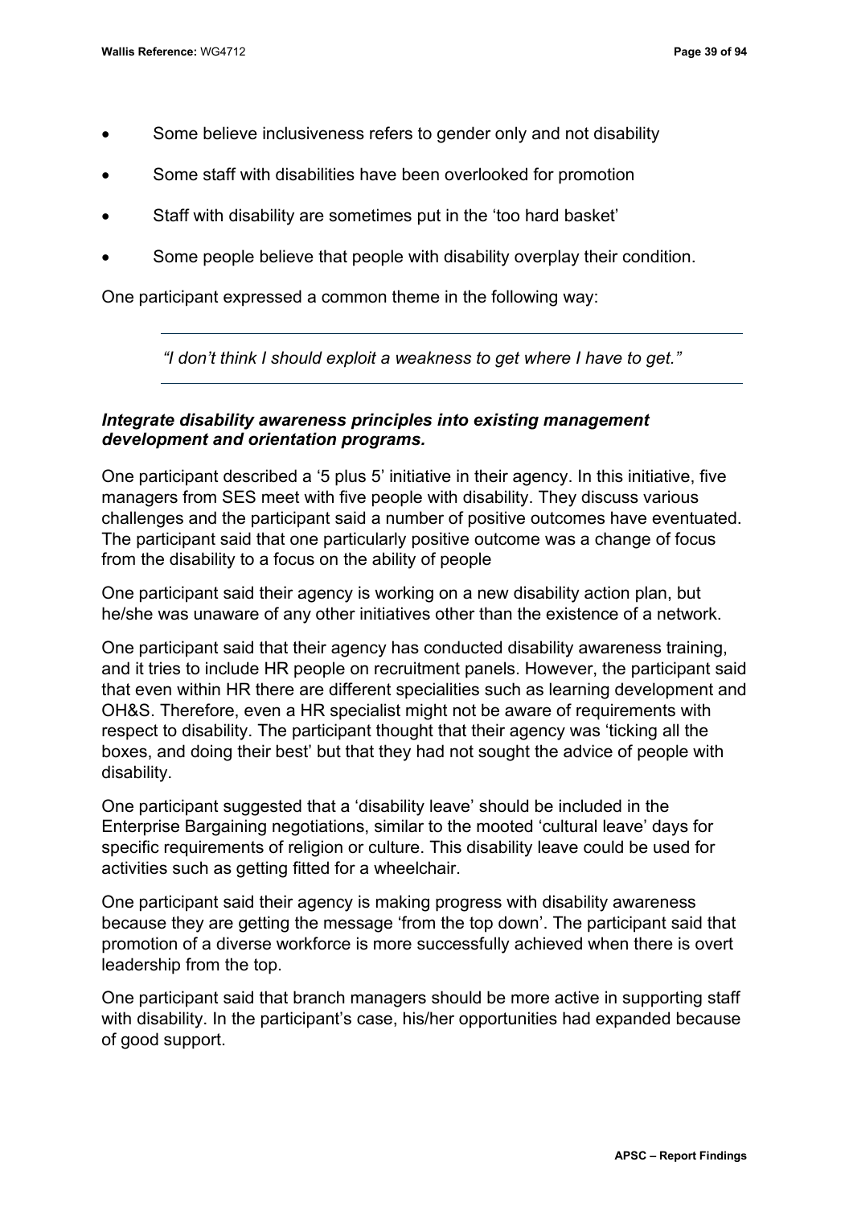- Some believe inclusiveness refers to gender only and not disability
- Some staff with disabilities have been overlooked for promotion
- Staff with disability are sometimes put in the 'too hard basket'
- Some people believe that people with disability overplay their condition.

One participant expressed a common theme in the following way:

> *"I don't think I should exploit a weakness to get where I have to get."*

***Integrate disability awareness principles into existing management development and orientation programs.***

One participant described a '5 plus 5' initiative in their agency. In this initiative, five managers from SES meet with five people with disability. They discuss various challenges and the participant said a number of positive outcomes have eventuated. The participant said that one particularly positive outcome was a change of focus from the disability to a focus on the ability of people

One participant said their agency is working on a new disability action plan, but he/she was unaware of any other initiatives other than the existence of a network.

One participant said that their agency has conducted disability awareness training, and it tries to include HR people on recruitment panels. However, the participant said that even within HR there are different specialities such as learning development and OH&S. Therefore, even a HR specialist might not be aware of requirements with respect to disability. The participant thought that their agency was 'ticking all the boxes, and doing their best' but that they had not sought the advice of people with disability.

One participant suggested that a 'disability leave' should be included in the Enterprise Bargaining negotiations, similar to the mooted 'cultural leave' days for specific requirements of religion or culture. This disability leave could be used for activities such as getting fitted for a wheelchair.

One participant said their agency is making progress with disability awareness because they are getting the message 'from the top down'. The participant said that promotion of a diverse workforce is more successfully achieved when there is overt leadership from the top.

One participant said that branch managers should be more active in supporting staff with disability. In the participant's case, his/her opportunities had expanded because of good support.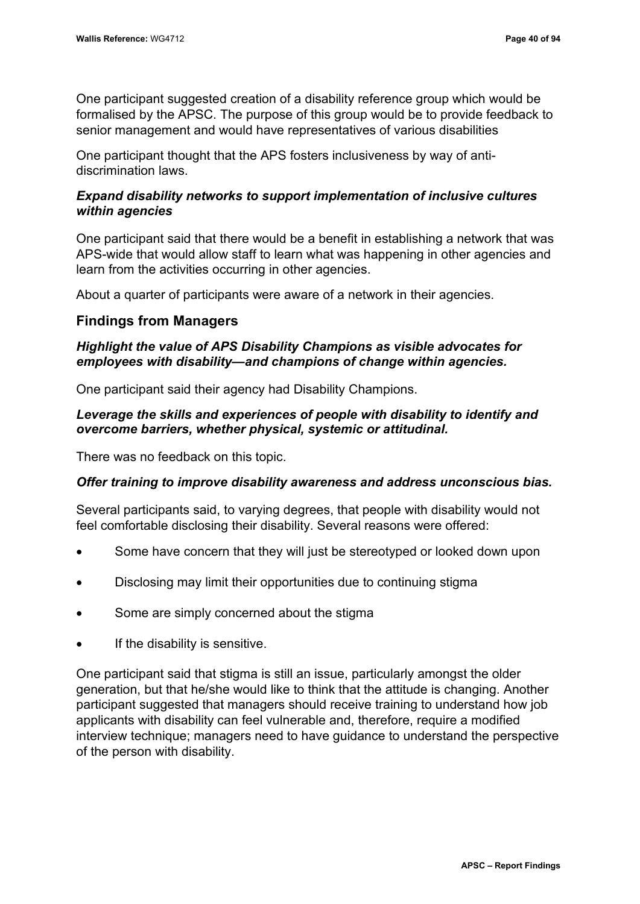One participant suggested creation of a disability reference group which would be formalised by the APSC. The purpose of this group would be to provide feedback to senior management and would have representatives of various disabilities

One participant thought that the APS fosters inclusiveness by way of anti-discrimination laws.

***Expand disability networks to support implementation of inclusive cultures within agencies***

One participant said that there would be a benefit in establishing a network that was APS-wide that would allow staff to learn what was happening in other agencies and learn from the activities occurring in other agencies.

About a quarter of participants were aware of a network in their agencies.

## Findings from Managers

***Highlight the value of APS Disability Champions as visible advocates for employees with disability—and champions of change within agencies.***

One participant said their agency had Disability Champions.

***Leverage the skills and experiences of people with disability to identify and overcome barriers, whether physical, systemic or attitudinal.***

There was no feedback on this topic.

***Offer training to improve disability awareness and address unconscious bias.***

Several participants said, to varying degrees, that people with disability would not feel comfortable disclosing their disability. Several reasons were offered:

- Some have concern that they will just be stereotyped or looked down upon
- Disclosing may limit their opportunities due to continuing stigma
- Some are simply concerned about the stigma
- If the disability is sensitive.

One participant said that stigma is still an issue, particularly amongst the older generation, but that he/she would like to think that the attitude is changing. Another participant suggested that managers should receive training to understand how job applicants with disability can feel vulnerable and, therefore, require a modified interview technique; managers need to have guidance to understand the perspective of the person with disability.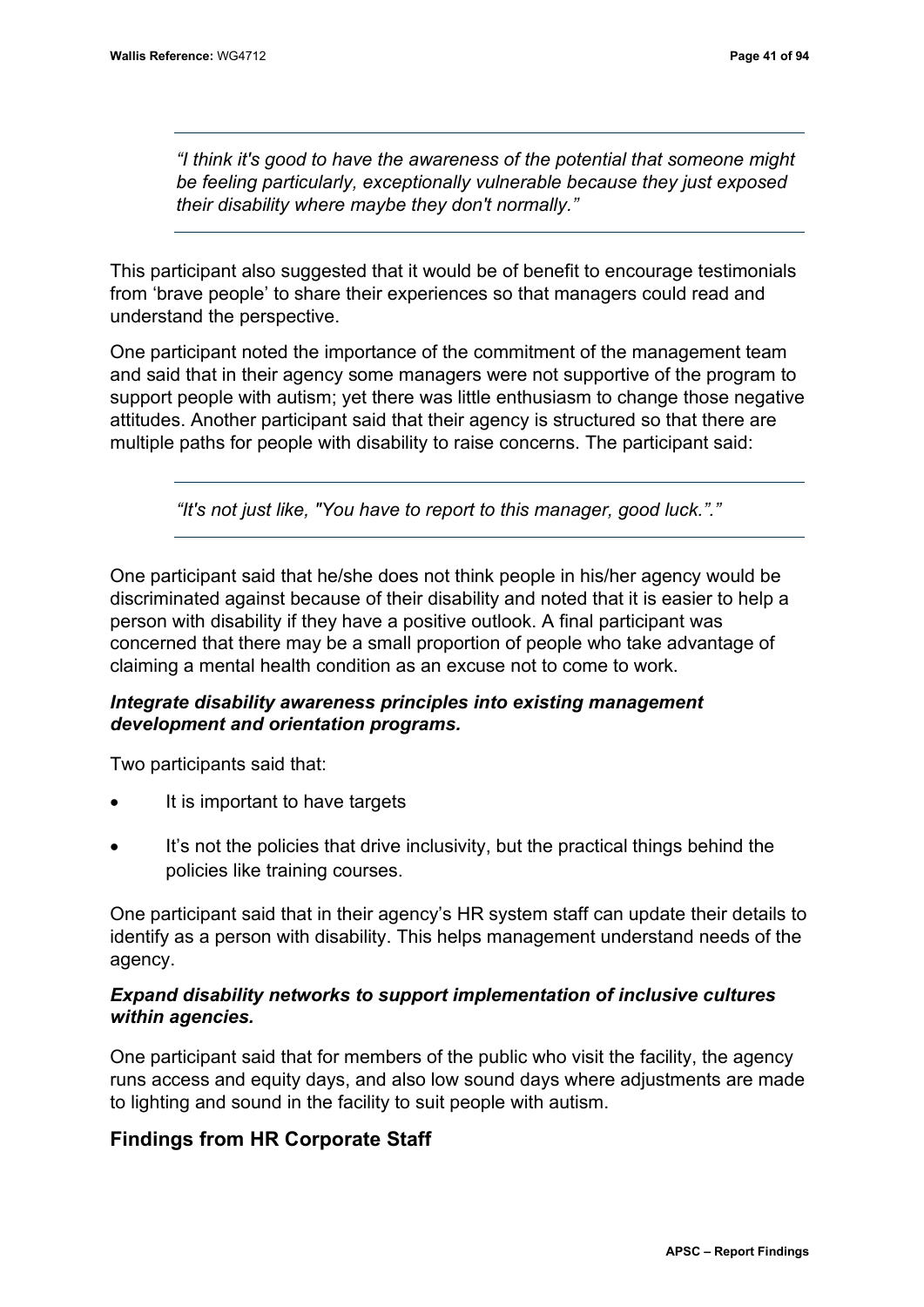> *"I think it's good to have the awareness of the potential that someone might be feeling particularly, exceptionally vulnerable because they just exposed their disability where maybe they don't normally."*

This participant also suggested that it would be of benefit to encourage testimonials from 'brave people' to share their experiences so that managers could read and understand the perspective.

One participant noted the importance of the commitment of the management team and said that in their agency some managers were not supportive of the program to support people with autism; yet there was little enthusiasm to change those negative attitudes. Another participant said that their agency is structured so that there are multiple paths for people with disability to raise concerns. The participant said:

> *"It's not just like, "You have to report to this manager, good luck."."*

One participant said that he/she does not think people in his/her agency would be discriminated against because of their disability and noted that it is easier to help a person with disability if they have a positive outlook. A final participant was concerned that there may be a small proportion of people who take advantage of claiming a mental health condition as an excuse not to come to work.

***Integrate disability awareness principles into existing management development and orientation programs.***

Two participants said that:

- It is important to have targets
- It's not the policies that drive inclusivity, but the practical things behind the policies like training courses.

One participant said that in their agency's HR system staff can update their details to identify as a person with disability. This helps management understand needs of the agency.

***Expand disability networks to support implementation of inclusive cultures within agencies.***

One participant said that for members of the public who visit the facility, the agency runs access and equity days, and also low sound days where adjustments are made to lighting and sound in the facility to suit people with autism.

## Findings from HR Corporate Staff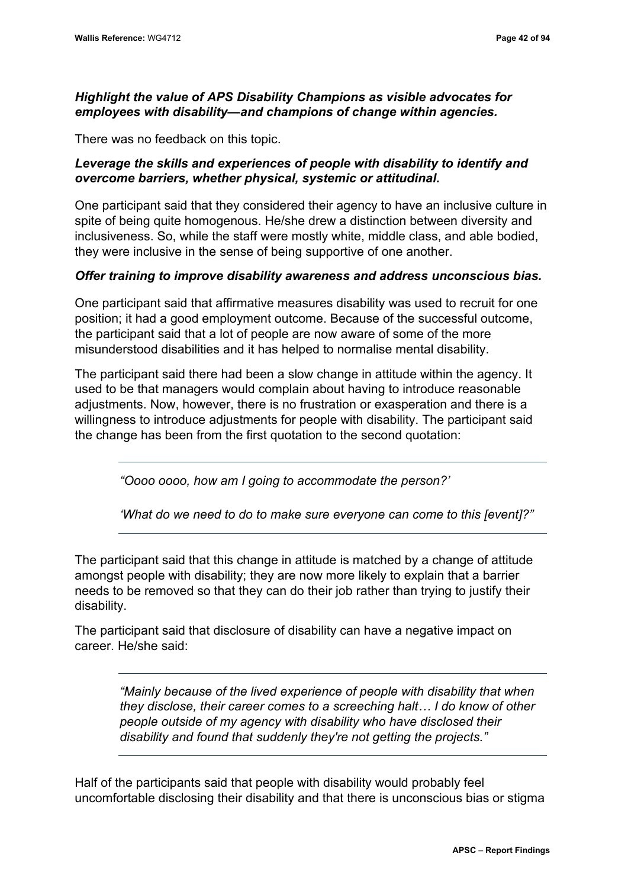***Highlight the value of APS Disability Champions as visible advocates for employees with disability—and champions of change within agencies.***

There was no feedback on this topic.

***Leverage the skills and experiences of people with disability to identify and overcome barriers, whether physical, systemic or attitudinal.***

One participant said that they considered their agency to have an inclusive culture in spite of being quite homogenous. He/she drew a distinction between diversity and inclusiveness. So, while the staff were mostly white, middle class, and able bodied, they were inclusive in the sense of being supportive of one another.

***Offer training to improve disability awareness and address unconscious bias.***

One participant said that affirmative measures disability was used to recruit for one position; it had a good employment outcome. Because of the successful outcome, the participant said that a lot of people are now aware of some of the more misunderstood disabilities and it has helped to normalise mental disability.

The participant said there had been a slow change in attitude within the agency. It used to be that managers would complain about having to introduce reasonable adjustments. Now, however, there is no frustration or exasperation and there is a willingness to introduce adjustments for people with disability. The participant said the change has been from the first quotation to the second quotation:

> *"Oooo oooo, how am I going to accommodate the person?'*
>
> *'What do we need to do to make sure everyone can come to this [event]?"*

The participant said that this change in attitude is matched by a change of attitude amongst people with disability; they are now more likely to explain that a barrier needs to be removed so that they can do their job rather than trying to justify their disability.

The participant said that disclosure of disability can have a negative impact on career. He/she said:

> *"Mainly because of the lived experience of people with disability that when they disclose, their career comes to a screeching halt… I do know of other people outside of my agency with disability who have disclosed their disability and found that suddenly they're not getting the projects."*

Half of the participants said that people with disability would probably feel uncomfortable disclosing their disability and that there is unconscious bias or stigma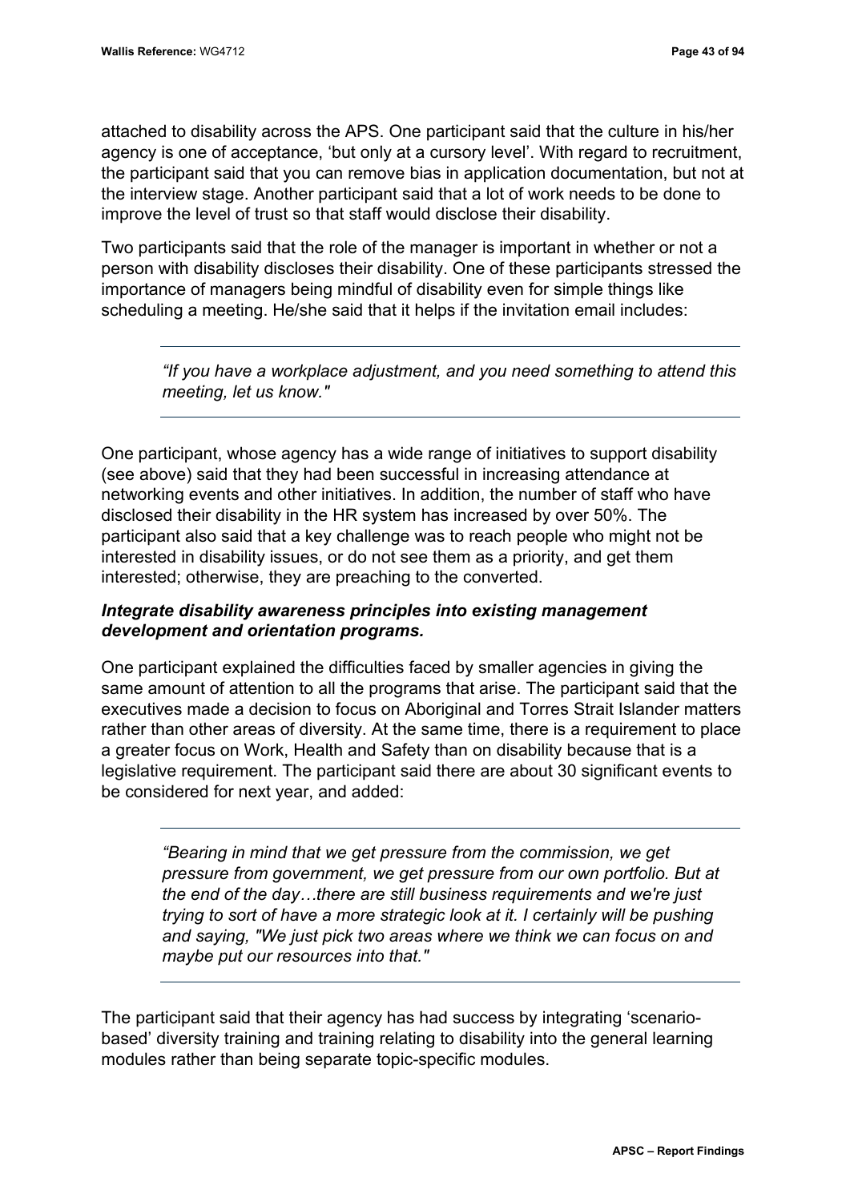attached to disability across the APS. One participant said that the culture in his/her agency is one of acceptance, 'but only at a cursory level'. With regard to recruitment, the participant said that you can remove bias in application documentation, but not at the interview stage. Another participant said that a lot of work needs to be done to improve the level of trust so that staff would disclose their disability.

Two participants said that the role of the manager is important in whether or not a person with disability discloses their disability. One of these participants stressed the importance of managers being mindful of disability even for simple things like scheduling a meeting. He/she said that it helps if the invitation email includes:

> *"If you have a workplace adjustment, and you need something to attend this meeting, let us know."*

One participant, whose agency has a wide range of initiatives to support disability (see above) said that they had been successful in increasing attendance at networking events and other initiatives. In addition, the number of staff who have disclosed their disability in the HR system has increased by over 50%. The participant also said that a key challenge was to reach people who might not be interested in disability issues, or do not see them as a priority, and get them interested; otherwise, they are preaching to the converted.

***Integrate disability awareness principles into existing management development and orientation programs.***

One participant explained the difficulties faced by smaller agencies in giving the same amount of attention to all the programs that arise. The participant said that the executives made a decision to focus on Aboriginal and Torres Strait Islander matters rather than other areas of diversity. At the same time, there is a requirement to place a greater focus on Work, Health and Safety than on disability because that is a legislative requirement. The participant said there are about 30 significant events to be considered for next year, and added:

> *"Bearing in mind that we get pressure from the commission, we get pressure from government, we get pressure from our own portfolio. But at the end of the day…there are still business requirements and we're just trying to sort of have a more strategic look at it. I certainly will be pushing and saying, "We just pick two areas where we think we can focus on and maybe put our resources into that."*

The participant said that their agency has had success by integrating 'scenario-based' diversity training and training relating to disability into the general learning modules rather than being separate topic-specific modules.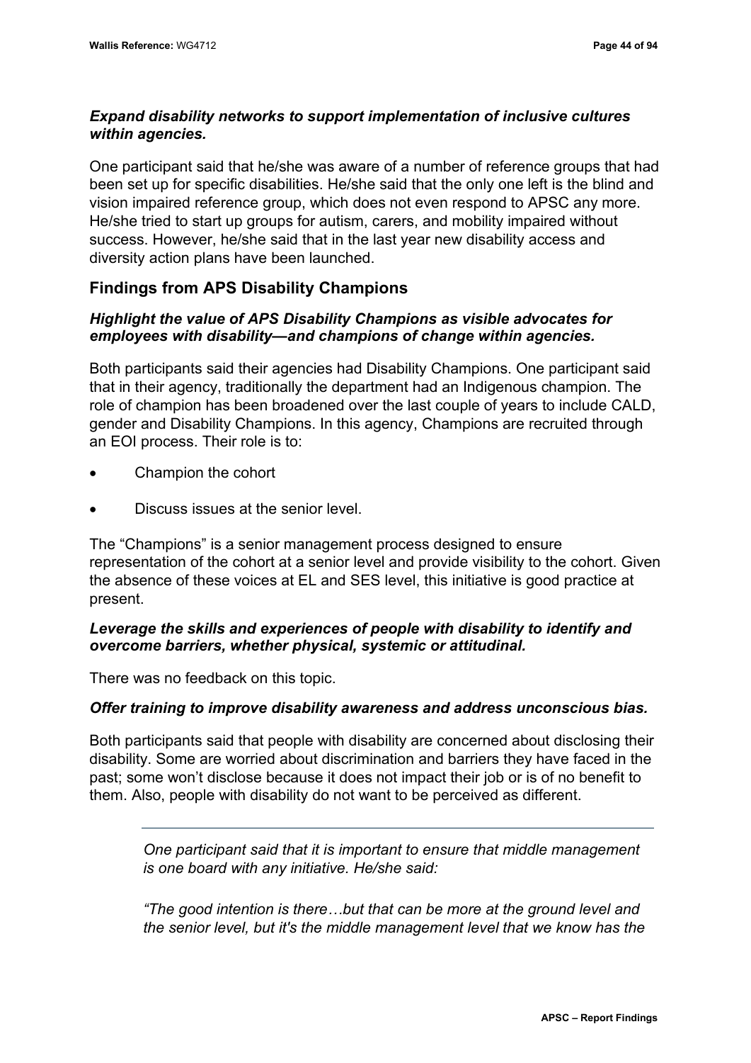***Expand disability networks to support implementation of inclusive cultures within agencies.***

One participant said that he/she was aware of a number of reference groups that had been set up for specific disabilities. He/she said that the only one left is the blind and vision impaired reference group, which does not even respond to APSC any more. He/she tried to start up groups for autism, carers, and mobility impaired without success. However, he/she said that in the last year new disability access and diversity action plans have been launched.

## Findings from APS Disability Champions

***Highlight the value of APS Disability Champions as visible advocates for employees with disability—and champions of change within agencies.***

Both participants said their agencies had Disability Champions. One participant said that in their agency, traditionally the department had an Indigenous champion. The role of champion has been broadened over the last couple of years to include CALD, gender and Disability Champions. In this agency, Champions are recruited through an EOI process. Their role is to:

- Champion the cohort
- Discuss issues at the senior level.

The "Champions" is a senior management process designed to ensure representation of the cohort at a senior level and provide visibility to the cohort. Given the absence of these voices at EL and SES level, this initiative is good practice at present.

***Leverage the skills and experiences of people with disability to identify and overcome barriers, whether physical, systemic or attitudinal.***

There was no feedback on this topic.

***Offer training to improve disability awareness and address unconscious bias.***

Both participants said that people with disability are concerned about disclosing their disability. Some are worried about discrimination and barriers they have faced in the past; some won't disclose because it does not impact their job or is of no benefit to them. Also, people with disability do not want to be perceived as different.

---

> *One participant said that it is important to ensure that middle management is one board with any initiative. He/she said:*
>
> *"The good intention is there…but that can be more at the ground level and the senior level, but it's the middle management level that we know has the*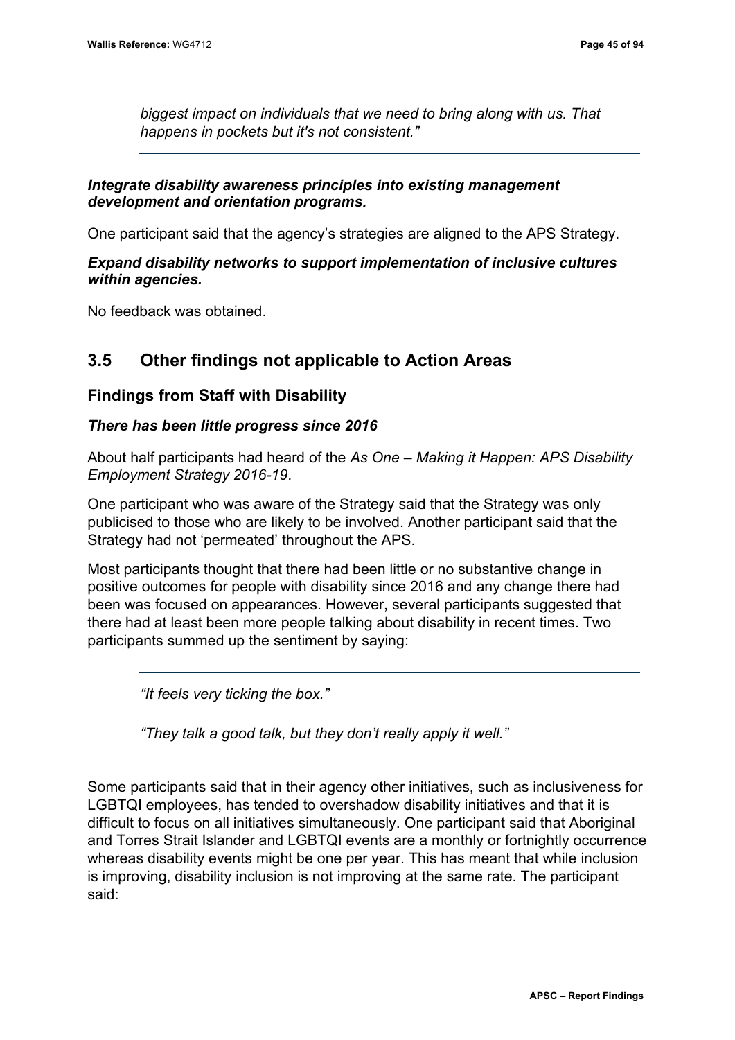*biggest impact on individuals that we need to bring along with us. That happens in pockets but it's not consistent."*

---

***Integrate disability awareness principles into existing management development and orientation programs.***

One participant said that the agency's strategies are aligned to the APS Strategy.

***Expand disability networks to support implementation of inclusive cultures within agencies.***

No feedback was obtained.

## 3.5 Other findings not applicable to Action Areas

### Findings from Staff with Disability

***There has been little progress since 2016***

About half participants had heard of the *As One – Making it Happen: APS Disability Employment Strategy 2016-19*.

One participant who was aware of the Strategy said that the Strategy was only publicised to those who are likely to be involved. Another participant said that the Strategy had not 'permeated' throughout the APS.

Most participants thought that there had been little or no substantive change in positive outcomes for people with disability since 2016 and any change there had been was focused on appearances. However, several participants suggested that there had at least been more people talking about disability in recent times. Two participants summed up the sentiment by saying:

---

*"It feels very ticking the box."*

*"They talk a good talk, but they don't really apply it well."*

---

Some participants said that in their agency other initiatives, such as inclusiveness for LGBTQI employees, has tended to overshadow disability initiatives and that it is difficult to focus on all initiatives simultaneously. One participant said that Aboriginal and Torres Strait Islander and LGBTQI events are a monthly or fortnightly occurrence whereas disability events might be one per year. This has meant that while inclusion is improving, disability inclusion is not improving at the same rate. The participant said: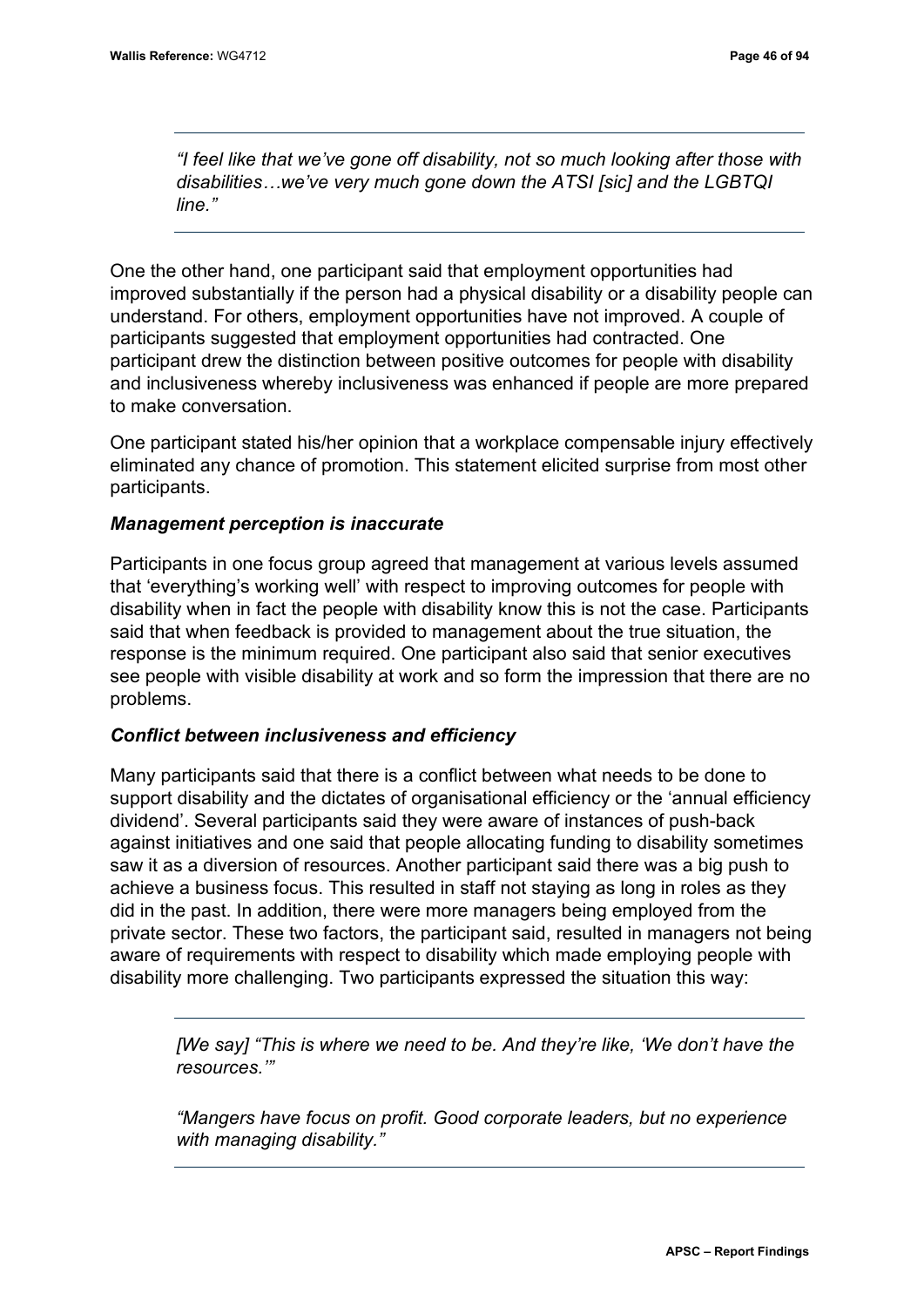> *"I feel like that we've gone off disability, not so much looking after those with disabilities…we've very much gone down the ATSI [sic] and the LGBTQI line."*

One the other hand, one participant said that employment opportunities had improved substantially if the person had a physical disability or a disability people can understand. For others, employment opportunities have not improved. A couple of participants suggested that employment opportunities had contracted. One participant drew the distinction between positive outcomes for people with disability and inclusiveness whereby inclusiveness was enhanced if people are more prepared to make conversation.

One participant stated his/her opinion that a workplace compensable injury effectively eliminated any chance of promotion. This statement elicited surprise from most other participants.

***Management perception is inaccurate***

Participants in one focus group agreed that management at various levels assumed that 'everything's working well' with respect to improving outcomes for people with disability when in fact the people with disability know this is not the case. Participants said that when feedback is provided to management about the true situation, the response is the minimum required. One participant also said that senior executives see people with visible disability at work and so form the impression that there are no problems.

***Conflict between inclusiveness and efficiency***

Many participants said that there is a conflict between what needs to be done to support disability and the dictates of organisational efficiency or the 'annual efficiency dividend'. Several participants said they were aware of instances of push-back against initiatives and one said that people allocating funding to disability sometimes saw it as a diversion of resources. Another participant said there was a big push to achieve a business focus. This resulted in staff not staying as long in roles as they did in the past. In addition, there were more managers being employed from the private sector. These two factors, the participant said, resulted in managers not being aware of requirements with respect to disability which made employing people with disability more challenging. Two participants expressed the situation this way:

> *[We say] "This is where we need to be. And they're like, 'We don't have the resources.'"*
>
> *"Mangers have focus on profit. Good corporate leaders, but no experience with managing disability."*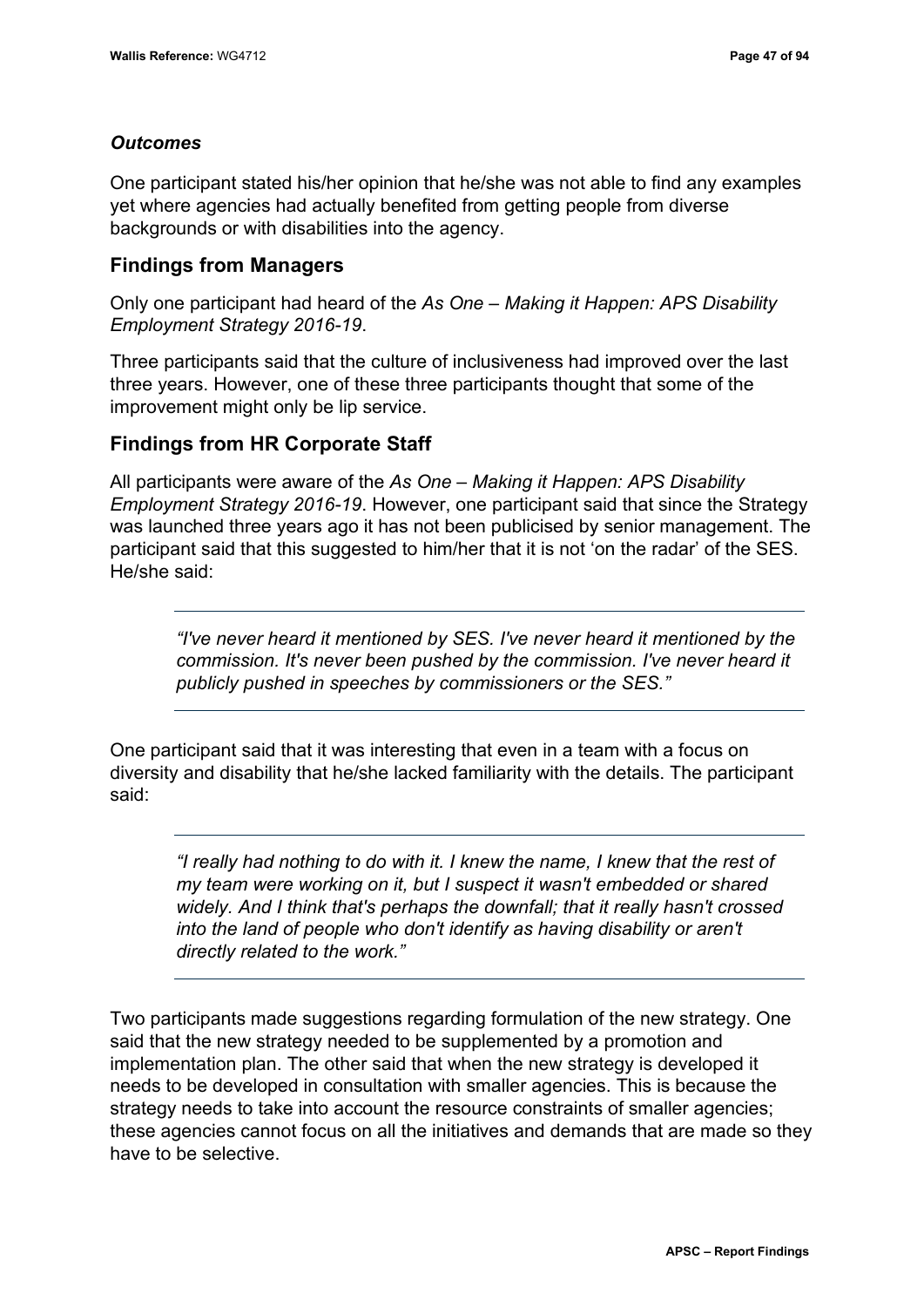### *Outcomes*

One participant stated his/her opinion that he/she was not able to find any examples yet where agencies had actually benefited from getting people from diverse backgrounds or with disabilities into the agency.

## Findings from Managers

Only one participant had heard of the *As One – Making it Happen: APS Disability Employment Strategy 2016-19*.

Three participants said that the culture of inclusiveness had improved over the last three years. However, one of these three participants thought that some of the improvement might only be lip service.

## Findings from HR Corporate Staff

All participants were aware of the *As One – Making it Happen: APS Disability Employment Strategy 2016-19*. However, one participant said that since the Strategy was launched three years ago it has not been publicised by senior management. The participant said that this suggested to him/her that it is not 'on the radar' of the SES. He/she said:

> *"I've never heard it mentioned by SES. I've never heard it mentioned by the commission. It's never been pushed by the commission. I've never heard it publicly pushed in speeches by commissioners or the SES."*

One participant said that it was interesting that even in a team with a focus on diversity and disability that he/she lacked familiarity with the details. The participant said:

> *"I really had nothing to do with it. I knew the name, I knew that the rest of my team were working on it, but I suspect it wasn't embedded or shared widely. And I think that's perhaps the downfall; that it really hasn't crossed into the land of people who don't identify as having disability or aren't directly related to the work."*

Two participants made suggestions regarding formulation of the new strategy. One said that the new strategy needed to be supplemented by a promotion and implementation plan. The other said that when the new strategy is developed it needs to be developed in consultation with smaller agencies. This is because the strategy needs to take into account the resource constraints of smaller agencies; these agencies cannot focus on all the initiatives and demands that are made so they have to be selective.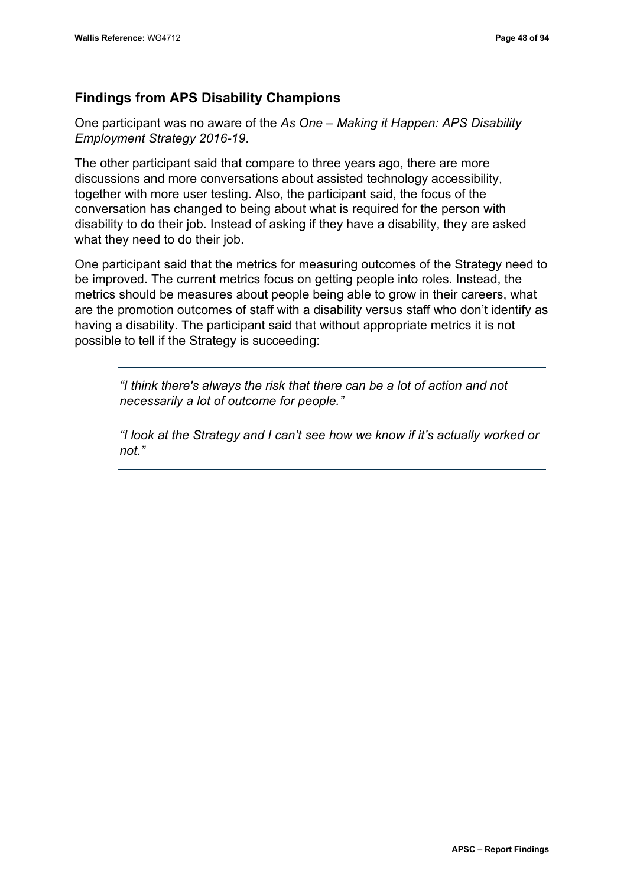## Findings from APS Disability Champions

One participant was no aware of the *As One – Making it Happen: APS Disability Employment Strategy 2016-19*.

The other participant said that compare to three years ago, there are more discussions and more conversations about assisted technology accessibility, together with more user testing. Also, the participant said, the focus of the conversation has changed to being about what is required for the person with disability to do their job. Instead of asking if they have a disability, they are asked what they need to do their job.

One participant said that the metrics for measuring outcomes of the Strategy need to be improved. The current metrics focus on getting people into roles. Instead, the metrics should be measures about people being able to grow in their careers, what are the promotion outcomes of staff with a disability versus staff who don't identify as having a disability. The participant said that without appropriate metrics it is not possible to tell if the Strategy is succeeding:

> *"I think there's always the risk that there can be a lot of action and not necessarily a lot of outcome for people."*
>
> *"I look at the Strategy and I can't see how we know if it's actually worked or not."*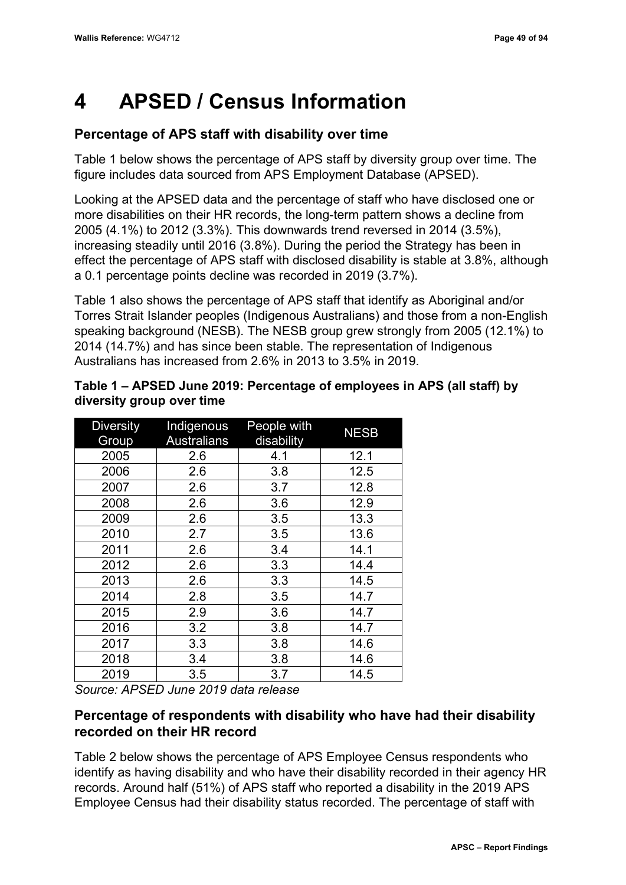# 4 APSED / Census Information

### Percentage of APS staff with disability over time

Table 1 below shows the percentage of APS staff by diversity group over time. The figure includes data sourced from APS Employment Database (APSED).

Looking at the APSED data and the percentage of staff who have disclosed one or more disabilities on their HR records, the long-term pattern shows a decline from 2005 (4.1%) to 2012 (3.3%). This downwards trend reversed in 2014 (3.5%), increasing steadily until 2016 (3.8%). During the period the Strategy has been in effect the percentage of APS staff with disclosed disability is stable at 3.8%, although a 0.1 percentage points decline was recorded in 2019 (3.7%).

Table 1 also shows the percentage of APS staff that identify as Aboriginal and/or Torres Strait Islander peoples (Indigenous Australians) and those from a non-English speaking background (NESB). The NESB group grew strongly from 2005 (12.1%) to 2014 (14.7%) and has since been stable. The representation of Indigenous Australians has increased from 2.6% in 2013 to 3.5% in 2019.

**Table 1 – APSED June 2019: Percentage of employees in APS (all staff) by diversity group over time**

| Diversity Group | Indigenous Australians | People with disability | NESB |
|---|---|---|---|
| 2005 | 2.6 | 4.1 | 12.1 |
| 2006 | 2.6 | 3.8 | 12.5 |
| 2007 | 2.6 | 3.7 | 12.8 |
| 2008 | 2.6 | 3.6 | 12.9 |
| 2009 | 2.6 | 3.5 | 13.3 |
| 2010 | 2.7 | 3.5 | 13.6 |
| 2011 | 2.6 | 3.4 | 14.1 |
| 2012 | 2.6 | 3.3 | 14.4 |
| 2013 | 2.6 | 3.3 | 14.5 |
| 2014 | 2.8 | 3.5 | 14.7 |
| 2015 | 2.9 | 3.6 | 14.7 |
| 2016 | 3.2 | 3.8 | 14.7 |
| 2017 | 3.3 | 3.8 | 14.6 |
| 2018 | 3.4 | 3.8 | 14.6 |
| 2019 | 3.5 | 3.7 | 14.5 |

*Source: APSED June 2019 data release*

### Percentage of respondents with disability who have had their disability recorded on their HR record

Table 2 below shows the percentage of APS Employee Census respondents who identify as having disability and who have their disability recorded in their agency HR records. Around half (51%) of APS staff who reported a disability in the 2019 APS Employee Census had their disability status recorded. The percentage of staff with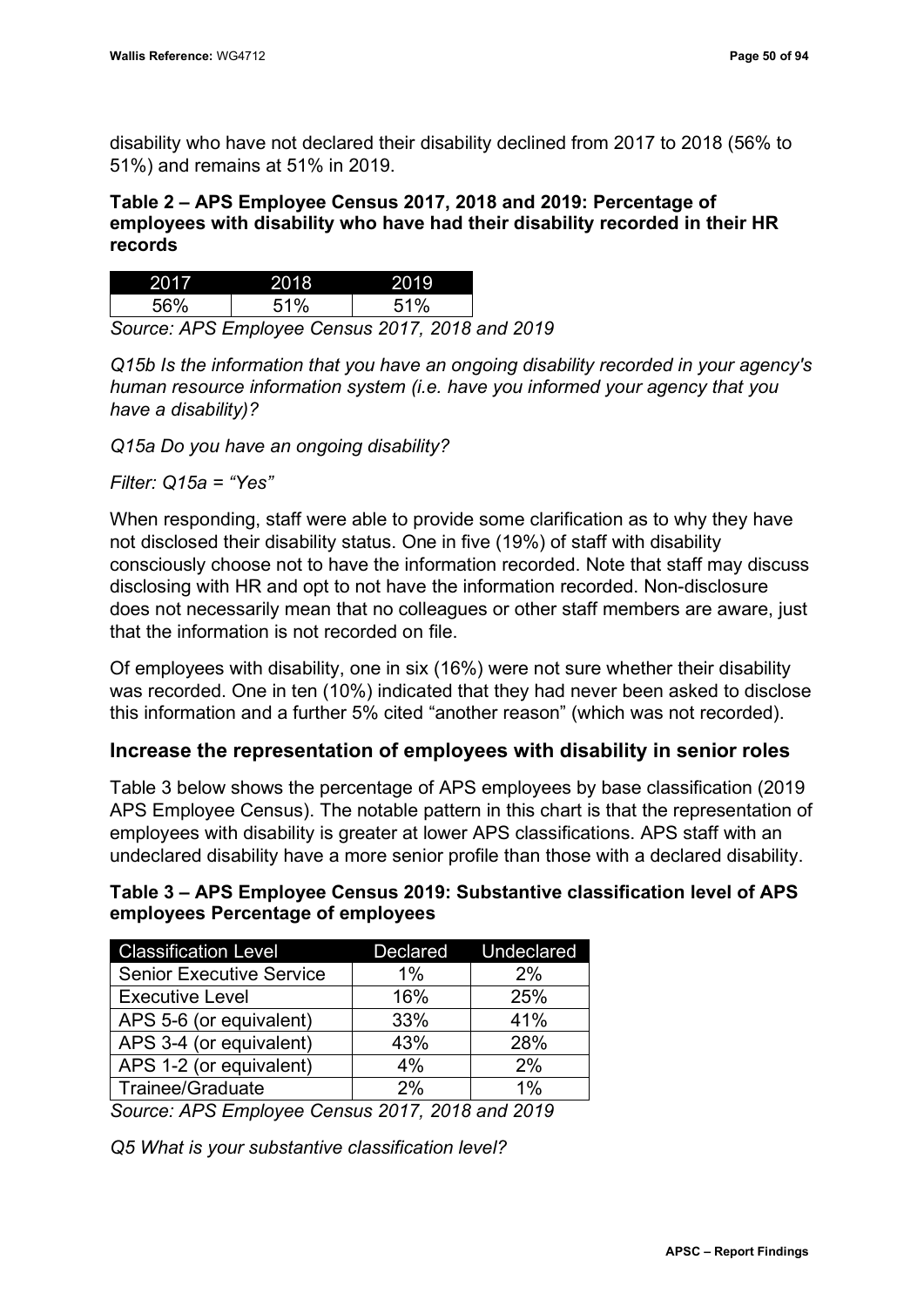disability who have not declared their disability declined from 2017 to 2018 (56% to 51%) and remains at 51% in 2019.

**Table 2 – APS Employee Census 2017, 2018 and 2019: Percentage of employees with disability who have had their disability recorded in their HR records**

| 2017 | 2018 | 2019 |
|---|---|---|
| 56% | 51% | 51% |

*Source: APS Employee Census 2017, 2018 and 2019*

*Q15b Is the information that you have an ongoing disability recorded in your agency's human resource information system (i.e. have you informed your agency that you have a disability)?*

*Q15a Do you have an ongoing disability?*

*Filter: Q15a = "Yes"*

When responding, staff were able to provide some clarification as to why they have not disclosed their disability status. One in five (19%) of staff with disability consciously choose not to have the information recorded. Note that staff may discuss disclosing with HR and opt to not have the information recorded. Non-disclosure does not necessarily mean that no colleagues or other staff members are aware, just that the information is not recorded on file.

Of employees with disability, one in six (16%) were not sure whether their disability was recorded. One in ten (10%) indicated that they had never been asked to disclose this information and a further 5% cited "another reason" (which was not recorded).

## Increase the representation of employees with disability in senior roles

Table 3 below shows the percentage of APS employees by base classification (2019 APS Employee Census). The notable pattern in this chart is that the representation of employees with disability is greater at lower APS classifications. APS staff with an undeclared disability have a more senior profile than those with a declared disability.

**Table 3 – APS Employee Census 2019: Substantive classification level of APS employees Percentage of employees**

| Classification Level | Declared | Undeclared |
|---|---|---|
| Senior Executive Service | 1% | 2% |
| Executive Level | 16% | 25% |
| APS 5-6 (or equivalent) | 33% | 41% |
| APS 3-4 (or equivalent) | 43% | 28% |
| APS 1-2 (or equivalent) | 4% | 2% |
| Trainee/Graduate | 2% | 1% |

*Source: APS Employee Census 2017, 2018 and 2019*

*Q5 What is your substantive classification level?*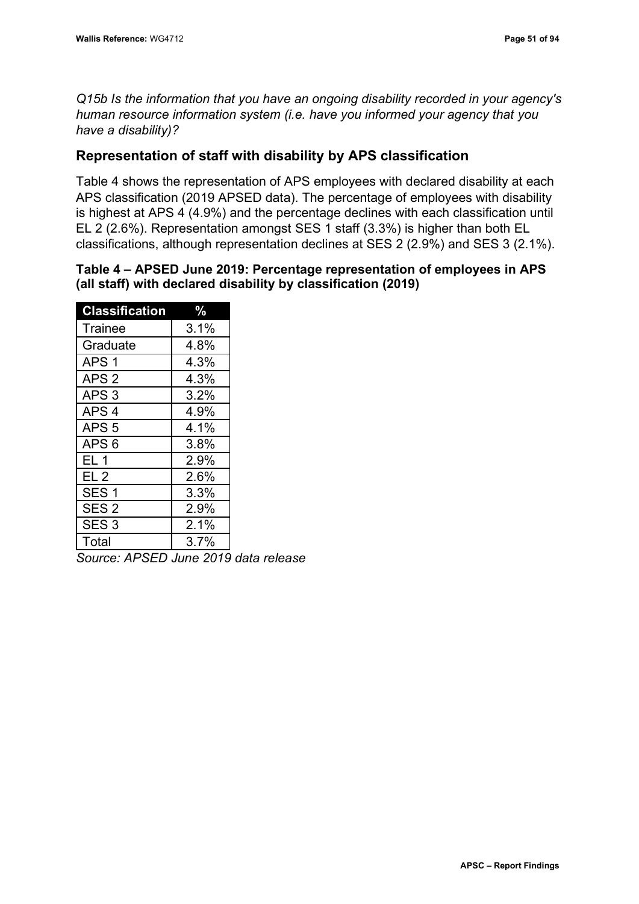*Q15b Is the information that you have an ongoing disability recorded in your agency's human resource information system (i.e. have you informed your agency that you have a disability)?*

## Representation of staff with disability by APS classification

Table 4 shows the representation of APS employees with declared disability at each APS classification (2019 APSED data). The percentage of employees with disability is highest at APS 4 (4.9%) and the percentage declines with each classification until EL 2 (2.6%). Representation amongst SES 1 staff (3.3%) is higher than both EL classifications, although representation declines at SES 2 (2.9%) and SES 3 (2.1%).

**Table 4 – APSED June 2019: Percentage representation of employees in APS (all staff) with declared disability by classification (2019)**

| Classification | % |
|---|---|
| Trainee | 3.1% |
| Graduate | 4.8% |
| APS 1 | 4.3% |
| APS 2 | 4.3% |
| APS 3 | 3.2% |
| APS 4 | 4.9% |
| APS 5 | 4.1% |
| APS 6 | 3.8% |
| EL 1 | 2.9% |
| EL 2 | 2.6% |
| SES 1 | 3.3% |
| SES 2 | 2.9% |
| SES 3 | 2.1% |
| Total | 3.7% |

*Source: APSED June 2019 data release*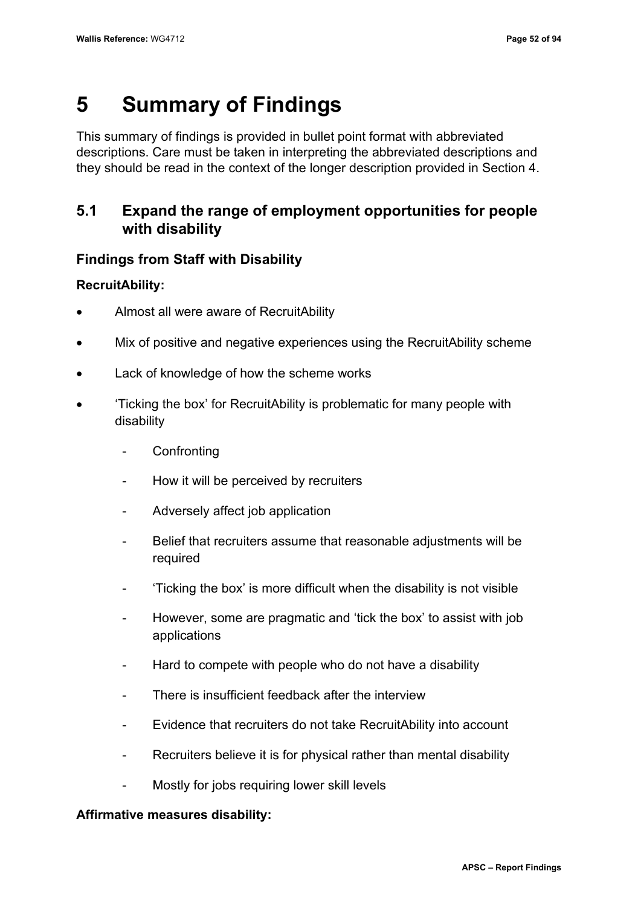# 5 Summary of Findings

This summary of findings is provided in bullet point format with abbreviated descriptions. Care must be taken in interpreting the abbreviated descriptions and they should be read in the context of the longer description provided in Section 4.

## 5.1 Expand the range of employment opportunities for people with disability

### Findings from Staff with Disability

**RecruitAbility:**

- Almost all were aware of RecruitAbility
- Mix of positive and negative experiences using the RecruitAbility scheme
- Lack of knowledge of how the scheme works
- 'Ticking the box' for RecruitAbility is problematic for many people with disability
  - Confronting
  - How it will be perceived by recruiters
  - Adversely affect job application
  - Belief that recruiters assume that reasonable adjustments will be required
  - 'Ticking the box' is more difficult when the disability is not visible
  - However, some are pragmatic and 'tick the box' to assist with job applications
  - Hard to compete with people who do not have a disability
  - There is insufficient feedback after the interview
  - Evidence that recruiters do not take RecruitAbility into account
  - Recruiters believe it is for physical rather than mental disability
  - Mostly for jobs requiring lower skill levels

**Affirmative measures disability:**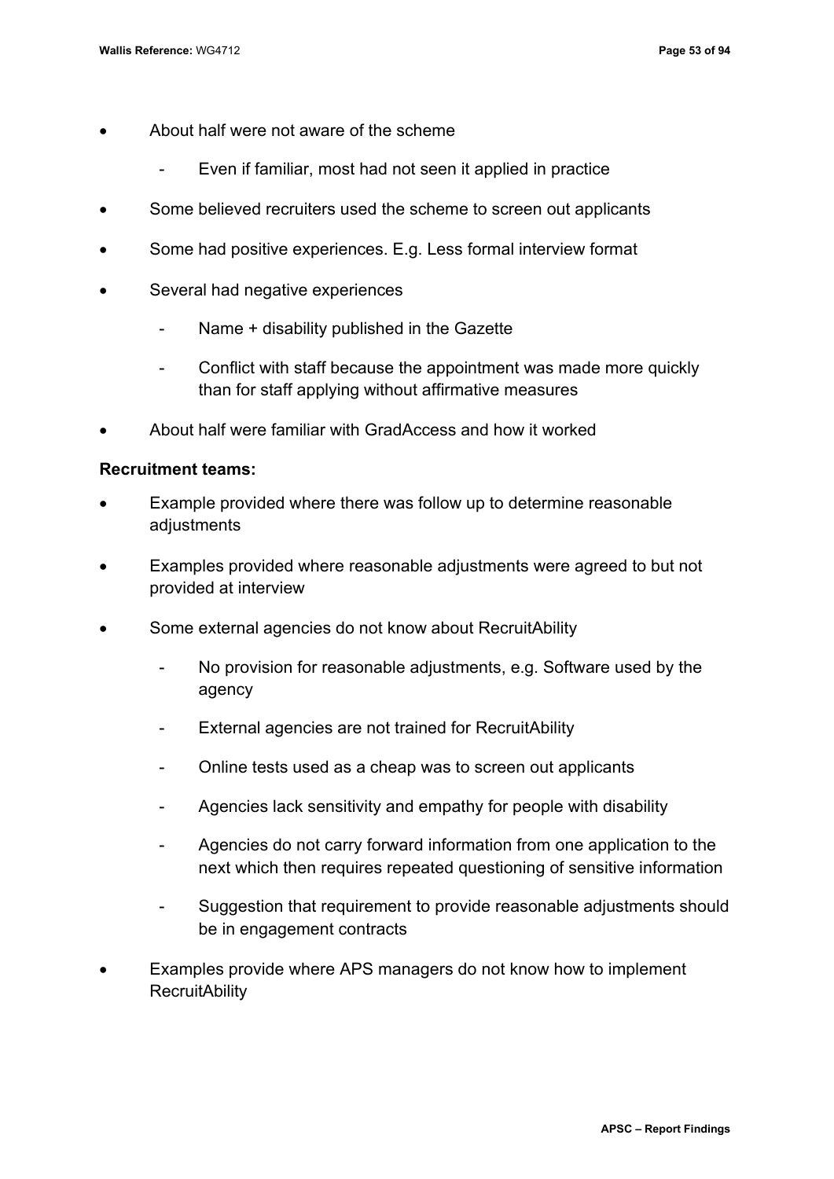- About half were not aware of the scheme
  - Even if familiar, most had not seen it applied in practice
- Some believed recruiters used the scheme to screen out applicants
- Some had positive experiences. E.g. Less formal interview format
- Several had negative experiences
  - Name + disability published in the Gazette
  - Conflict with staff because the appointment was made more quickly than for staff applying without affirmative measures
- About half were familiar with GradAccess and how it worked

**Recruitment teams:**

- Example provided where there was follow up to determine reasonable adjustments
- Examples provided where reasonable adjustments were agreed to but not provided at interview
- Some external agencies do not know about RecruitAbility
  - No provision for reasonable adjustments, e.g. Software used by the agency
  - External agencies are not trained for RecruitAbility
  - Online tests used as a cheap was to screen out applicants
  - Agencies lack sensitivity and empathy for people with disability
  - Agencies do not carry forward information from one application to the next which then requires repeated questioning of sensitive information
  - Suggestion that requirement to provide reasonable adjustments should be in engagement contracts
- Examples provide where APS managers do not know how to implement RecruitAbility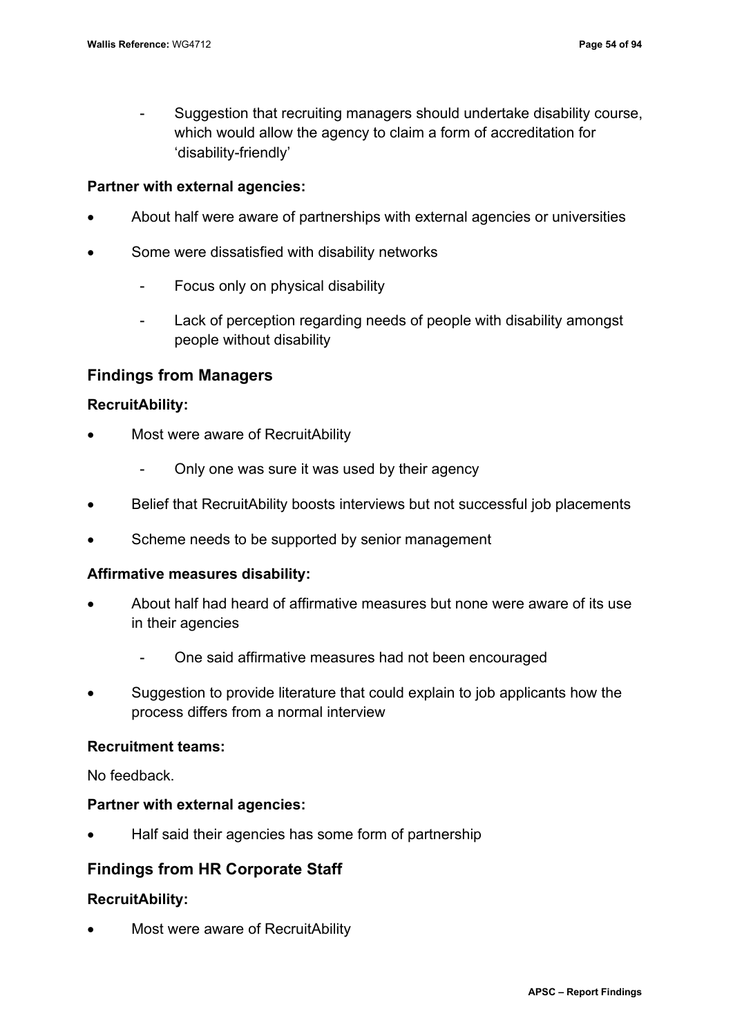- Suggestion that recruiting managers should undertake disability course, which would allow the agency to claim a form of accreditation for 'disability-friendly'

**Partner with external agencies:**

- About half were aware of partnerships with external agencies or universities
- Some were dissatisfied with disability networks
  - Focus only on physical disability
  - Lack of perception regarding needs of people with disability amongst people without disability

## Findings from Managers

**RecruitAbility:**

- Most were aware of RecruitAbility
  - Only one was sure it was used by their agency
- Belief that RecruitAbility boosts interviews but not successful job placements
- Scheme needs to be supported by senior management

**Affirmative measures disability:**

- About half had heard of affirmative measures but none were aware of its use in their agencies
  - One said affirmative measures had not been encouraged
- Suggestion to provide literature that could explain to job applicants how the process differs from a normal interview

**Recruitment teams:**

No feedback.

**Partner with external agencies:**

- Half said their agencies has some form of partnership

## Findings from HR Corporate Staff

**RecruitAbility:**

- Most were aware of RecruitAbility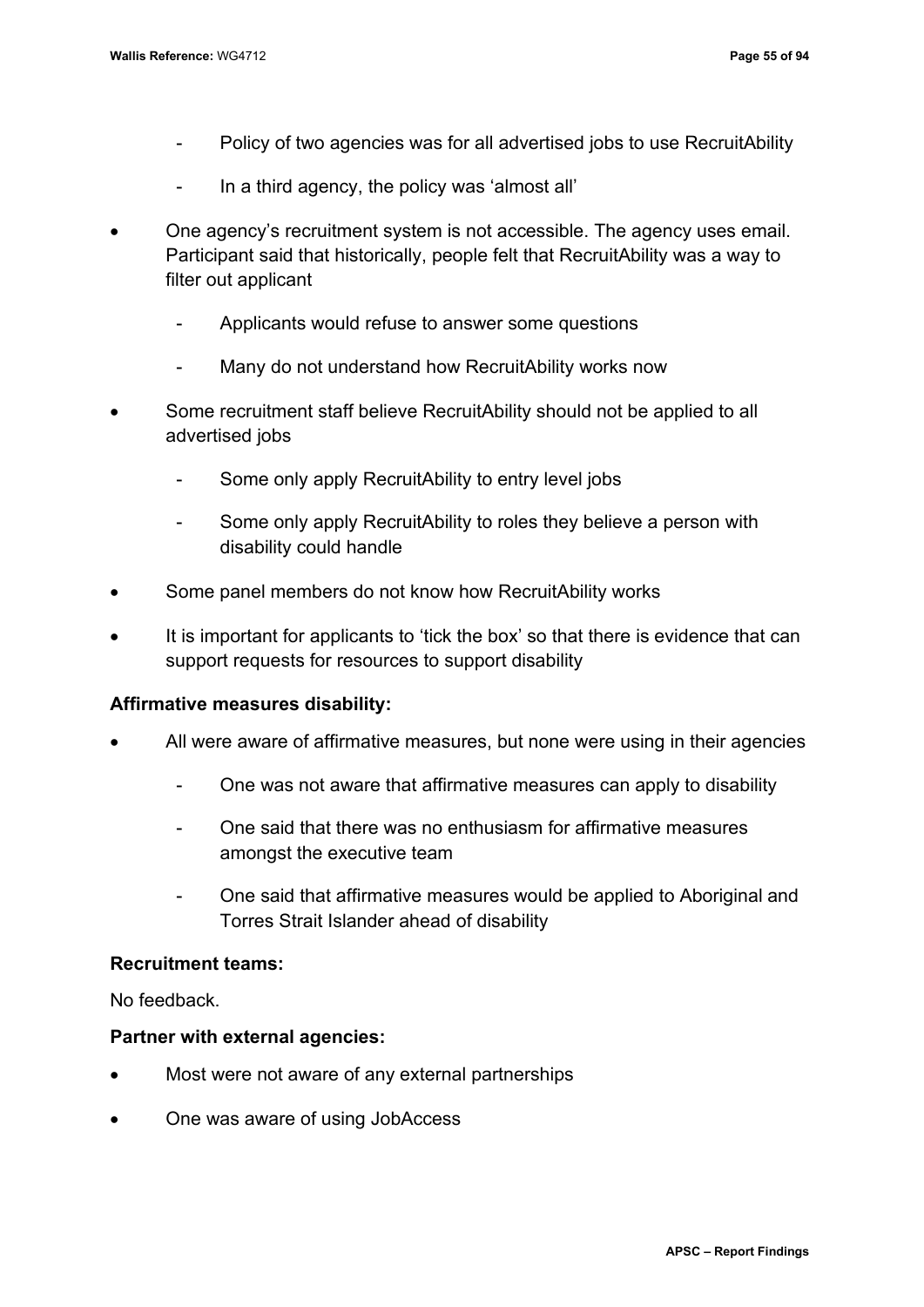- Policy of two agencies was for all advertised jobs to use RecruitAbility
  - In a third agency, the policy was 'almost all'
- One agency's recruitment system is not accessible. The agency uses email. Participant said that historically, people felt that RecruitAbility was a way to filter out applicant
  - Applicants would refuse to answer some questions
  - Many do not understand how RecruitAbility works now
- Some recruitment staff believe RecruitAbility should not be applied to all advertised jobs
  - Some only apply RecruitAbility to entry level jobs
  - Some only apply RecruitAbility to roles they believe a person with disability could handle
- Some panel members do not know how RecruitAbility works
- It is important for applicants to 'tick the box' so that there is evidence that can support requests for resources to support disability

**Affirmative measures disability:**

- All were aware of affirmative measures, but none were using in their agencies
  - One was not aware that affirmative measures can apply to disability
  - One said that there was no enthusiasm for affirmative measures amongst the executive team
  - One said that affirmative measures would be applied to Aboriginal and Torres Strait Islander ahead of disability

**Recruitment teams:**

No feedback.

**Partner with external agencies:**

- Most were not aware of any external partnerships
- One was aware of using JobAccess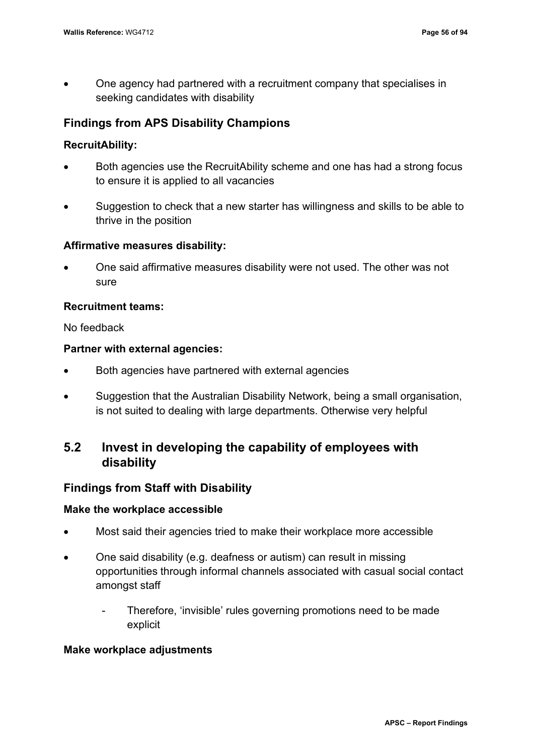- One agency had partnered with a recruitment company that specialises in seeking candidates with disability

### Findings from APS Disability Champions

#### RecruitAbility:

- Both agencies use the RecruitAbility scheme and one has had a strong focus to ensure it is applied to all vacancies
- Suggestion to check that a new starter has willingness and skills to be able to thrive in the position

#### Affirmative measures disability:

- One said affirmative measures disability were not used. The other was not sure

#### Recruitment teams:

No feedback

#### Partner with external agencies:

- Both agencies have partnered with external agencies
- Suggestion that the Australian Disability Network, being a small organisation, is not suited to dealing with large departments. Otherwise very helpful

## 5.2 Invest in developing the capability of employees with disability

### Findings from Staff with Disability

#### Make the workplace accessible

- Most said their agencies tried to make their workplace more accessible
- One said disability (e.g. deafness or autism) can result in missing opportunities through informal channels associated with casual social contact amongst staff
  - Therefore, 'invisible' rules governing promotions need to be made explicit

#### Make workplace adjustments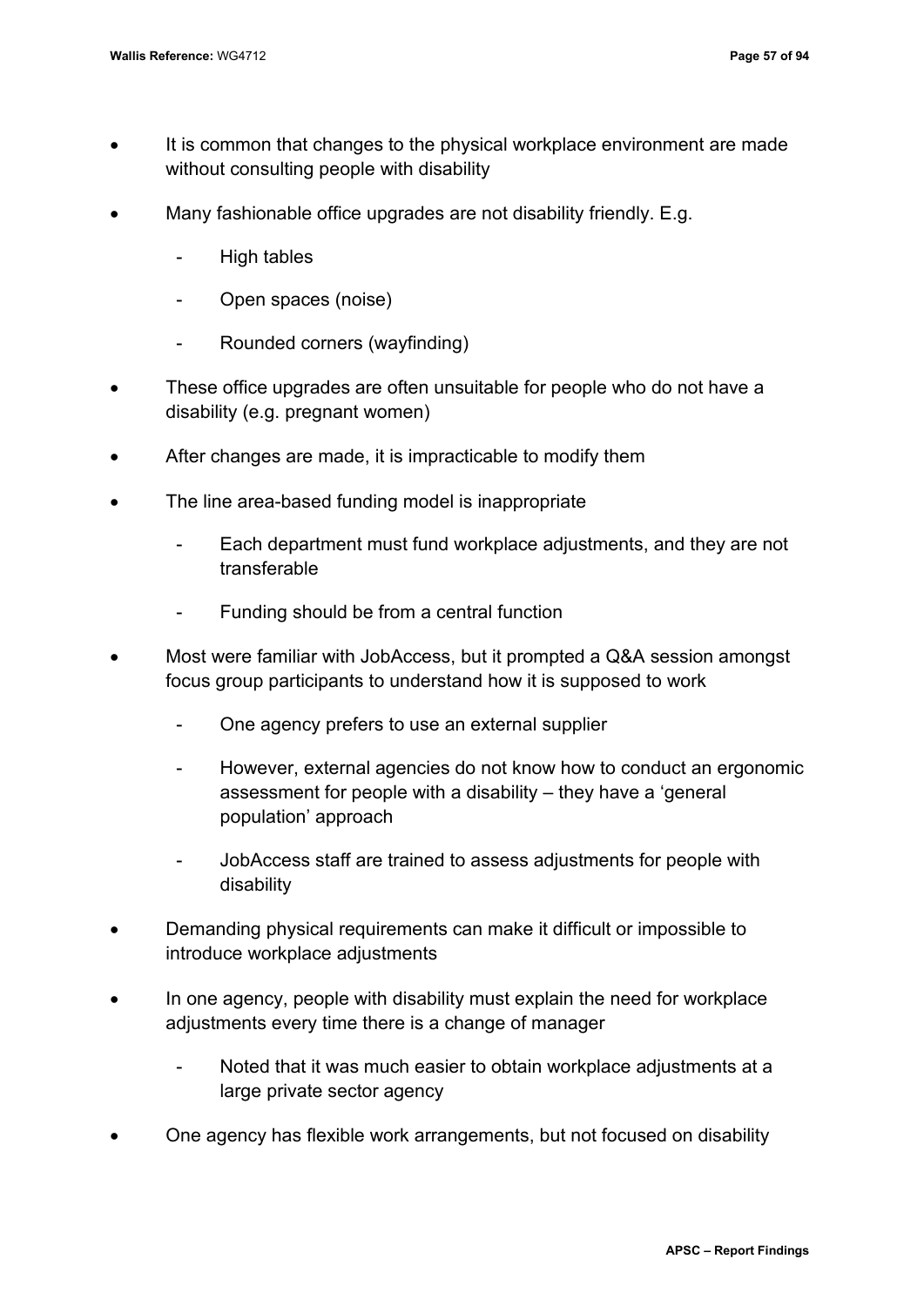- It is common that changes to the physical workplace environment are made without consulting people with disability
- Many fashionable office upgrades are not disability friendly. E.g.
  - High tables
  - Open spaces (noise)
  - Rounded corners (wayfinding)
- These office upgrades are often unsuitable for people who do not have a disability (e.g. pregnant women)
- After changes are made, it is impracticable to modify them
- The line area-based funding model is inappropriate
  - Each department must fund workplace adjustments, and they are not transferable
  - Funding should be from a central function
- Most were familiar with JobAccess, but it prompted a Q&A session amongst focus group participants to understand how it is supposed to work
  - One agency prefers to use an external supplier
  - However, external agencies do not know how to conduct an ergonomic assessment for people with a disability – they have a 'general population' approach
  - JobAccess staff are trained to assess adjustments for people with disability
- Demanding physical requirements can make it difficult or impossible to introduce workplace adjustments
- In one agency, people with disability must explain the need for workplace adjustments every time there is a change of manager
  - Noted that it was much easier to obtain workplace adjustments at a large private sector agency
- One agency has flexible work arrangements, but not focused on disability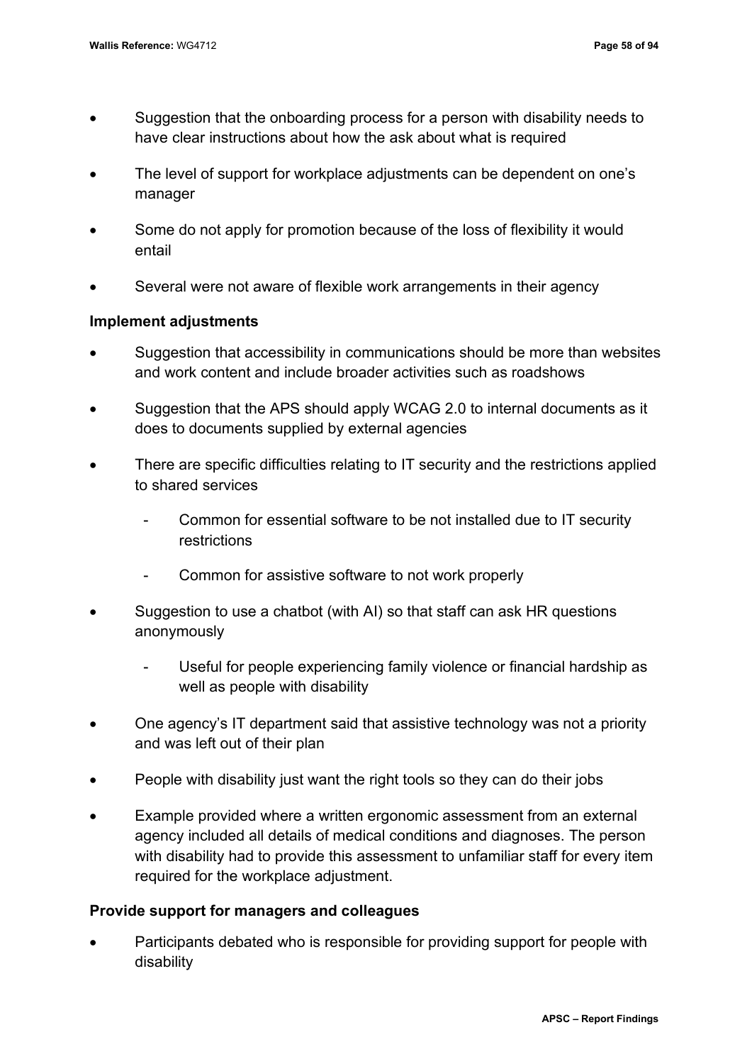- Suggestion that the onboarding process for a person with disability needs to have clear instructions about how the ask about what is required
- The level of support for workplace adjustments can be dependent on one's manager
- Some do not apply for promotion because of the loss of flexibility it would entail
- Several were not aware of flexible work arrangements in their agency

### Implement adjustments

- Suggestion that accessibility in communications should be more than websites and work content and include broader activities such as roadshows
- Suggestion that the APS should apply WCAG 2.0 to internal documents as it does to documents supplied by external agencies
- There are specific difficulties relating to IT security and the restrictions applied to shared services
  - Common for essential software to be not installed due to IT security restrictions
  - Common for assistive software to not work properly
- Suggestion to use a chatbot (with AI) so that staff can ask HR questions anonymously
  - Useful for people experiencing family violence or financial hardship as well as people with disability
- One agency's IT department said that assistive technology was not a priority and was left out of their plan
- People with disability just want the right tools so they can do their jobs
- Example provided where a written ergonomic assessment from an external agency included all details of medical conditions and diagnoses. The person with disability had to provide this assessment to unfamiliar staff for every item required for the workplace adjustment.

### Provide support for managers and colleagues

- Participants debated who is responsible for providing support for people with disability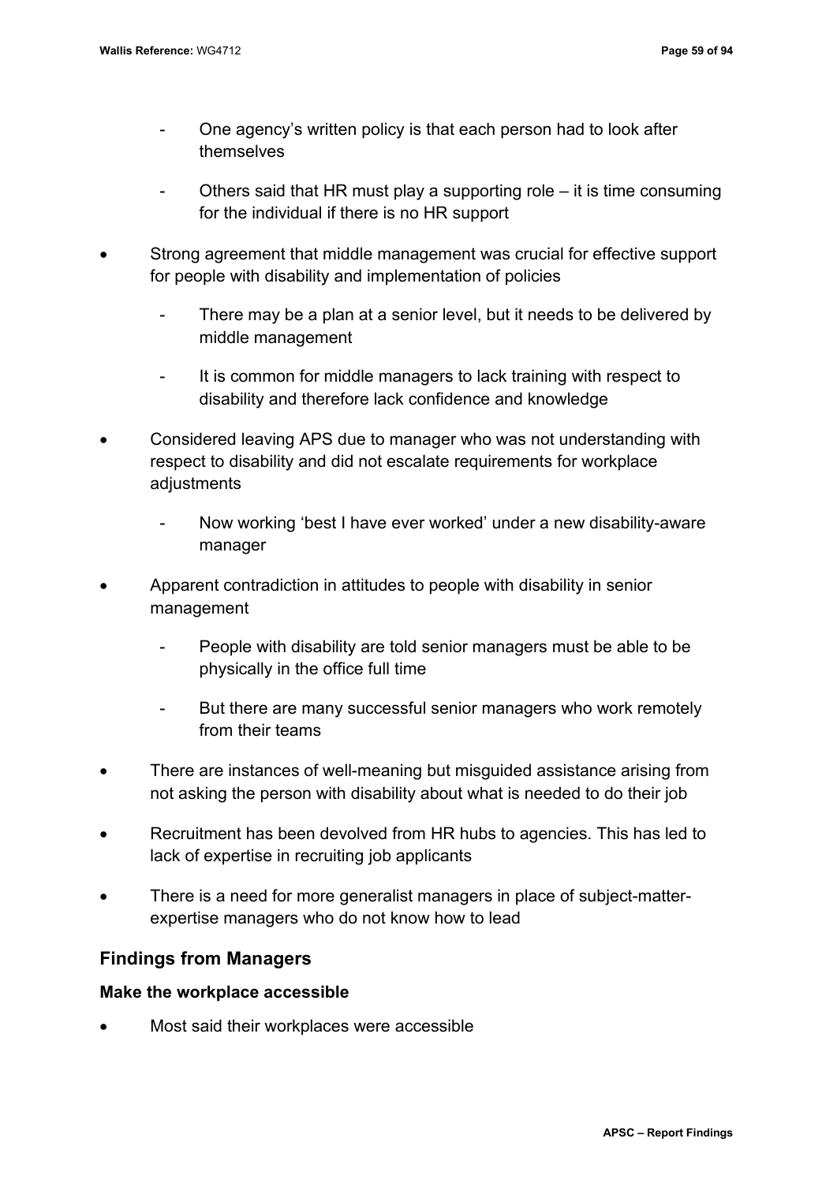- One agency's written policy is that each person had to look after themselves
  - Others said that HR must play a supporting role – it is time consuming for the individual if there is no HR support
- Strong agreement that middle management was crucial for effective support for people with disability and implementation of policies
  - There may be a plan at a senior level, but it needs to be delivered by middle management
  - It is common for middle managers to lack training with respect to disability and therefore lack confidence and knowledge
- Considered leaving APS due to manager who was not understanding with respect to disability and did not escalate requirements for workplace adjustments
  - Now working 'best I have ever worked' under a new disability-aware manager
- Apparent contradiction in attitudes to people with disability in senior management
  - People with disability are told senior managers must be able to be physically in the office full time
  - But there are many successful senior managers who work remotely from their teams
- There are instances of well-meaning but misguided assistance arising from not asking the person with disability about what is needed to do their job
- Recruitment has been devolved from HR hubs to agencies. This has led to lack of expertise in recruiting job applicants
- There is a need for more generalist managers in place of subject-matter-expertise managers who do not know how to lead

## Findings from Managers

### Make the workplace accessible

- Most said their workplaces were accessible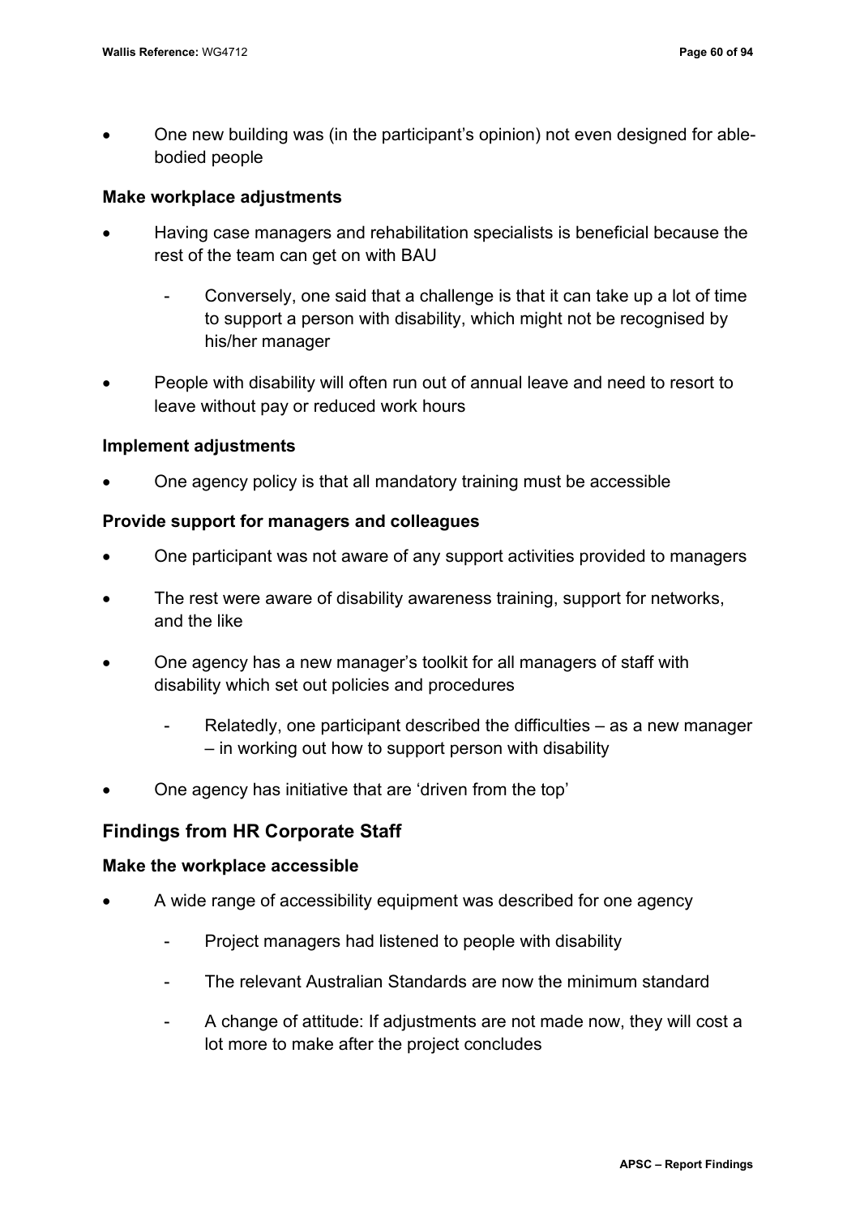- One new building was (in the participant's opinion) not even designed for able-bodied people

#### Make workplace adjustments

- Having case managers and rehabilitation specialists is beneficial because the rest of the team can get on with BAU
  - Conversely, one said that a challenge is that it can take up a lot of time to support a person with disability, which might not be recognised by his/her manager
- People with disability will often run out of annual leave and need to resort to leave without pay or reduced work hours

#### Implement adjustments

- One agency policy is that all mandatory training must be accessible

#### Provide support for managers and colleagues

- One participant was not aware of any support activities provided to managers
- The rest were aware of disability awareness training, support for networks, and the like
- One agency has a new manager's toolkit for all managers of staff with disability which set out policies and procedures
  - Relatedly, one participant described the difficulties – as a new manager – in working out how to support person with disability
- One agency has initiative that are 'driven from the top'

### Findings from HR Corporate Staff

#### Make the workplace accessible

- A wide range of accessibility equipment was described for one agency
  - Project managers had listened to people with disability
  - The relevant Australian Standards are now the minimum standard
  - A change of attitude: If adjustments are not made now, they will cost a lot more to make after the project concludes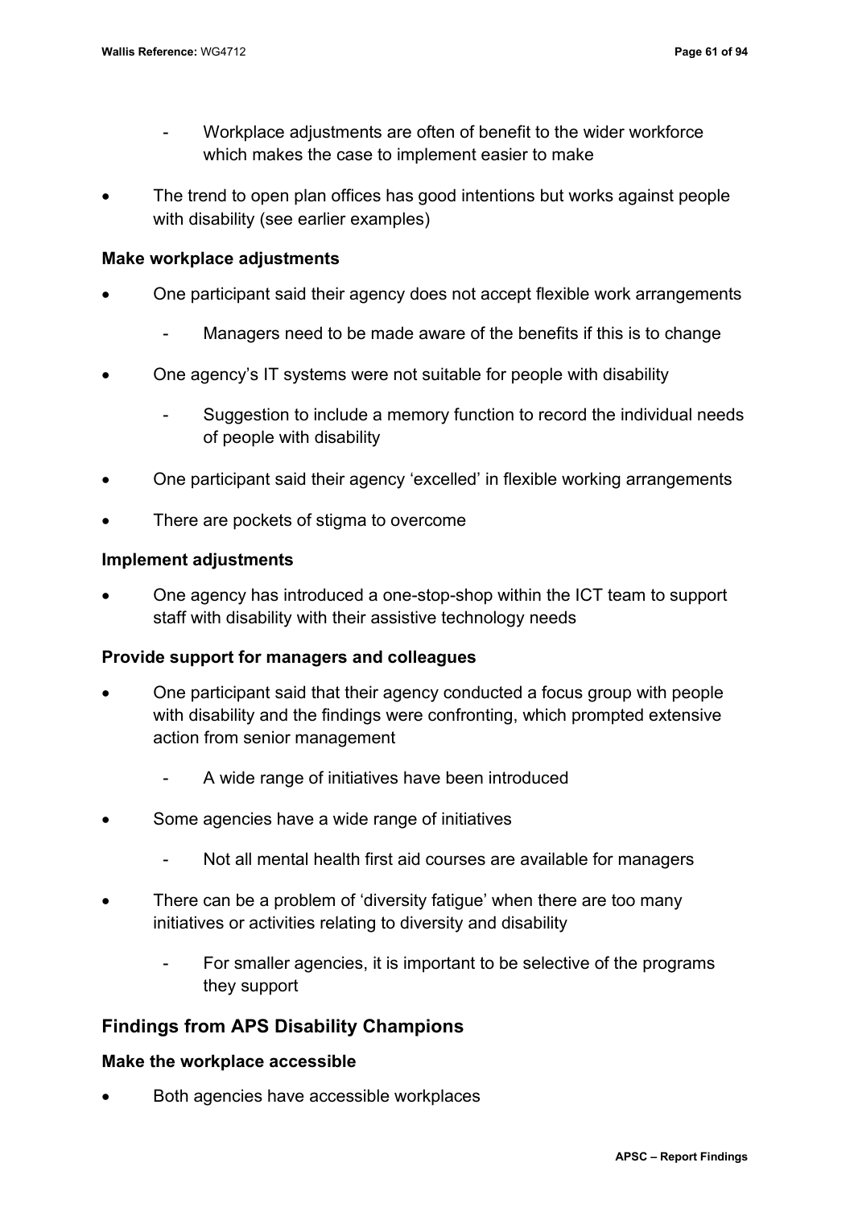- Workplace adjustments are often of benefit to the wider workforce which makes the case to implement easier to make
- The trend to open plan offices has good intentions but works against people with disability (see earlier examples)

**Make workplace adjustments**

- One participant said their agency does not accept flexible work arrangements
  - Managers need to be made aware of the benefits if this is to change
- One agency's IT systems were not suitable for people with disability
  - Suggestion to include a memory function to record the individual needs of people with disability
- One participant said their agency 'excelled' in flexible working arrangements
- There are pockets of stigma to overcome

**Implement adjustments**

- One agency has introduced a one-stop-shop within the ICT team to support staff with disability with their assistive technology needs

**Provide support for managers and colleagues**

- One participant said that their agency conducted a focus group with people with disability and the findings were confronting, which prompted extensive action from senior management
  - A wide range of initiatives have been introduced
- Some agencies have a wide range of initiatives
  - Not all mental health first aid courses are available for managers
- There can be a problem of 'diversity fatigue' when there are too many initiatives or activities relating to diversity and disability
  - For smaller agencies, it is important to be selective of the programs they support

## Findings from APS Disability Champions

**Make the workplace accessible**

- Both agencies have accessible workplaces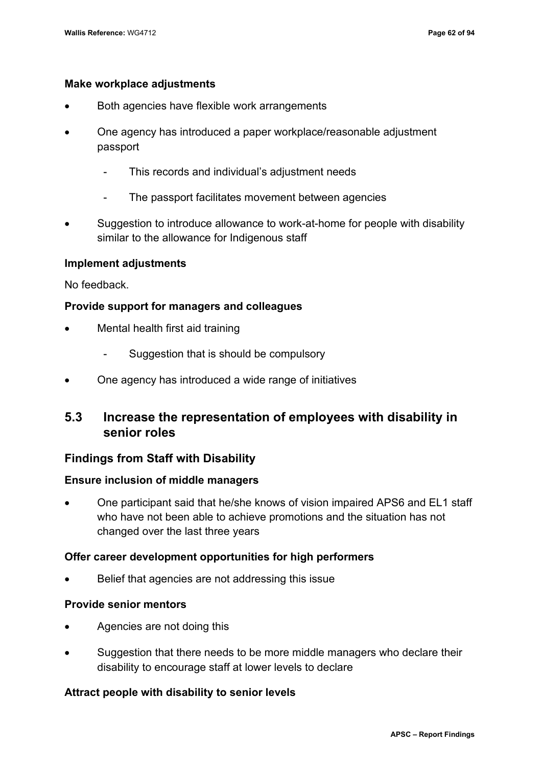**Make workplace adjustments**

- Both agencies have flexible work arrangements
- One agency has introduced a paper workplace/reasonable adjustment passport
  - This records and individual's adjustment needs
  - The passport facilitates movement between agencies
- Suggestion to introduce allowance to work-at-home for people with disability similar to the allowance for Indigenous staff

**Implement adjustments**

No feedback.

**Provide support for managers and colleagues**

- Mental health first aid training
  - Suggestion that is should be compulsory
- One agency has introduced a wide range of initiatives

## 5.3 Increase the representation of employees with disability in senior roles

### Findings from Staff with Disability

**Ensure inclusion of middle managers**

- One participant said that he/she knows of vision impaired APS6 and EL1 staff who have not been able to achieve promotions and the situation has not changed over the last three years

**Offer career development opportunities for high performers**

- Belief that agencies are not addressing this issue

**Provide senior mentors**

- Agencies are not doing this
- Suggestion that there needs to be more middle managers who declare their disability to encourage staff at lower levels to declare

**Attract people with disability to senior levels**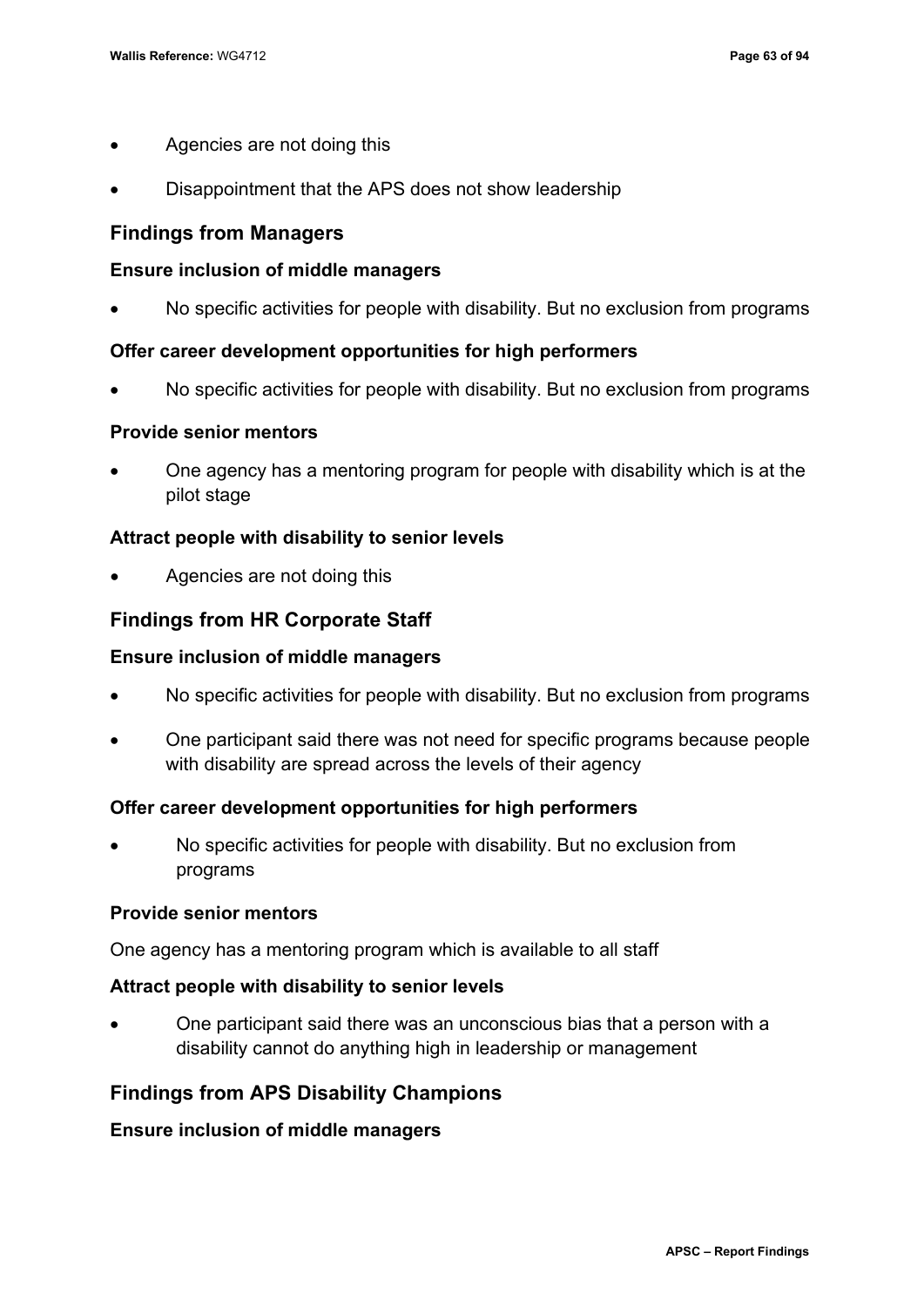- Agencies are not doing this
- Disappointment that the APS does not show leadership

## Findings from Managers

### Ensure inclusion of middle managers

- No specific activities for people with disability. But no exclusion from programs

### Offer career development opportunities for high performers

- No specific activities for people with disability. But no exclusion from programs

### Provide senior mentors

- One agency has a mentoring program for people with disability which is at the pilot stage

### Attract people with disability to senior levels

- Agencies are not doing this

## Findings from HR Corporate Staff

### Ensure inclusion of middle managers

- No specific activities for people with disability. But no exclusion from programs
- One participant said there was not need for specific programs because people with disability are spread across the levels of their agency

### Offer career development opportunities for high performers

- No specific activities for people with disability. But no exclusion from programs

### Provide senior mentors

One agency has a mentoring program which is available to all staff

### Attract people with disability to senior levels

- One participant said there was an unconscious bias that a person with a disability cannot do anything high in leadership or management

## Findings from APS Disability Champions

### Ensure inclusion of middle managers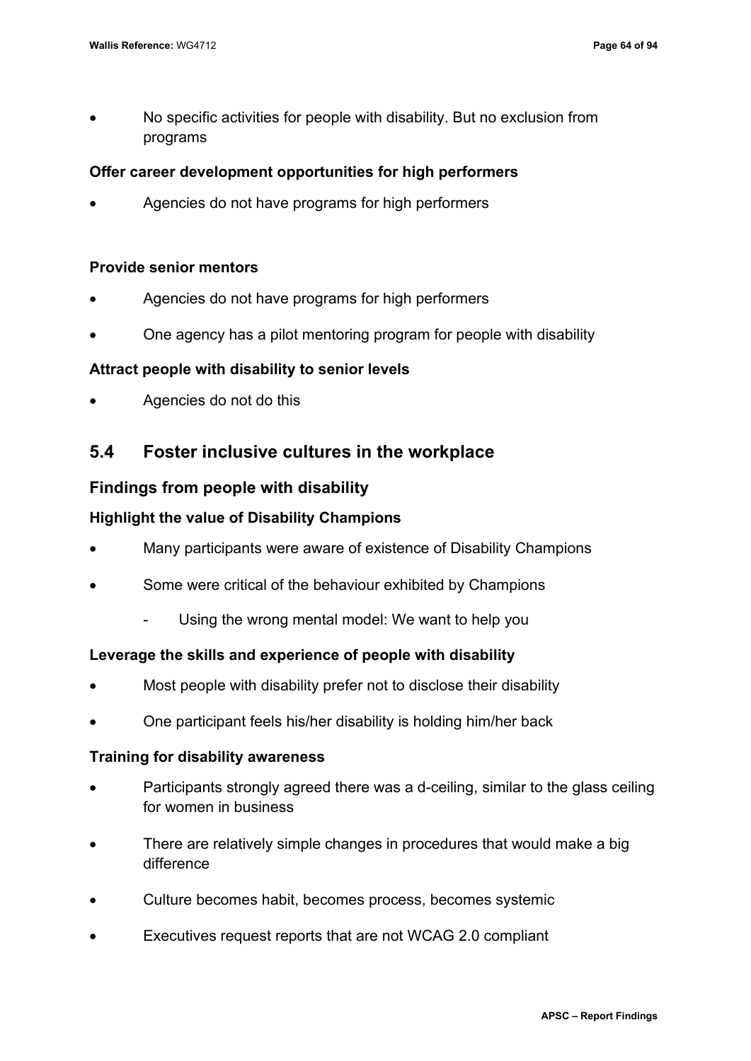- No specific activities for people with disability. But no exclusion from programs

**Offer career development opportunities for high performers**

- Agencies do not have programs for high performers

**Provide senior mentors**

- Agencies do not have programs for high performers
- One agency has a pilot mentoring program for people with disability

**Attract people with disability to senior levels**

- Agencies do not do this

## 5.4 Foster inclusive cultures in the workplace

### Findings from people with disability

**Highlight the value of Disability Champions**

- Many participants were aware of existence of Disability Champions
- Some were critical of the behaviour exhibited by Champions
    - Using the wrong mental model: We want to help you

**Leverage the skills and experience of people with disability**

- Most people with disability prefer not to disclose their disability
- One participant feels his/her disability is holding him/her back

**Training for disability awareness**

- Participants strongly agreed there was a d-ceiling, similar to the glass ceiling for women in business
- There are relatively simple changes in procedures that would make a big difference
- Culture becomes habit, becomes process, becomes systemic
- Executives request reports that are not WCAG 2.0 compliant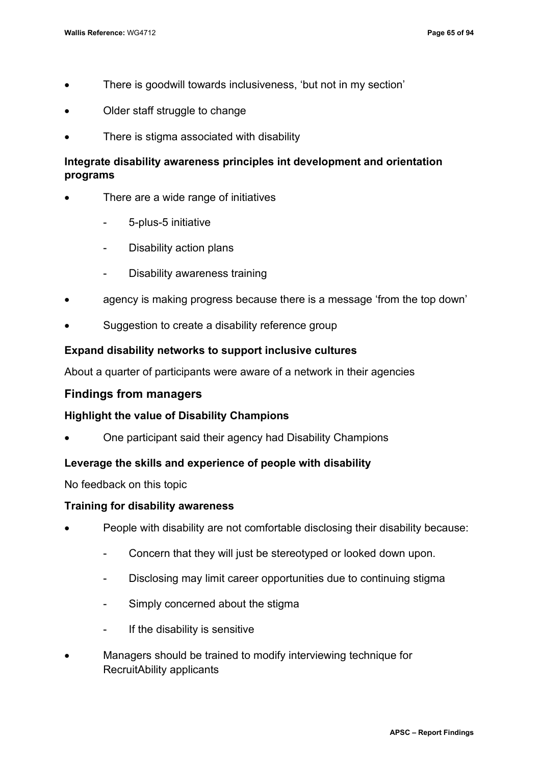- There is goodwill towards inclusiveness, 'but not in my section'
- Older staff struggle to change
- There is stigma associated with disability

**Integrate disability awareness principles int development and orientation programs**

- There are a wide range of initiatives
  - 5-plus-5 initiative
  - Disability action plans
  - Disability awareness training
- agency is making progress because there is a message 'from the top down'
- Suggestion to create a disability reference group

**Expand disability networks to support inclusive cultures**

About a quarter of participants were aware of a network in their agencies

## Findings from managers

**Highlight the value of Disability Champions**

- One participant said their agency had Disability Champions

**Leverage the skills and experience of people with disability**

No feedback on this topic

**Training for disability awareness**

- People with disability are not comfortable disclosing their disability because:
  - Concern that they will just be stereotyped or looked down upon.
  - Disclosing may limit career opportunities due to continuing stigma
  - Simply concerned about the stigma
  - If the disability is sensitive
- Managers should be trained to modify interviewing technique for RecruitAbility applicants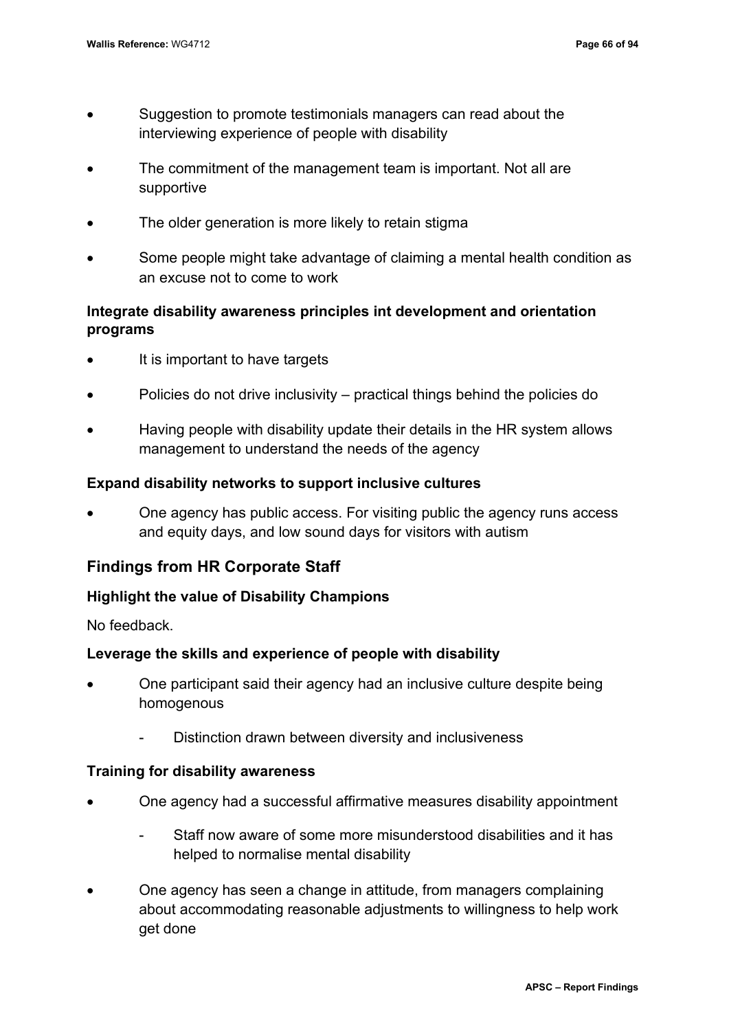- Suggestion to promote testimonials managers can read about the interviewing experience of people with disability
- The commitment of the management team is important. Not all are supportive
- The older generation is more likely to retain stigma
- Some people might take advantage of claiming a mental health condition as an excuse not to come to work

### Integrate disability awareness principles int development and orientation programs

- It is important to have targets
- Policies do not drive inclusivity – practical things behind the policies do
- Having people with disability update their details in the HR system allows management to understand the needs of the agency

### Expand disability networks to support inclusive cultures

- One agency has public access. For visiting public the agency runs access and equity days, and low sound days for visitors with autism

## Findings from HR Corporate Staff

### Highlight the value of Disability Champions

No feedback.

### Leverage the skills and experience of people with disability

- One participant said their agency had an inclusive culture despite being homogenous
  - Distinction drawn between diversity and inclusiveness

### Training for disability awareness

- One agency had a successful affirmative measures disability appointment
  - Staff now aware of some more misunderstood disabilities and it has helped to normalise mental disability
- One agency has seen a change in attitude, from managers complaining about accommodating reasonable adjustments to willingness to help work get done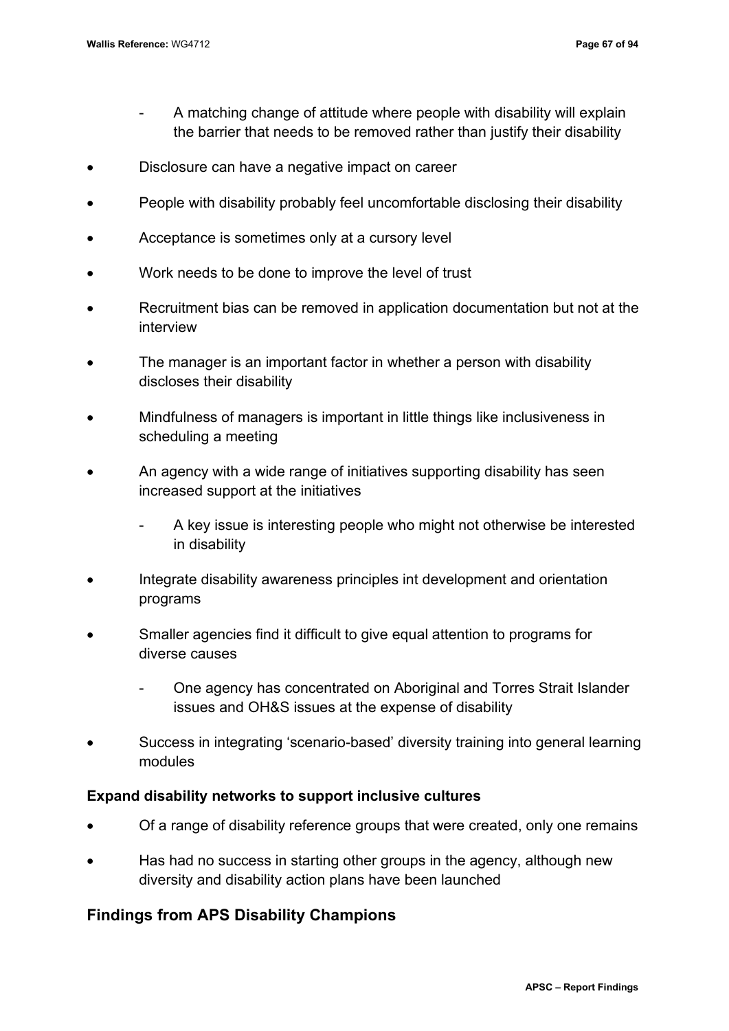- A matching change of attitude where people with disability will explain the barrier that needs to be removed rather than justify their disability

- Disclosure can have a negative impact on career
- People with disability probably feel uncomfortable disclosing their disability
- Acceptance is sometimes only at a cursory level
- Work needs to be done to improve the level of trust
- Recruitment bias can be removed in application documentation but not at the interview
- The manager is an important factor in whether a person with disability discloses their disability
- Mindfulness of managers is important in little things like inclusiveness in scheduling a meeting
- An agency with a wide range of initiatives supporting disability has seen increased support at the initiatives
  - A key issue is interesting people who might not otherwise be interested in disability
- Integrate disability awareness principles int development and orientation programs
- Smaller agencies find it difficult to give equal attention to programs for diverse causes
  - One agency has concentrated on Aboriginal and Torres Strait Islander issues and OH&S issues at the expense of disability
- Success in integrating 'scenario-based' diversity training into general learning modules

**Expand disability networks to support inclusive cultures**

- Of a range of disability reference groups that were created, only one remains
- Has had no success in starting other groups in the agency, although new diversity and disability action plans have been launched

## Findings from APS Disability Champions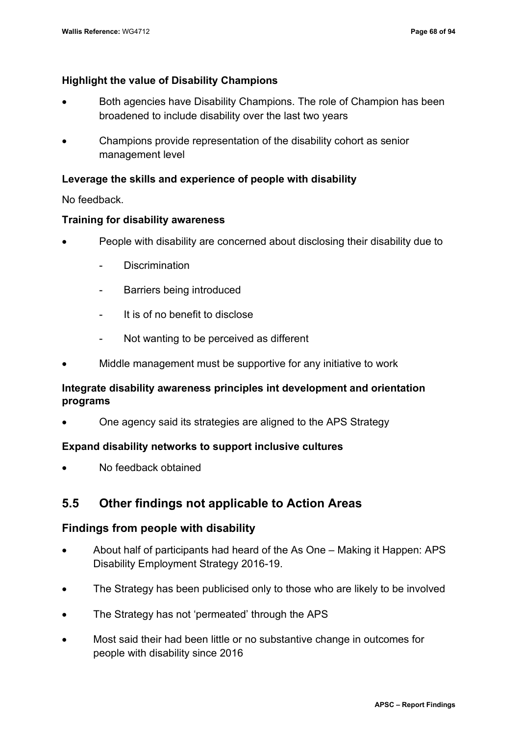**Highlight the value of Disability Champions**

- Both agencies have Disability Champions. The role of Champion has been broadened to include disability over the last two years
- Champions provide representation of the disability cohort as senior management level

**Leverage the skills and experience of people with disability**

No feedback.

**Training for disability awareness**

- People with disability are concerned about disclosing their disability due to
  - Discrimination
  - Barriers being introduced
  - It is of no benefit to disclose
  - Not wanting to be perceived as different
- Middle management must be supportive for any initiative to work

**Integrate disability awareness principles int development and orientation programs**

- One agency said its strategies are aligned to the APS Strategy

**Expand disability networks to support inclusive cultures**

- No feedback obtained

## 5.5 Other findings not applicable to Action Areas

### Findings from people with disability

- About half of participants had heard of the As One – Making it Happen: APS Disability Employment Strategy 2016-19.
- The Strategy has been publicised only to those who are likely to be involved
- The Strategy has not 'permeated' through the APS
- Most said their had been little or no substantive change in outcomes for people with disability since 2016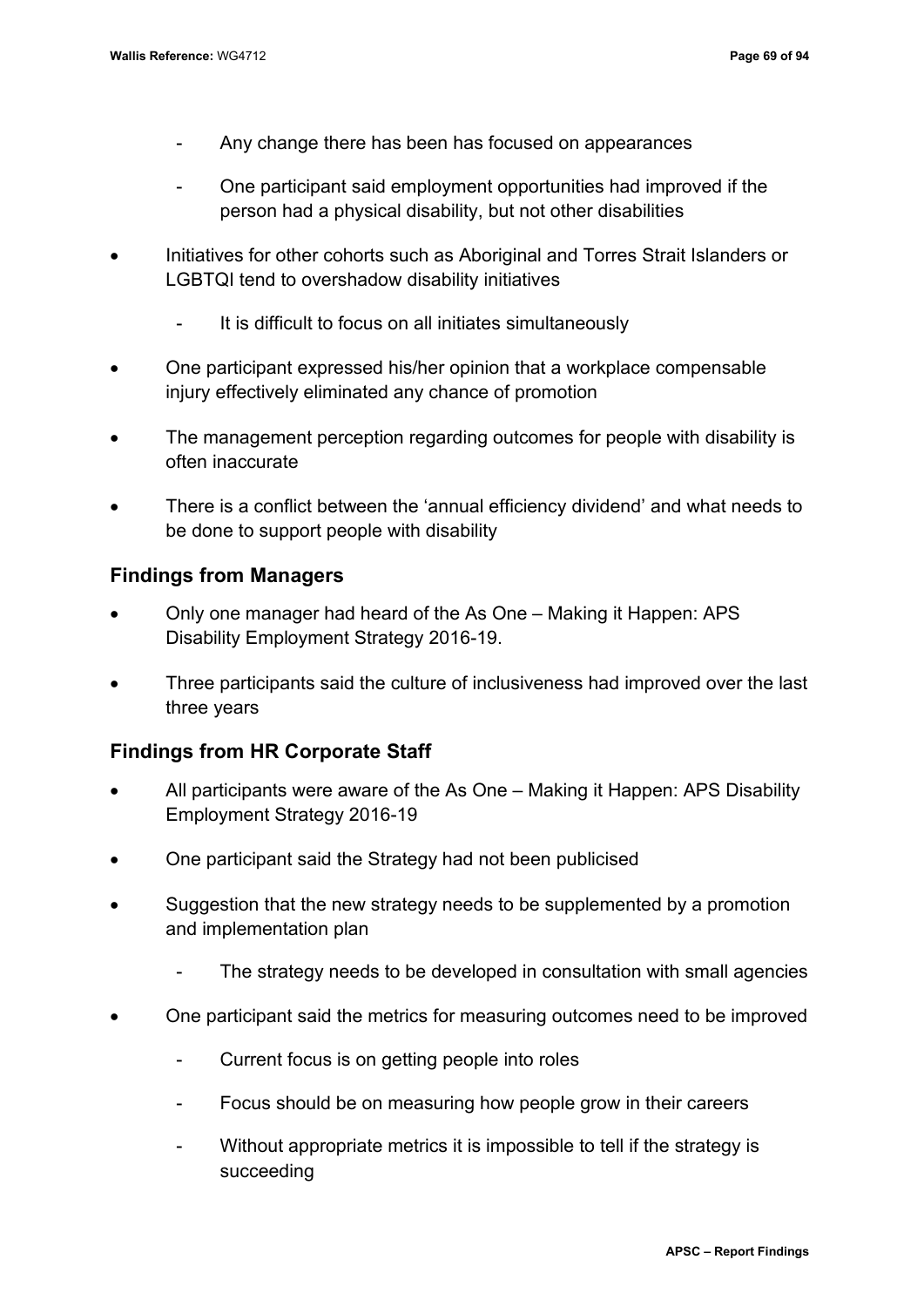- Any change there has been has focused on appearances
  - One participant said employment opportunities had improved if the person had a physical disability, but not other disabilities
- Initiatives for other cohorts such as Aboriginal and Torres Strait Islanders or LGBTQI tend to overshadow disability initiatives
  - It is difficult to focus on all initiates simultaneously
- One participant expressed his/her opinion that a workplace compensable injury effectively eliminated any chance of promotion
- The management perception regarding outcomes for people with disability is often inaccurate
- There is a conflict between the 'annual efficiency dividend' and what needs to be done to support people with disability

### Findings from Managers

- Only one manager had heard of the As One – Making it Happen: APS Disability Employment Strategy 2016-19.
- Three participants said the culture of inclusiveness had improved over the last three years

### Findings from HR Corporate Staff

- All participants were aware of the As One – Making it Happen: APS Disability Employment Strategy 2016-19
- One participant said the Strategy had not been publicised
- Suggestion that the new strategy needs to be supplemented by a promotion and implementation plan
  - The strategy needs to be developed in consultation with small agencies
- One participant said the metrics for measuring outcomes need to be improved
  - Current focus is on getting people into roles
  - Focus should be on measuring how people grow in their careers
  - Without appropriate metrics it is impossible to tell if the strategy is succeeding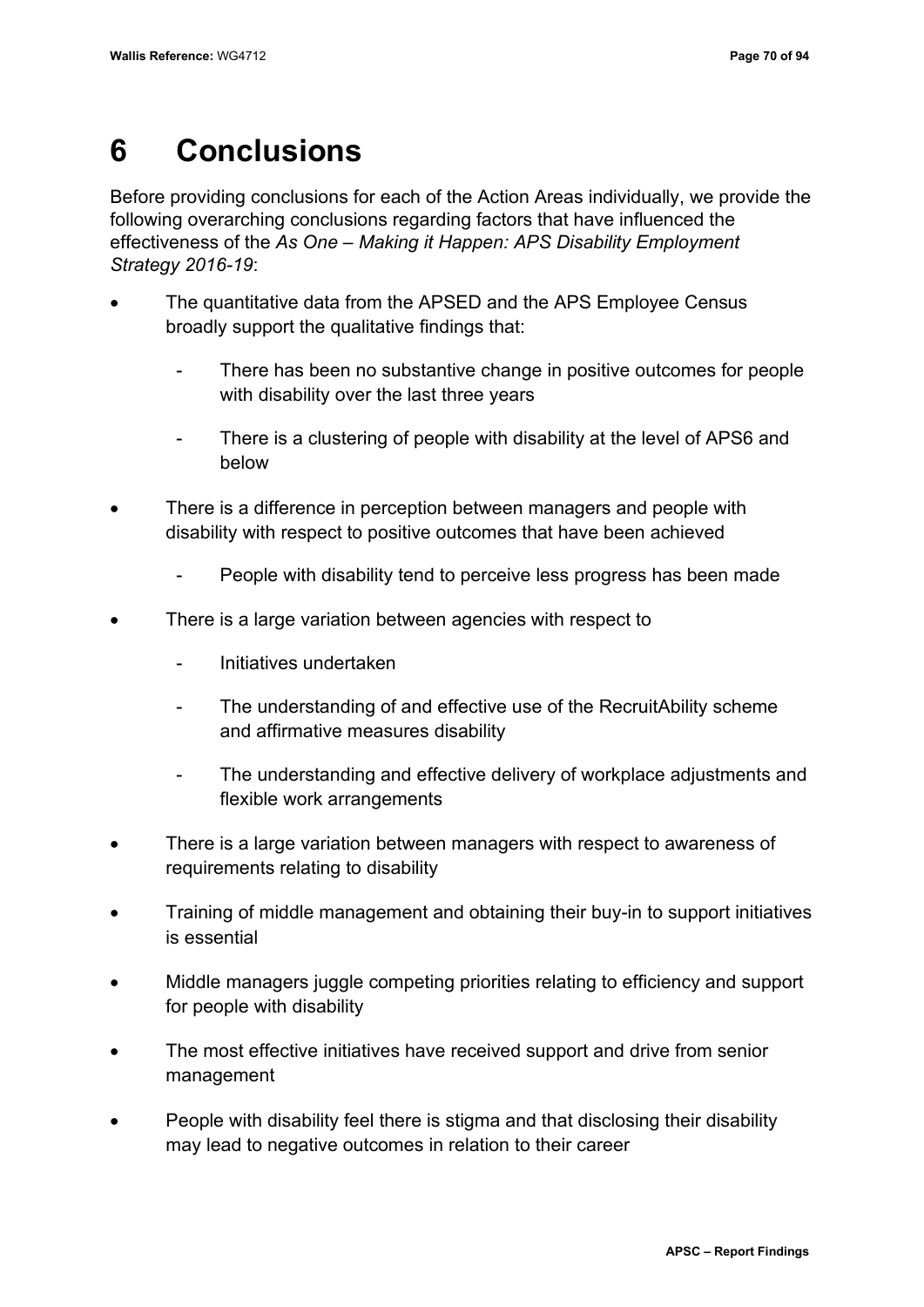# 6 Conclusions

Before providing conclusions for each of the Action Areas individually, we provide the following overarching conclusions regarding factors that have influenced the effectiveness of the *As One – Making it Happen: APS Disability Employment Strategy 2016-19*:

- The quantitative data from the APSED and the APS Employee Census broadly support the qualitative findings that:
  - There has been no substantive change in positive outcomes for people with disability over the last three years
  - There is a clustering of people with disability at the level of APS6 and below
- There is a difference in perception between managers and people with disability with respect to positive outcomes that have been achieved
  - People with disability tend to perceive less progress has been made
- There is a large variation between agencies with respect to
  - Initiatives undertaken
  - The understanding of and effective use of the RecruitAbility scheme and affirmative measures disability
  - The understanding and effective delivery of workplace adjustments and flexible work arrangements
- There is a large variation between managers with respect to awareness of requirements relating to disability
- Training of middle management and obtaining their buy-in to support initiatives is essential
- Middle managers juggle competing priorities relating to efficiency and support for people with disability
- The most effective initiatives have received support and drive from senior management
- People with disability feel there is stigma and that disclosing their disability may lead to negative outcomes in relation to their career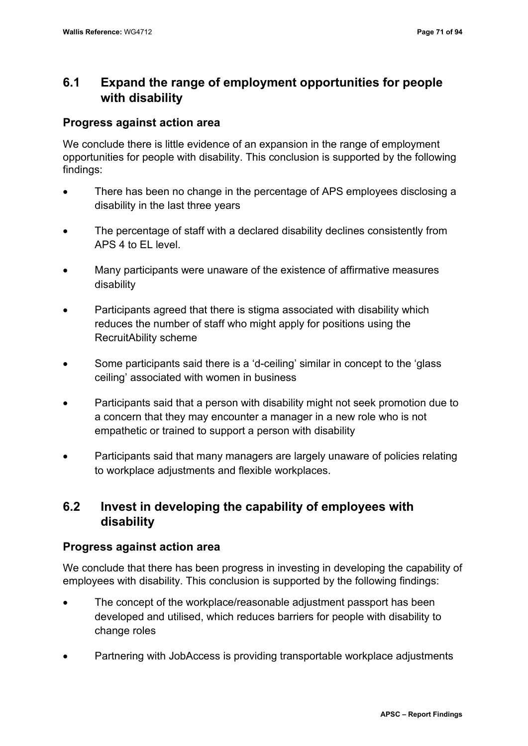## 6.1 Expand the range of employment opportunities for people with disability

### Progress against action area

We conclude there is little evidence of an expansion in the range of employment opportunities for people with disability. This conclusion is supported by the following findings:

- There has been no change in the percentage of APS employees disclosing a disability in the last three years
- The percentage of staff with a declared disability declines consistently from APS 4 to EL level.
- Many participants were unaware of the existence of affirmative measures disability
- Participants agreed that there is stigma associated with disability which reduces the number of staff who might apply for positions using the RecruitAbility scheme
- Some participants said there is a 'd-ceiling' similar in concept to the 'glass ceiling' associated with women in business
- Participants said that a person with disability might not seek promotion due to a concern that they may encounter a manager in a new role who is not empathetic or trained to support a person with disability
- Participants said that many managers are largely unaware of policies relating to workplace adjustments and flexible workplaces.

## 6.2 Invest in developing the capability of employees with disability

### Progress against action area

We conclude that there has been progress in investing in developing the capability of employees with disability. This conclusion is supported by the following findings:

- The concept of the workplace/reasonable adjustment passport has been developed and utilised, which reduces barriers for people with disability to change roles
- Partnering with JobAccess is providing transportable workplace adjustments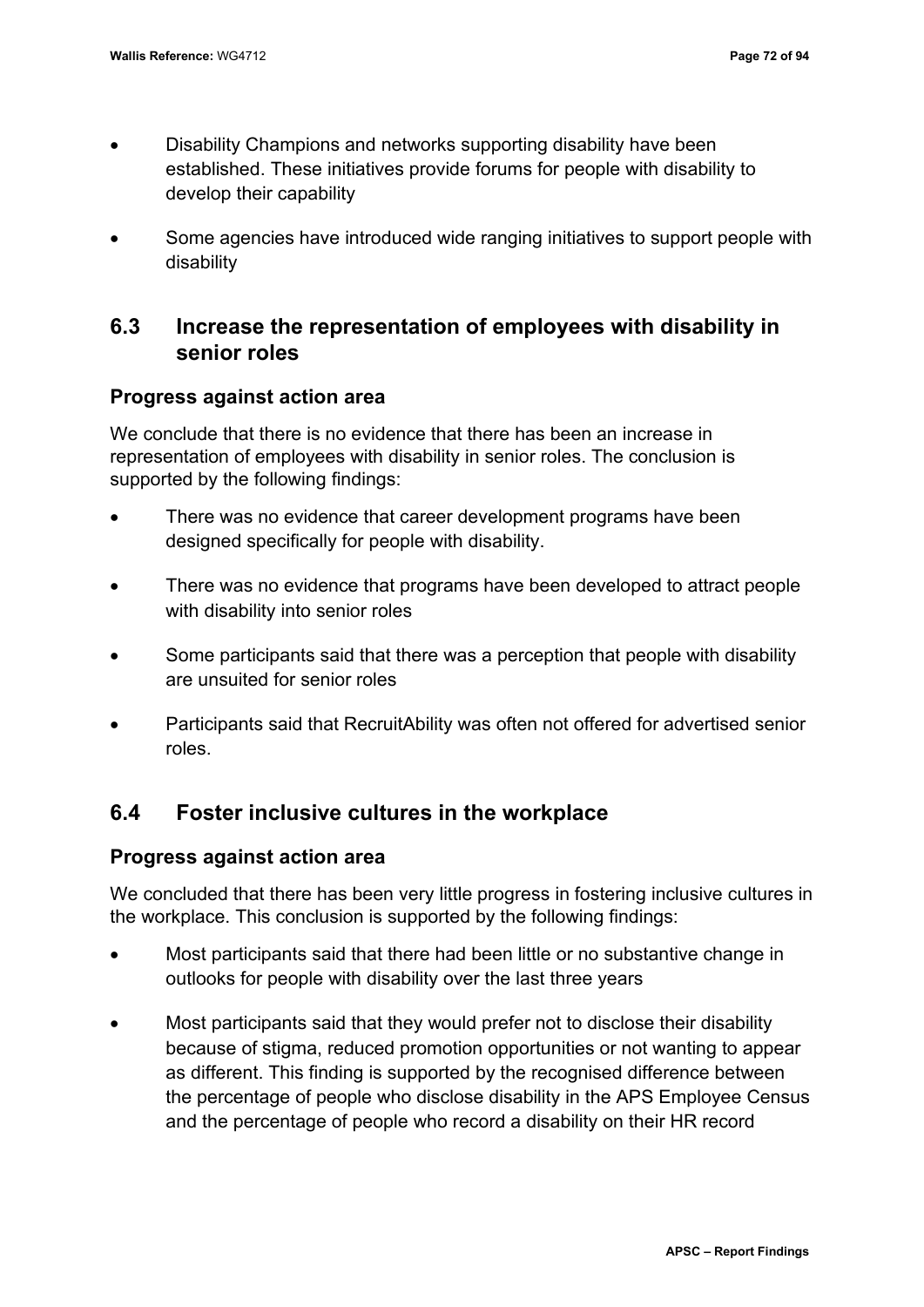- Disability Champions and networks supporting disability have been established. These initiatives provide forums for people with disability to develop their capability
- Some agencies have introduced wide ranging initiatives to support people with disability

## 6.3 Increase the representation of employees with disability in senior roles

### Progress against action area

We conclude that there is no evidence that there has been an increase in representation of employees with disability in senior roles. The conclusion is supported by the following findings:

- There was no evidence that career development programs have been designed specifically for people with disability.
- There was no evidence that programs have been developed to attract people with disability into senior roles
- Some participants said that there was a perception that people with disability are unsuited for senior roles
- Participants said that RecruitAbility was often not offered for advertised senior roles.

## 6.4 Foster inclusive cultures in the workplace

### Progress against action area

We concluded that there has been very little progress in fostering inclusive cultures in the workplace. This conclusion is supported by the following findings:

- Most participants said that there had been little or no substantive change in outlooks for people with disability over the last three years
- Most participants said that they would prefer not to disclose their disability because of stigma, reduced promotion opportunities or not wanting to appear as different. This finding is supported by the recognised difference between the percentage of people who disclose disability in the APS Employee Census and the percentage of people who record a disability on their HR record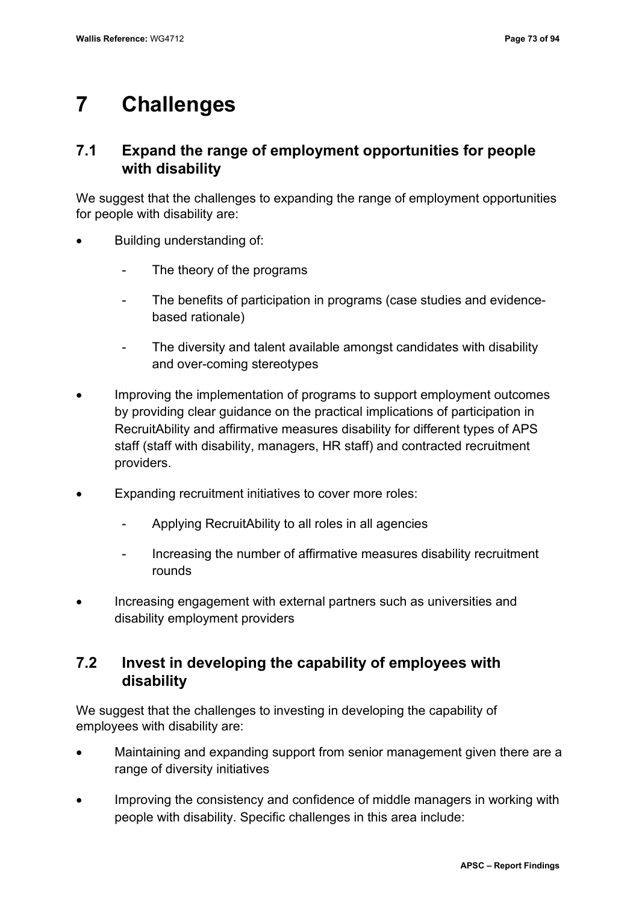# 7 Challenges

## 7.1 Expand the range of employment opportunities for people with disability

We suggest that the challenges to expanding the range of employment opportunities for people with disability are:

- Building understanding of:
    - The theory of the programs
    - The benefits of participation in programs (case studies and evidence-based rationale)
    - The diversity and talent available amongst candidates with disability and over-coming stereotypes
- Improving the implementation of programs to support employment outcomes by providing clear guidance on the practical implications of participation in RecruitAbility and affirmative measures disability for different types of APS staff (staff with disability, managers, HR staff) and contracted recruitment providers.
- Expanding recruitment initiatives to cover more roles:
    - Applying RecruitAbility to all roles in all agencies
    - Increasing the number of affirmative measures disability recruitment rounds
- Increasing engagement with external partners such as universities and disability employment providers

## 7.2 Invest in developing the capability of employees with disability

We suggest that the challenges to investing in developing the capability of employees with disability are:

- Maintaining and expanding support from senior management given there are a range of diversity initiatives
- Improving the consistency and confidence of middle managers in working with people with disability. Specific challenges in this area include: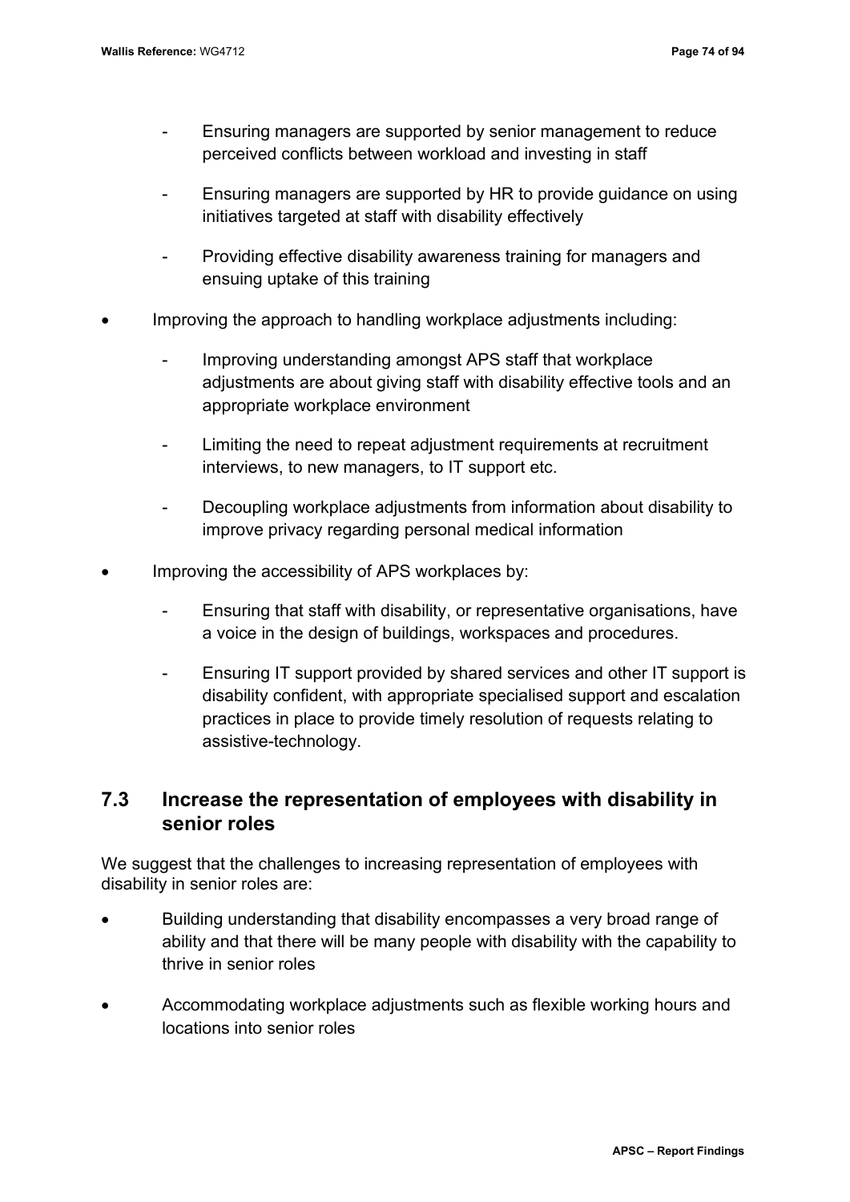- Ensuring managers are supported by senior management to reduce perceived conflicts between workload and investing in staff
  - Ensuring managers are supported by HR to provide guidance on using initiatives targeted at staff with disability effectively
  - Providing effective disability awareness training for managers and ensuing uptake of this training
- Improving the approach to handling workplace adjustments including:
  - Improving understanding amongst APS staff that workplace adjustments are about giving staff with disability effective tools and an appropriate workplace environment
  - Limiting the need to repeat adjustment requirements at recruitment interviews, to new managers, to IT support etc.
  - Decoupling workplace adjustments from information about disability to improve privacy regarding personal medical information
- Improving the accessibility of APS workplaces by:
  - Ensuring that staff with disability, or representative organisations, have a voice in the design of buildings, workspaces and procedures.
  - Ensuring IT support provided by shared services and other IT support is disability confident, with appropriate specialised support and escalation practices in place to provide timely resolution of requests relating to assistive-technology.

## 7.3 Increase the representation of employees with disability in senior roles

We suggest that the challenges to increasing representation of employees with disability in senior roles are:

- Building understanding that disability encompasses a very broad range of ability and that there will be many people with disability with the capability to thrive in senior roles
- Accommodating workplace adjustments such as flexible working hours and locations into senior roles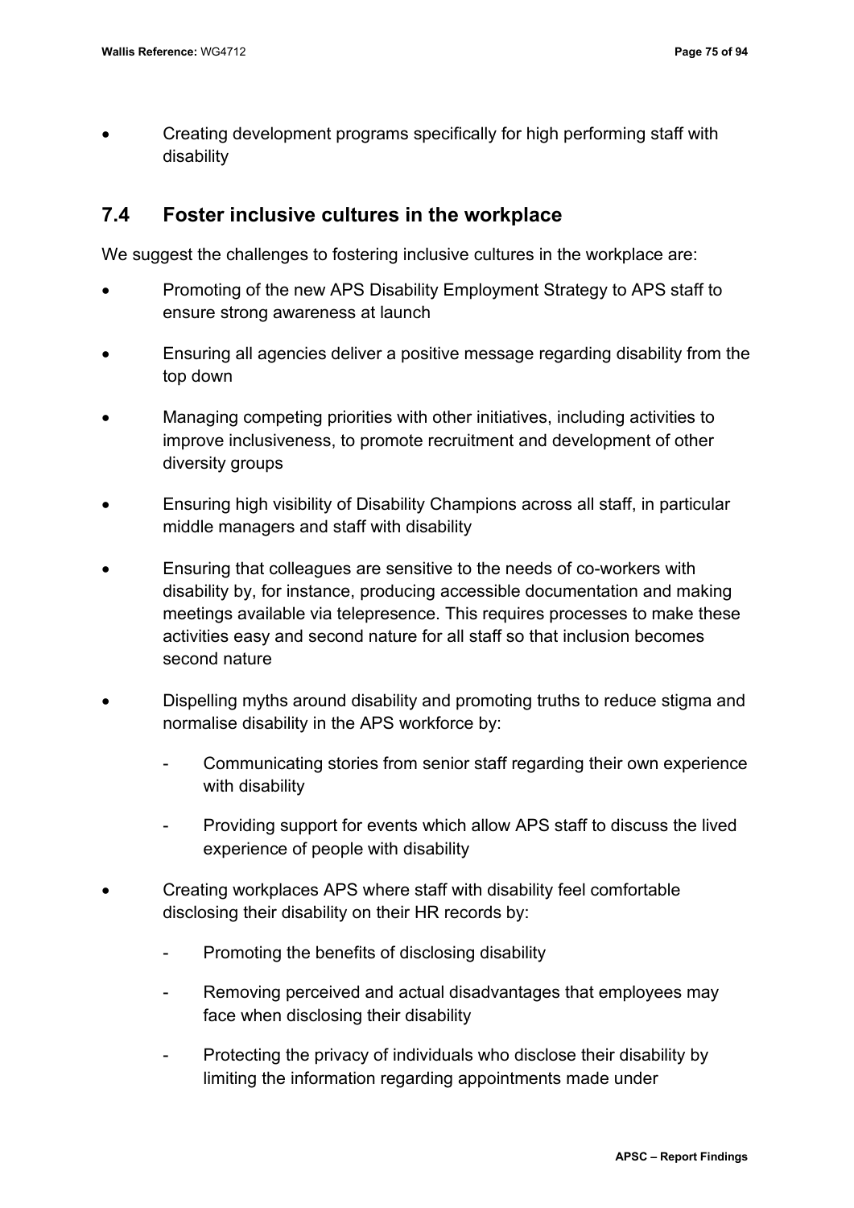- Creating development programs specifically for high performing staff with disability

## 7.4 Foster inclusive cultures in the workplace

We suggest the challenges to fostering inclusive cultures in the workplace are:

- Promoting of the new APS Disability Employment Strategy to APS staff to ensure strong awareness at launch
- Ensuring all agencies deliver a positive message regarding disability from the top down
- Managing competing priorities with other initiatives, including activities to improve inclusiveness, to promote recruitment and development of other diversity groups
- Ensuring high visibility of Disability Champions across all staff, in particular middle managers and staff with disability
- Ensuring that colleagues are sensitive to the needs of co-workers with disability by, for instance, producing accessible documentation and making meetings available via telepresence. This requires processes to make these activities easy and second nature for all staff so that inclusion becomes second nature
- Dispelling myths around disability and promoting truths to reduce stigma and normalise disability in the APS workforce by:
    - Communicating stories from senior staff regarding their own experience with disability
    - Providing support for events which allow APS staff to discuss the lived experience of people with disability
- Creating workplaces APS where staff with disability feel comfortable disclosing their disability on their HR records by:
    - Promoting the benefits of disclosing disability
    - Removing perceived and actual disadvantages that employees may face when disclosing their disability
    - Protecting the privacy of individuals who disclose their disability by limiting the information regarding appointments made under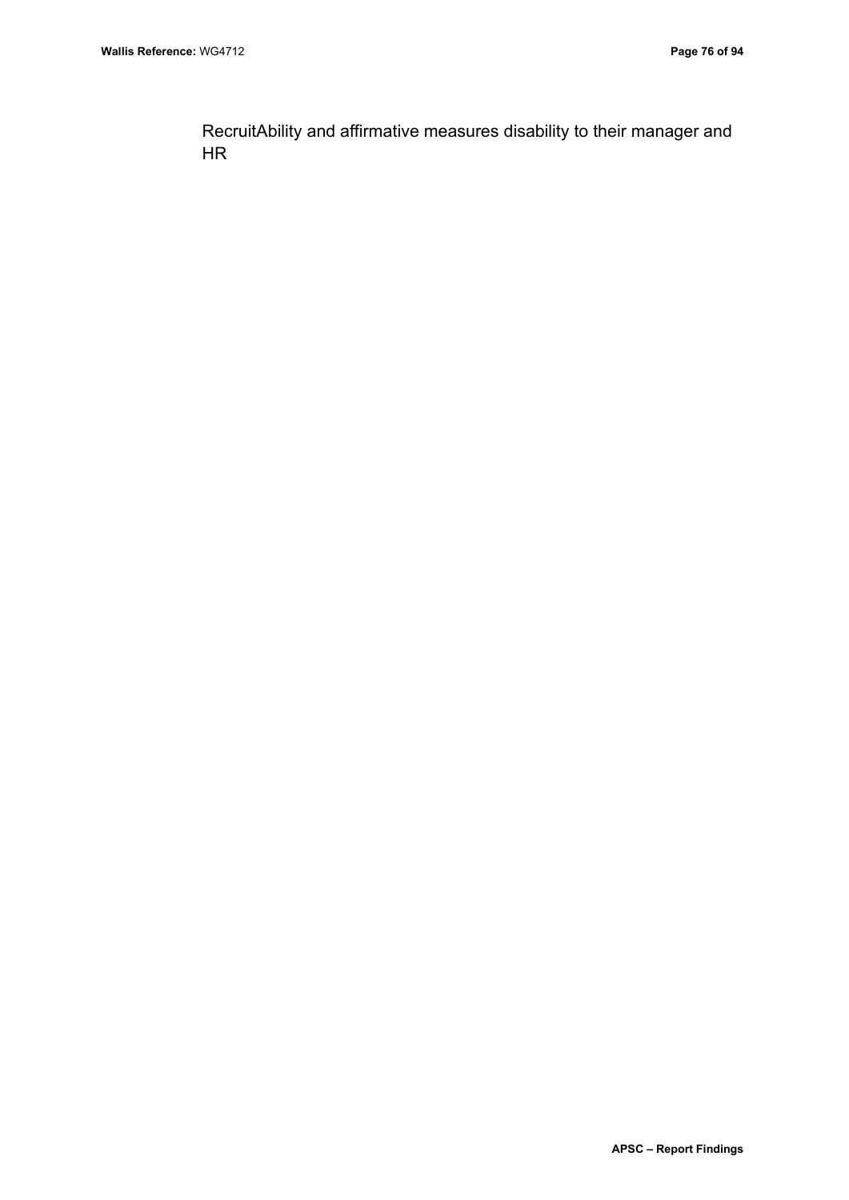RecruitAbility and affirmative measures disability to their manager and HR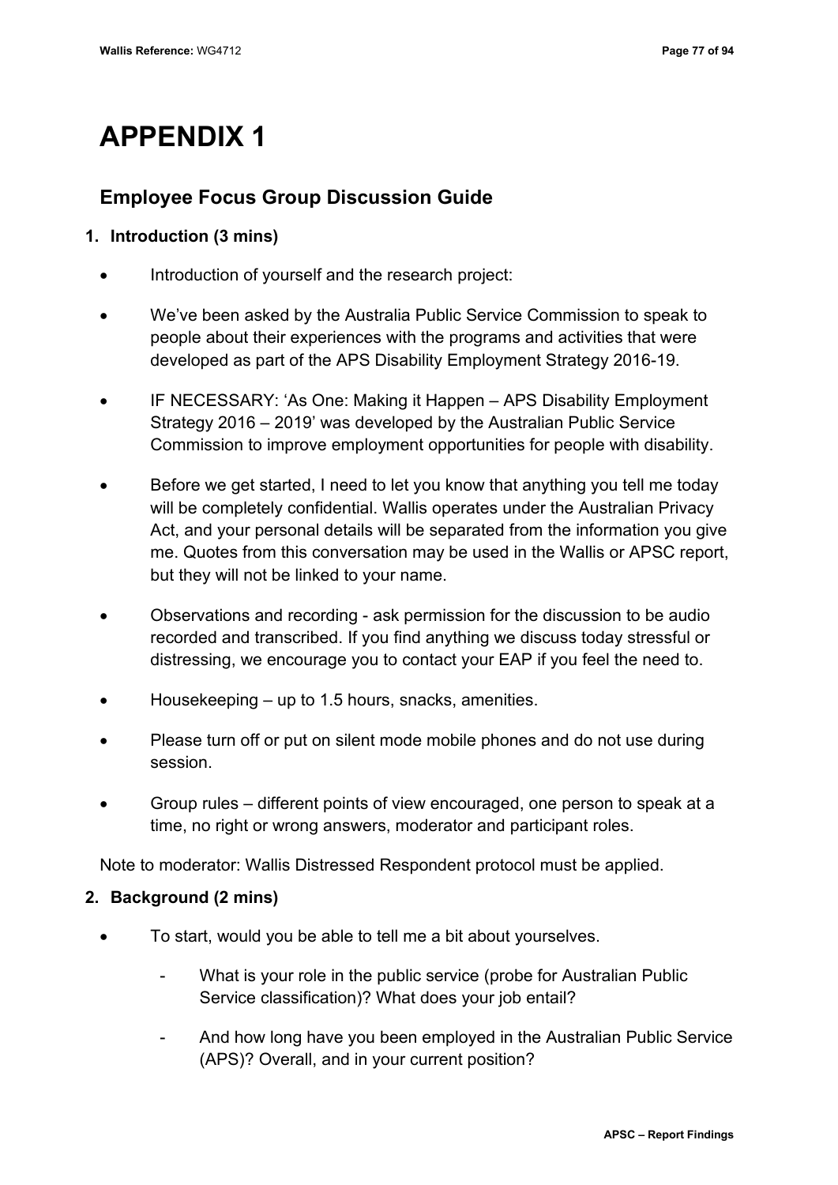# APPENDIX 1

## Employee Focus Group Discussion Guide

### 1. Introduction (3 mins)

- Introduction of yourself and the research project:
- We've been asked by the Australia Public Service Commission to speak to people about their experiences with the programs and activities that were developed as part of the APS Disability Employment Strategy 2016-19.
- IF NECESSARY: 'As One: Making it Happen – APS Disability Employment Strategy 2016 – 2019' was developed by the Australian Public Service Commission to improve employment opportunities for people with disability.
- Before we get started, I need to let you know that anything you tell me today will be completely confidential. Wallis operates under the Australian Privacy Act, and your personal details will be separated from the information you give me. Quotes from this conversation may be used in the Wallis or APSC report, but they will not be linked to your name.
- Observations and recording - ask permission for the discussion to be audio recorded and transcribed. If you find anything we discuss today stressful or distressing, we encourage you to contact your EAP if you feel the need to.
- Housekeeping – up to 1.5 hours, snacks, amenities.
- Please turn off or put on silent mode mobile phones and do not use during session.
- Group rules – different points of view encouraged, one person to speak at a time, no right or wrong answers, moderator and participant roles.

Note to moderator: Wallis Distressed Respondent protocol must be applied.

### 2. Background (2 mins)

- To start, would you be able to tell me a bit about yourselves.
  - What is your role in the public service (probe for Australian Public Service classification)? What does your job entail?
  - And how long have you been employed in the Australian Public Service (APS)? Overall, and in your current position?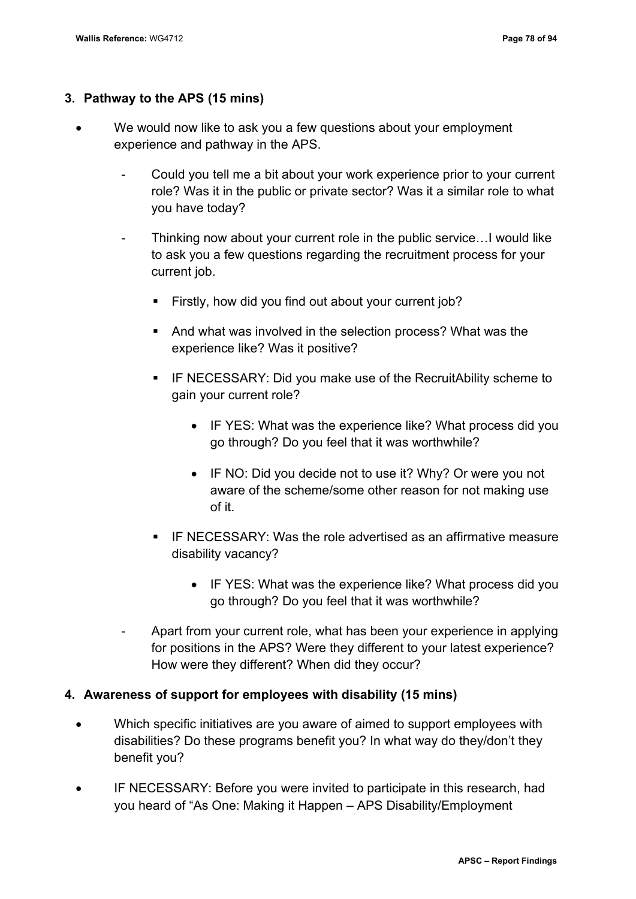## 3. Pathway to the APS (15 mins)

- We would now like to ask you a few questions about your employment experience and pathway in the APS.
  - Could you tell me a bit about your work experience prior to your current role? Was it in the public or private sector? Was it a similar role to what you have today?
  - Thinking now about your current role in the public service…I would like to ask you a few questions regarding the recruitment process for your current job.
    - Firstly, how did you find out about your current job?
    - And what was involved in the selection process? What was the experience like? Was it positive?
    - IF NECESSARY: Did you make use of the RecruitAbility scheme to gain your current role?
      - IF YES: What was the experience like? What process did you go through? Do you feel that it was worthwhile?
      - IF NO: Did you decide not to use it? Why? Or were you not aware of the scheme/some other reason for not making use of it.
    - IF NECESSARY: Was the role advertised as an affirmative measure disability vacancy?
      - IF YES: What was the experience like? What process did you go through? Do you feel that it was worthwhile?
  - Apart from your current role, what has been your experience in applying for positions in the APS? Were they different to your latest experience? How were they different? When did they occur?

## 4. Awareness of support for employees with disability (15 mins)

- Which specific initiatives are you aware of aimed to support employees with disabilities? Do these programs benefit you? In what way do they/don't they benefit you?
- IF NECESSARY: Before you were invited to participate in this research, had you heard of "As One: Making it Happen – APS Disability/Employment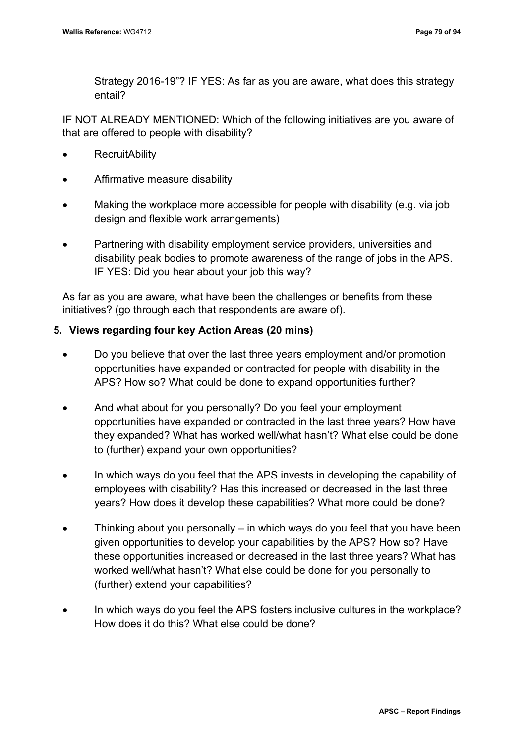Strategy 2016-19"? IF YES: As far as you are aware, what does this strategy entail?

IF NOT ALREADY MENTIONED: Which of the following initiatives are you aware of that are offered to people with disability?

- RecruitAbility
- Affirmative measure disability
- Making the workplace more accessible for people with disability (e.g. via job design and flexible work arrangements)
- Partnering with disability employment service providers, universities and disability peak bodies to promote awareness of the range of jobs in the APS. IF YES: Did you hear about your job this way?

As far as you are aware, what have been the challenges or benefits from these initiatives? (go through each that respondents are aware of).

### 5. Views regarding four key Action Areas (20 mins)

- Do you believe that over the last three years employment and/or promotion opportunities have expanded or contracted for people with disability in the APS? How so? What could be done to expand opportunities further?
- And what about for you personally? Do you feel your employment opportunities have expanded or contracted in the last three years? How have they expanded? What has worked well/what hasn't? What else could be done to (further) expand your own opportunities?
- In which ways do you feel that the APS invests in developing the capability of employees with disability? Has this increased or decreased in the last three years? How does it develop these capabilities? What more could be done?
- Thinking about you personally – in which ways do you feel that you have been given opportunities to develop your capabilities by the APS? How so? Have these opportunities increased or decreased in the last three years? What has worked well/what hasn't? What else could be done for you personally to (further) extend your capabilities?
- In which ways do you feel the APS fosters inclusive cultures in the workplace? How does it do this? What else could be done?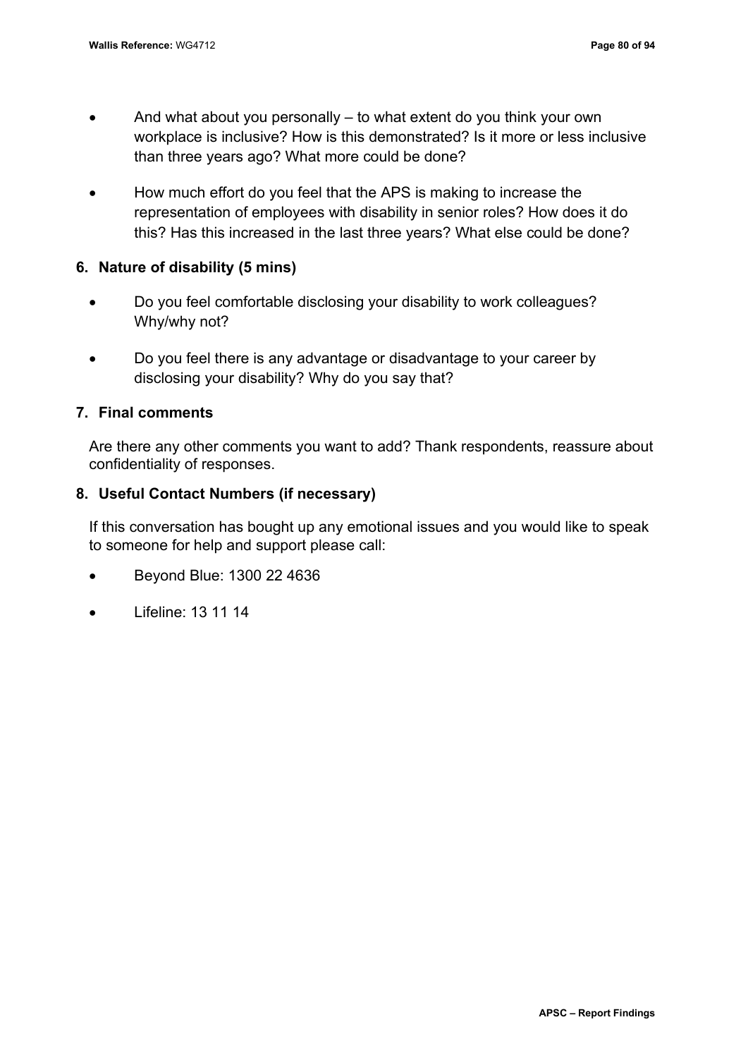- And what about you personally – to what extent do you think your own workplace is inclusive? How is this demonstrated? Is it more or less inclusive than three years ago? What more could be done?
- How much effort do you feel that the APS is making to increase the representation of employees with disability in senior roles? How does it do this? Has this increased in the last three years? What else could be done?

### 6. Nature of disability (5 mins)

- Do you feel comfortable disclosing your disability to work colleagues? Why/why not?
- Do you feel there is any advantage or disadvantage to your career by disclosing your disability? Why do you say that?

### 7. Final comments

Are there any other comments you want to add? Thank respondents, reassure about confidentiality of responses.

### 8. Useful Contact Numbers (if necessary)

If this conversation has bought up any emotional issues and you would like to speak to someone for help and support please call:

- Beyond Blue: 1300 22 4636
- Lifeline: 13 11 14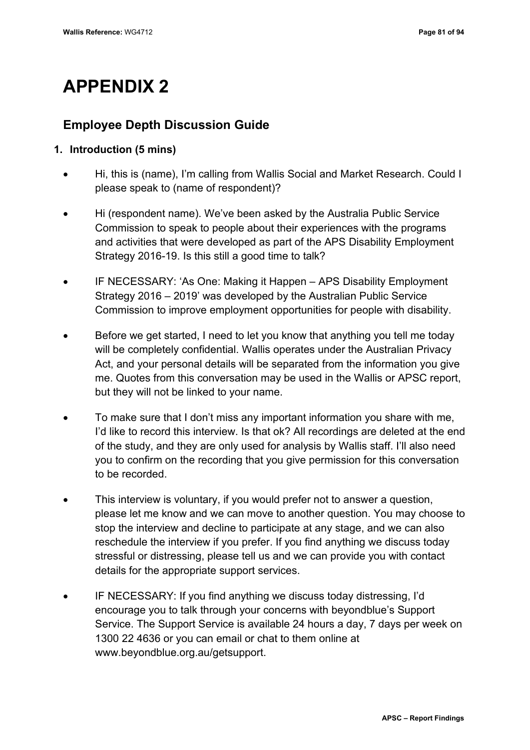# APPENDIX 2

## Employee Depth Discussion Guide

### 1. Introduction (5 mins)

- Hi, this is (name), I'm calling from Wallis Social and Market Research. Could I please speak to (name of respondent)?
- Hi (respondent name). We've been asked by the Australia Public Service Commission to speak to people about their experiences with the programs and activities that were developed as part of the APS Disability Employment Strategy 2016-19. Is this still a good time to talk?
- IF NECESSARY: 'As One: Making it Happen – APS Disability Employment Strategy 2016 – 2019' was developed by the Australian Public Service Commission to improve employment opportunities for people with disability.
- Before we get started, I need to let you know that anything you tell me today will be completely confidential. Wallis operates under the Australian Privacy Act, and your personal details will be separated from the information you give me. Quotes from this conversation may be used in the Wallis or APSC report, but they will not be linked to your name.
- To make sure that I don't miss any important information you share with me, I'd like to record this interview. Is that ok? All recordings are deleted at the end of the study, and they are only used for analysis by Wallis staff. I'll also need you to confirm on the recording that you give permission for this conversation to be recorded.
- This interview is voluntary, if you would prefer not to answer a question, please let me know and we can move to another question. You may choose to stop the interview and decline to participate at any stage, and we can also reschedule the interview if you prefer. If you find anything we discuss today stressful or distressing, please tell us and we can provide you with contact details for the appropriate support services.
- IF NECESSARY: If you find anything we discuss today distressing, I'd encourage you to talk through your concerns with beyondblue's Support Service. The Support Service is available 24 hours a day, 7 days per week on 1300 22 4636 or you can email or chat to them online at www.beyondblue.org.au/getsupport.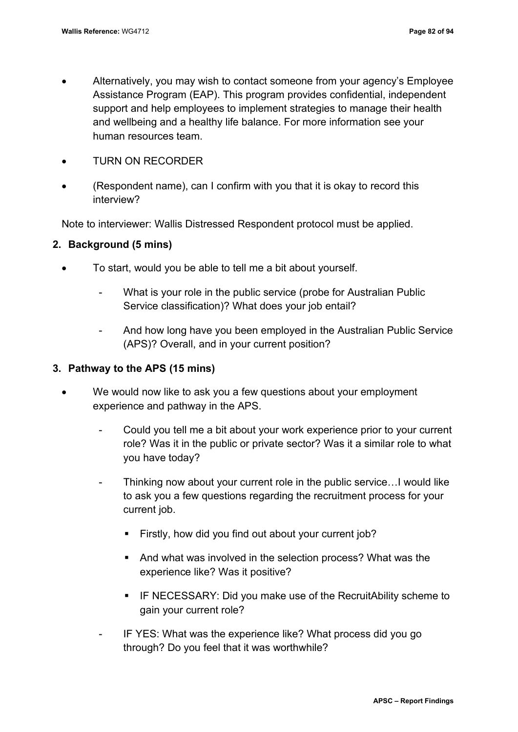- Alternatively, you may wish to contact someone from your agency's Employee Assistance Program (EAP). This program provides confidential, independent support and help employees to implement strategies to manage their health and wellbeing and a healthy life balance. For more information see your human resources team.
- TURN ON RECORDER
- (Respondent name), can I confirm with you that it is okay to record this interview?

Note to interviewer: Wallis Distressed Respondent protocol must be applied.

## 2. Background (5 mins)

- To start, would you be able to tell me a bit about yourself.
  - What is your role in the public service (probe for Australian Public Service classification)? What does your job entail?
  - And how long have you been employed in the Australian Public Service (APS)? Overall, and in your current position?

## 3. Pathway to the APS (15 mins)

- We would now like to ask you a few questions about your employment experience and pathway in the APS.
  - Could you tell me a bit about your work experience prior to your current role? Was it in the public or private sector? Was it a similar role to what you have today?
  - Thinking now about your current role in the public service…I would like to ask you a few questions regarding the recruitment process for your current job.
    - Firstly, how did you find out about your current job?
    - And what was involved in the selection process? What was the experience like? Was it positive?
    - IF NECESSARY: Did you make use of the RecruitAbility scheme to gain your current role?
  - IF YES: What was the experience like? What process did you go through? Do you feel that it was worthwhile?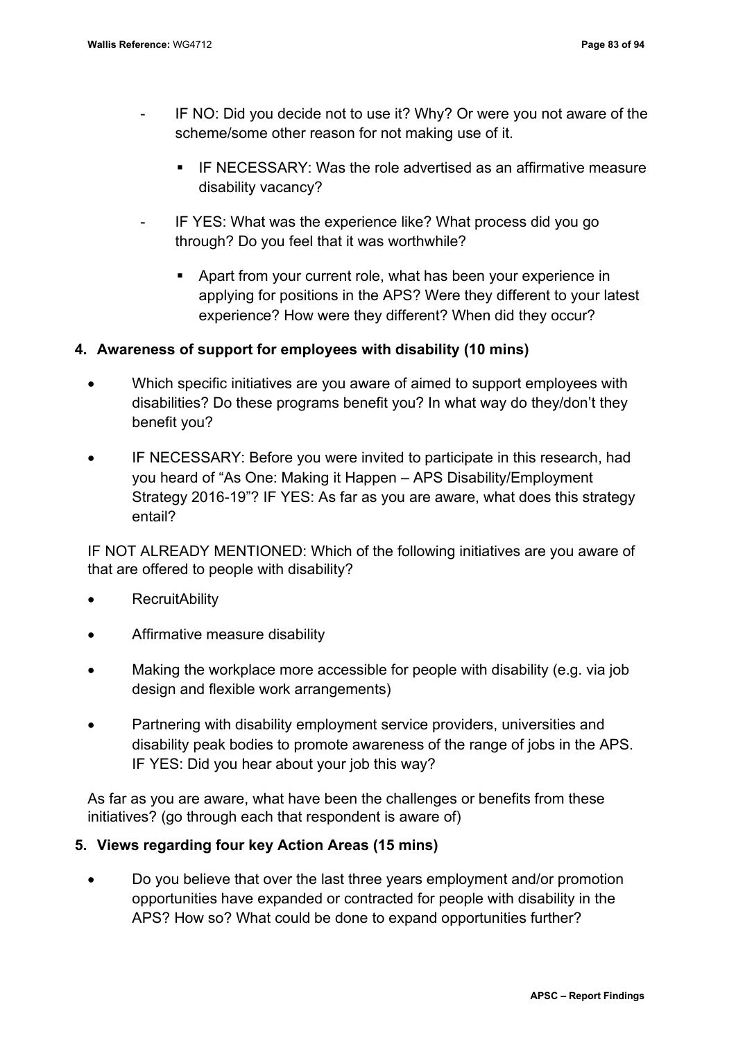- IF NO: Did you decide not to use it? Why? Or were you not aware of the scheme/some other reason for not making use of it.
  - IF NECESSARY: Was the role advertised as an affirmative measure disability vacancy?
- IF YES: What was the experience like? What process did you go through? Do you feel that it was worthwhile?
  - Apart from your current role, what has been your experience in applying for positions in the APS? Were they different to your latest experience? How were they different? When did they occur?

**4. Awareness of support for employees with disability (10 mins)**

- Which specific initiatives are you aware of aimed to support employees with disabilities? Do these programs benefit you? In what way do they/don't they benefit you?
- IF NECESSARY: Before you were invited to participate in this research, had you heard of "As One: Making it Happen – APS Disability/Employment Strategy 2016-19"? IF YES: As far as you are aware, what does this strategy entail?

IF NOT ALREADY MENTIONED: Which of the following initiatives are you aware of that are offered to people with disability?

- RecruitAbility
- Affirmative measure disability
- Making the workplace more accessible for people with disability (e.g. via job design and flexible work arrangements)
- Partnering with disability employment service providers, universities and disability peak bodies to promote awareness of the range of jobs in the APS. IF YES: Did you hear about your job this way?

As far as you are aware, what have been the challenges or benefits from these initiatives? (go through each that respondent is aware of)

**5. Views regarding four key Action Areas (15 mins)**

- Do you believe that over the last three years employment and/or promotion opportunities have expanded or contracted for people with disability in the APS? How so? What could be done to expand opportunities further?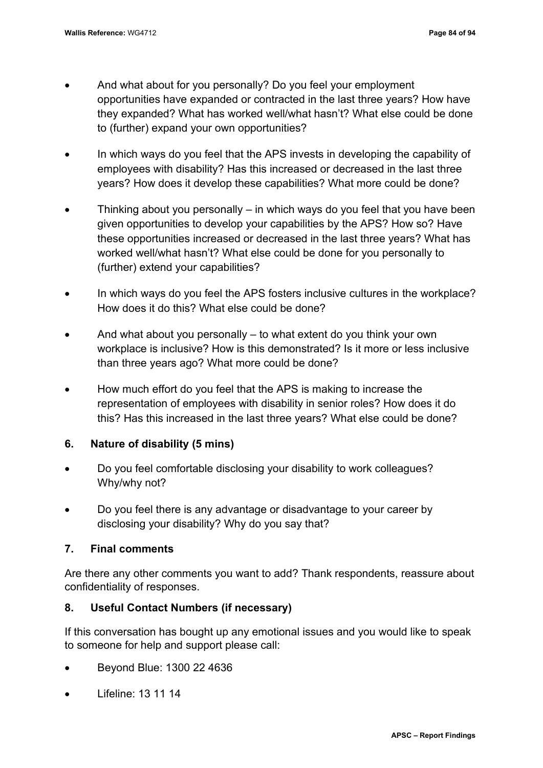- And what about for you personally? Do you feel your employment opportunities have expanded or contracted in the last three years? How have they expanded? What has worked well/what hasn't? What else could be done to (further) expand your own opportunities?
- In which ways do you feel that the APS invests in developing the capability of employees with disability? Has this increased or decreased in the last three years? How does it develop these capabilities? What more could be done?
- Thinking about you personally – in which ways do you feel that you have been given opportunities to develop your capabilities by the APS? How so? Have these opportunities increased or decreased in the last three years? What has worked well/what hasn't? What else could be done for you personally to (further) extend your capabilities?
- In which ways do you feel the APS fosters inclusive cultures in the workplace? How does it do this? What else could be done?
- And what about you personally – to what extent do you think your own workplace is inclusive? How is this demonstrated? Is it more or less inclusive than three years ago? What more could be done?
- How much effort do you feel that the APS is making to increase the representation of employees with disability in senior roles? How does it do this? Has this increased in the last three years? What else could be done?

### 6. Nature of disability (5 mins)

- Do you feel comfortable disclosing your disability to work colleagues? Why/why not?
- Do you feel there is any advantage or disadvantage to your career by disclosing your disability? Why do you say that?

### 7. Final comments

Are there any other comments you want to add? Thank respondents, reassure about confidentiality of responses.

### 8. Useful Contact Numbers (if necessary)

If this conversation has bought up any emotional issues and you would like to speak to someone for help and support please call:

- Beyond Blue: 1300 22 4636
- Lifeline: 13 11 14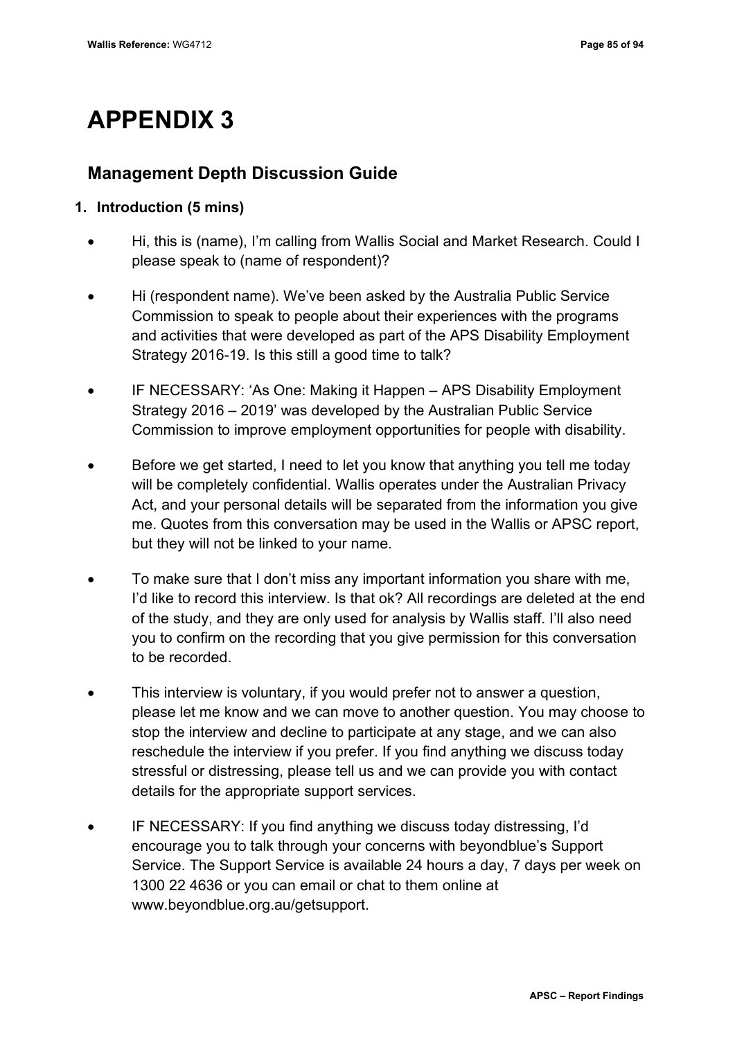# APPENDIX 3

## Management Depth Discussion Guide

### 1. Introduction (5 mins)

- Hi, this is (name), I'm calling from Wallis Social and Market Research. Could I please speak to (name of respondent)?
- Hi (respondent name). We've been asked by the Australia Public Service Commission to speak to people about their experiences with the programs and activities that were developed as part of the APS Disability Employment Strategy 2016-19. Is this still a good time to talk?
- IF NECESSARY: 'As One: Making it Happen – APS Disability Employment Strategy 2016 – 2019' was developed by the Australian Public Service Commission to improve employment opportunities for people with disability.
- Before we get started, I need to let you know that anything you tell me today will be completely confidential. Wallis operates under the Australian Privacy Act, and your personal details will be separated from the information you give me. Quotes from this conversation may be used in the Wallis or APSC report, but they will not be linked to your name.
- To make sure that I don't miss any important information you share with me, I'd like to record this interview. Is that ok? All recordings are deleted at the end of the study, and they are only used for analysis by Wallis staff. I'll also need you to confirm on the recording that you give permission for this conversation to be recorded.
- This interview is voluntary, if you would prefer not to answer a question, please let me know and we can move to another question. You may choose to stop the interview and decline to participate at any stage, and we can also reschedule the interview if you prefer. If you find anything we discuss today stressful or distressing, please tell us and we can provide you with contact details for the appropriate support services.
- IF NECESSARY: If you find anything we discuss today distressing, I'd encourage you to talk through your concerns with beyondblue's Support Service. The Support Service is available 24 hours a day, 7 days per week on 1300 22 4636 or you can email or chat to them online at www.beyondblue.org.au/getsupport.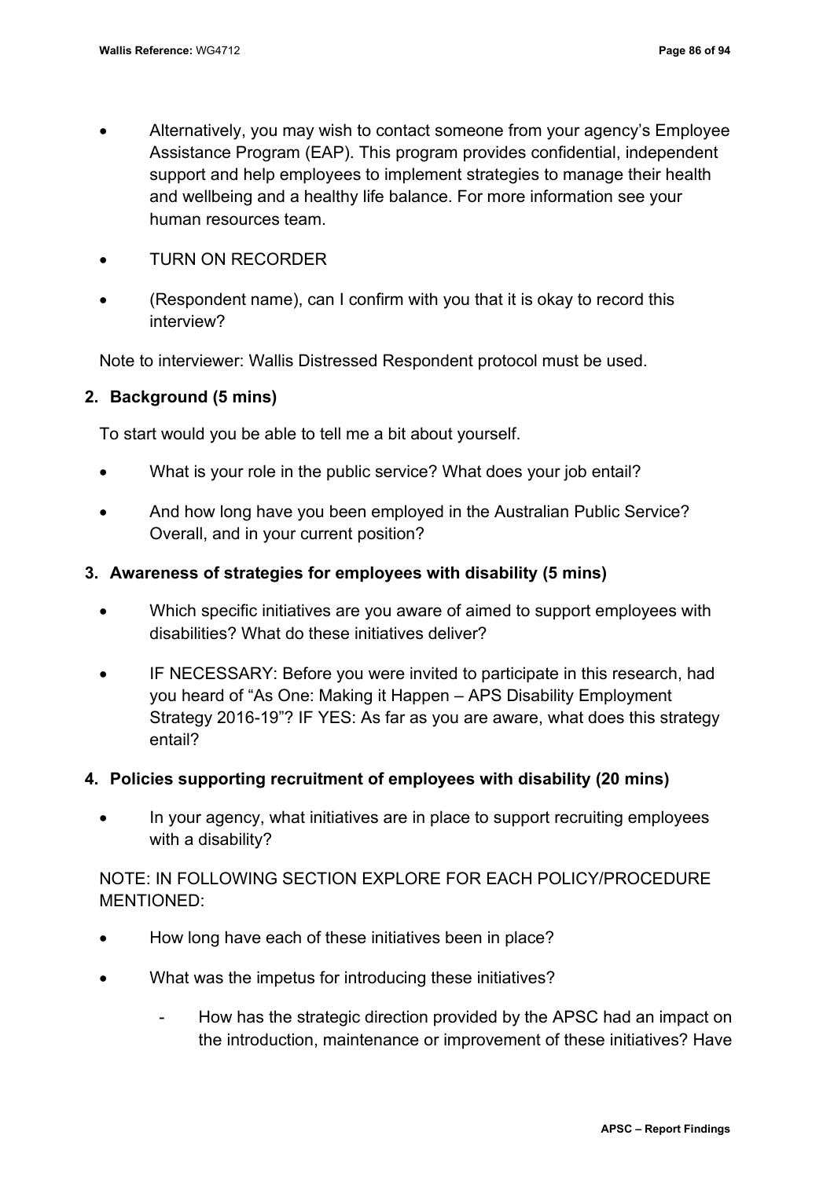- Alternatively, you may wish to contact someone from your agency's Employee Assistance Program (EAP). This program provides confidential, independent support and help employees to implement strategies to manage their health and wellbeing and a healthy life balance. For more information see your human resources team.
- TURN ON RECORDER
- (Respondent name), can I confirm with you that it is okay to record this interview?

Note to interviewer: Wallis Distressed Respondent protocol must be used.

## 2. Background (5 mins)

To start would you be able to tell me a bit about yourself.

- What is your role in the public service? What does your job entail?
- And how long have you been employed in the Australian Public Service? Overall, and in your current position?

## 3. Awareness of strategies for employees with disability (5 mins)

- Which specific initiatives are you aware of aimed to support employees with disabilities? What do these initiatives deliver?
- IF NECESSARY: Before you were invited to participate in this research, had you heard of "As One: Making it Happen – APS Disability Employment Strategy 2016-19"? IF YES: As far as you are aware, what does this strategy entail?

## 4. Policies supporting recruitment of employees with disability (20 mins)

- In your agency, what initiatives are in place to support recruiting employees with a disability?

NOTE: IN FOLLOWING SECTION EXPLORE FOR EACH POLICY/PROCEDURE MENTIONED:

- How long have each of these initiatives been in place?
- What was the impetus for introducing these initiatives?
  - How has the strategic direction provided by the APSC had an impact on the introduction, maintenance or improvement of these initiatives? Have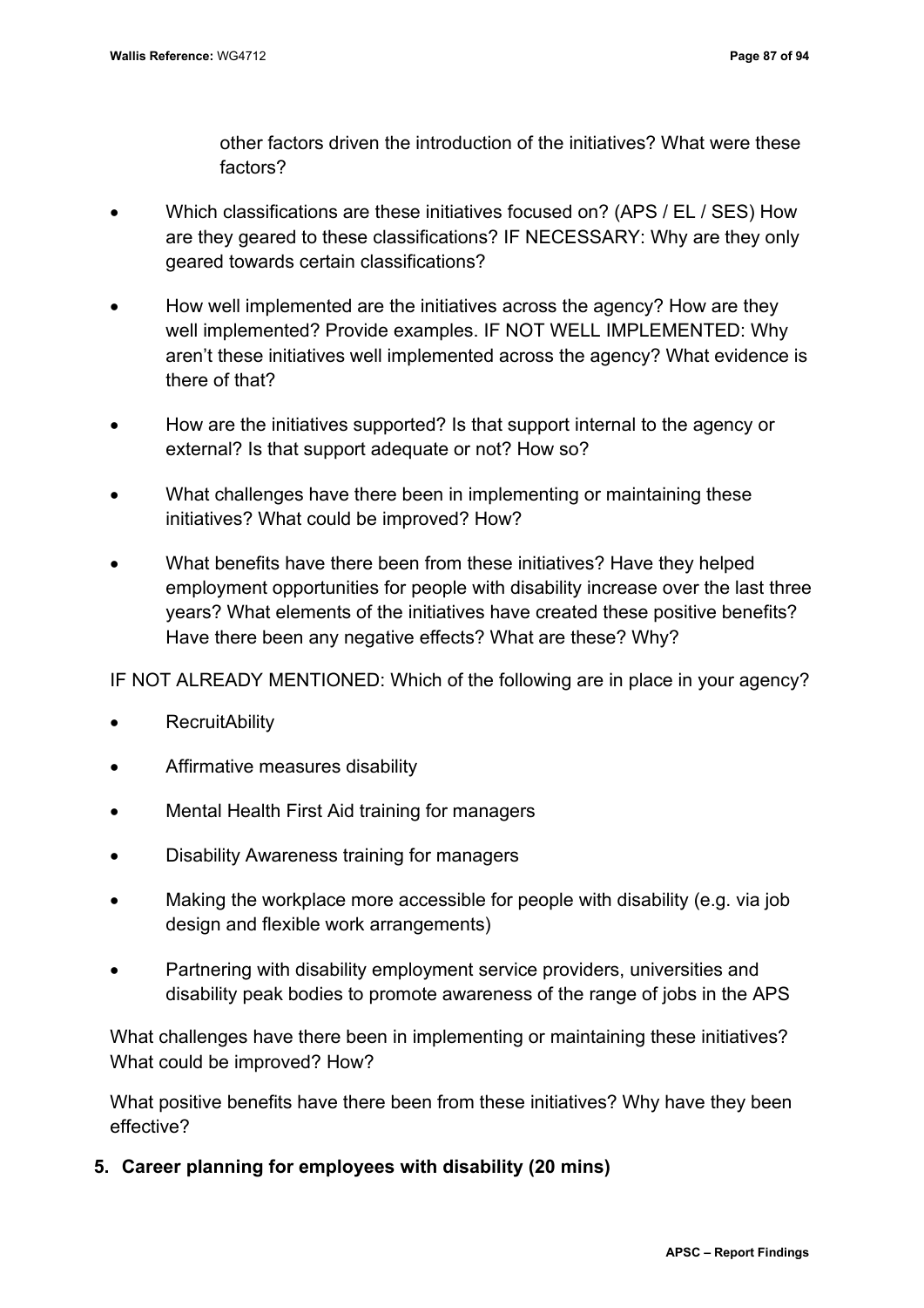other factors driven the introduction of the initiatives? What were these factors?

- Which classifications are these initiatives focused on? (APS / EL / SES) How are they geared to these classifications? IF NECESSARY: Why are they only geared towards certain classifications?
- How well implemented are the initiatives across the agency? How are they well implemented? Provide examples. IF NOT WELL IMPLEMENTED: Why aren't these initiatives well implemented across the agency? What evidence is there of that?
- How are the initiatives supported? Is that support internal to the agency or external? Is that support adequate or not? How so?
- What challenges have there been in implementing or maintaining these initiatives? What could be improved? How?
- What benefits have there been from these initiatives? Have they helped employment opportunities for people with disability increase over the last three years? What elements of the initiatives have created these positive benefits? Have there been any negative effects? What are these? Why?

IF NOT ALREADY MENTIONED: Which of the following are in place in your agency?

- RecruitAbility
- Affirmative measures disability
- Mental Health First Aid training for managers
- Disability Awareness training for managers
- Making the workplace more accessible for people with disability (e.g. via job design and flexible work arrangements)
- Partnering with disability employment service providers, universities and disability peak bodies to promote awareness of the range of jobs in the APS

What challenges have there been in implementing or maintaining these initiatives? What could be improved? How?

What positive benefits have there been from these initiatives? Why have they been effective?

**5. Career planning for employees with disability (20 mins)**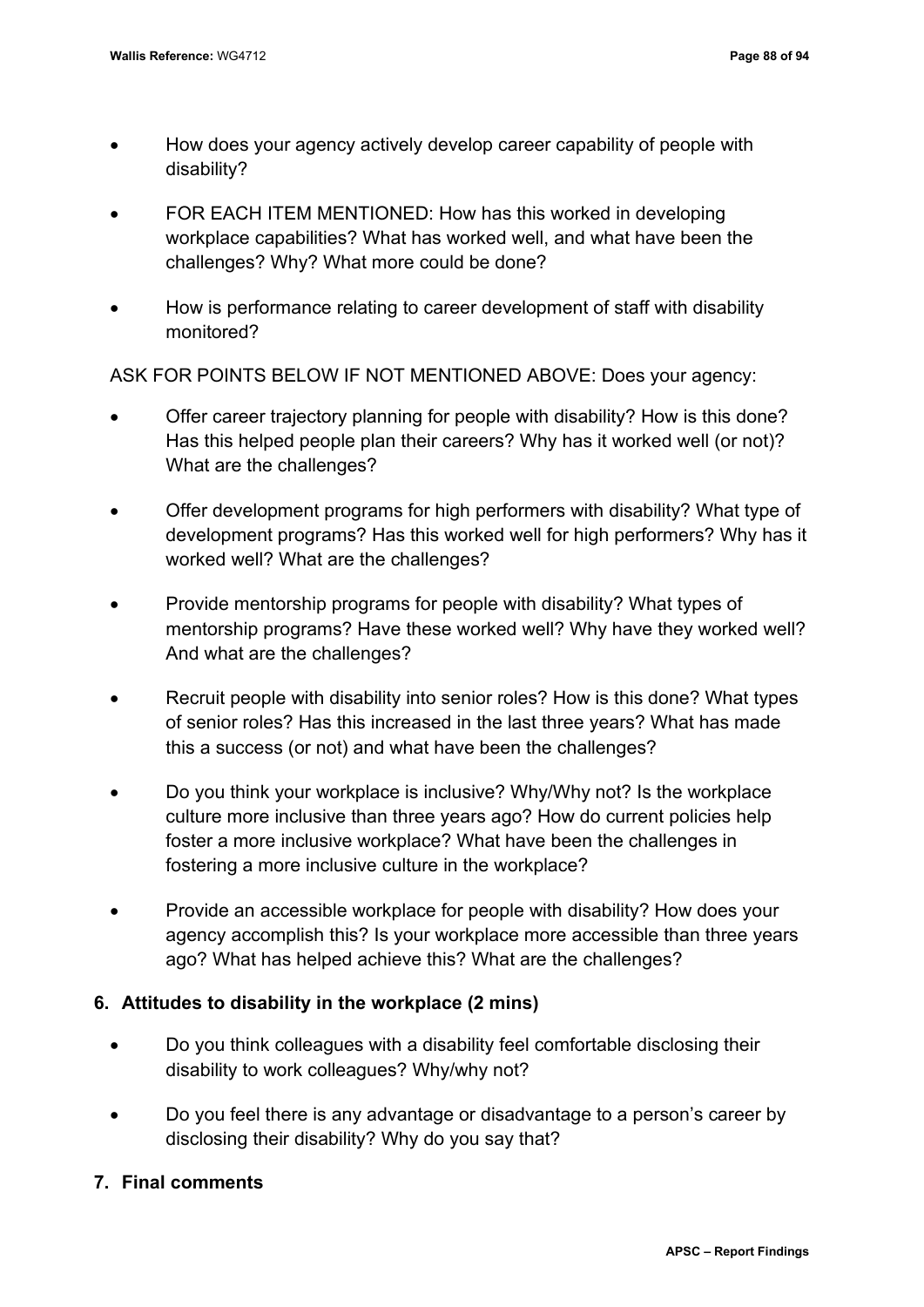- How does your agency actively develop career capability of people with disability?
- FOR EACH ITEM MENTIONED: How has this worked in developing workplace capabilities? What has worked well, and what have been the challenges? Why? What more could be done?
- How is performance relating to career development of staff with disability monitored?

ASK FOR POINTS BELOW IF NOT MENTIONED ABOVE: Does your agency:

- Offer career trajectory planning for people with disability? How is this done? Has this helped people plan their careers? Why has it worked well (or not)? What are the challenges?
- Offer development programs for high performers with disability? What type of development programs? Has this worked well for high performers? Why has it worked well? What are the challenges?
- Provide mentorship programs for people with disability? What types of mentorship programs? Have these worked well? Why have they worked well? And what are the challenges?
- Recruit people with disability into senior roles? How is this done? What types of senior roles? Has this increased in the last three years? What has made this a success (or not) and what have been the challenges?
- Do you think your workplace is inclusive? Why/Why not? Is the workplace culture more inclusive than three years ago? How do current policies help foster a more inclusive workplace? What have been the challenges in fostering a more inclusive culture in the workplace?
- Provide an accessible workplace for people with disability? How does your agency accomplish this? Is your workplace more accessible than three years ago? What has helped achieve this? What are the challenges?

## 6. Attitudes to disability in the workplace (2 mins)

- Do you think colleagues with a disability feel comfortable disclosing their disability to work colleagues? Why/why not?
- Do you feel there is any advantage or disadvantage to a person's career by disclosing their disability? Why do you say that?

## 7. Final comments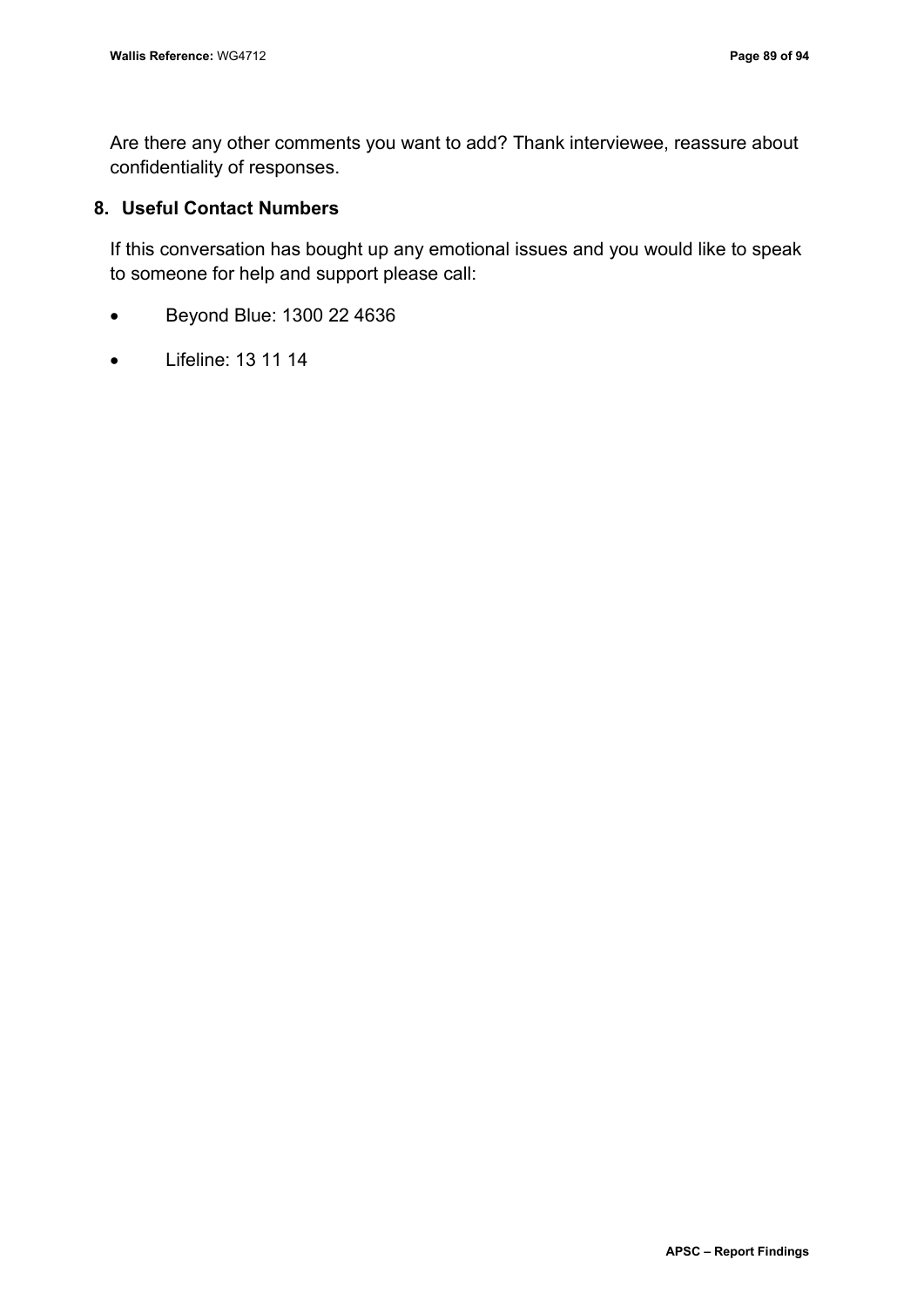Are there any other comments you want to add? Thank interviewee, reassure about confidentiality of responses.

## 8. Useful Contact Numbers

If this conversation has bought up any emotional issues and you would like to speak to someone for help and support please call:

- Beyond Blue: 1300 22 4636
- Lifeline: 13 11 14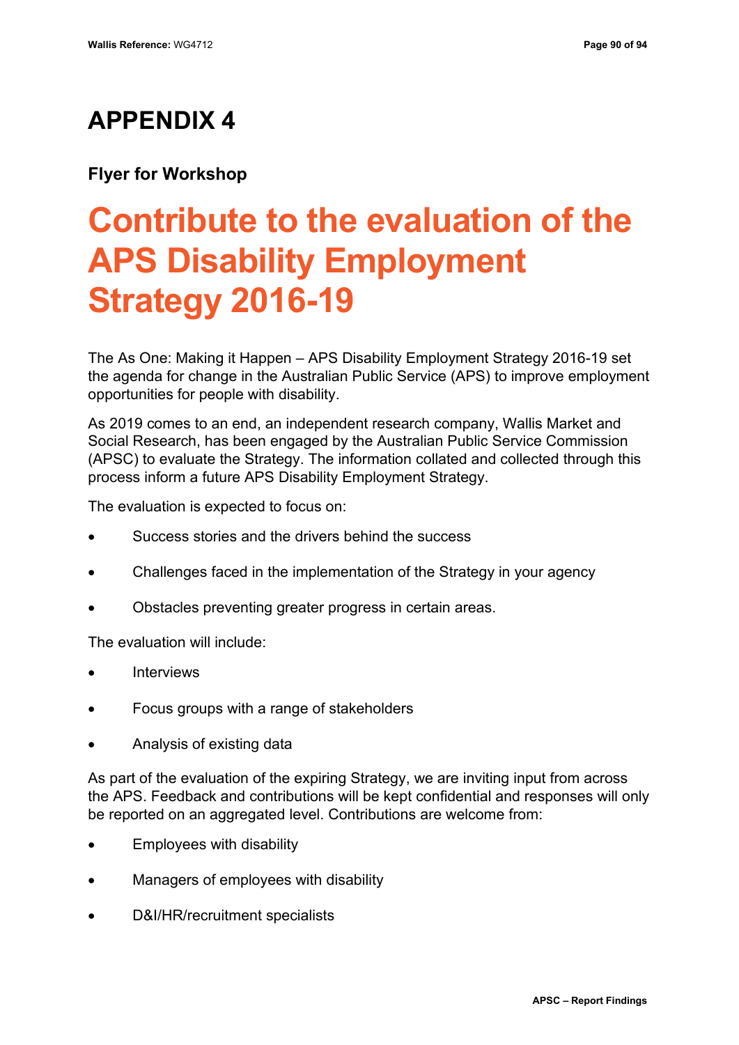# APPENDIX 4

### Flyer for Workshop

## Contribute to the evaluation of the APS Disability Employment Strategy 2016-19

The As One: Making it Happen – APS Disability Employment Strategy 2016-19 set the agenda for change in the Australian Public Service (APS) to improve employment opportunities for people with disability.

As 2019 comes to an end, an independent research company, Wallis Market and Social Research, has been engaged by the Australian Public Service Commission (APSC) to evaluate the Strategy. The information collated and collected through this process inform a future APS Disability Employment Strategy.

The evaluation is expected to focus on:

- Success stories and the drivers behind the success
- Challenges faced in the implementation of the Strategy in your agency
- Obstacles preventing greater progress in certain areas.

The evaluation will include:

- Interviews
- Focus groups with a range of stakeholders
- Analysis of existing data

As part of the evaluation of the expiring Strategy, we are inviting input from across the APS. Feedback and contributions will be kept confidential and responses will only be reported on an aggregated level. Contributions are welcome from:

- Employees with disability
- Managers of employees with disability
- D&I/HR/recruitment specialists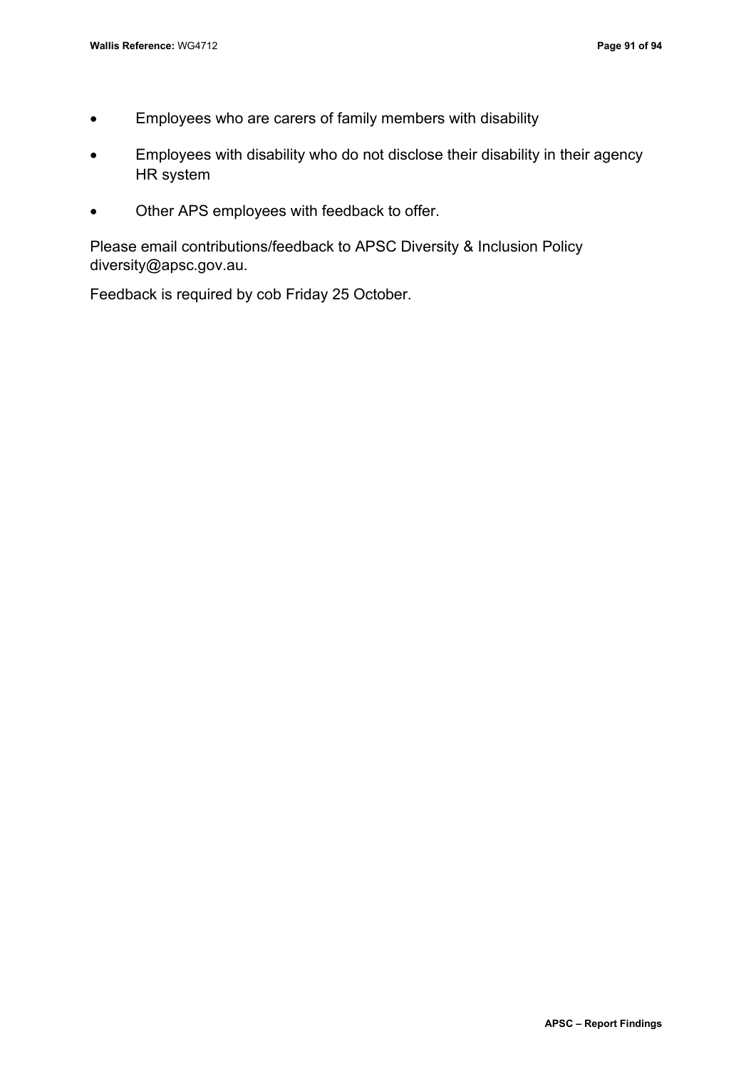- Employees who are carers of family members with disability
- Employees with disability who do not disclose their disability in their agency HR system
- Other APS employees with feedback to offer.

Please email contributions/feedback to APSC Diversity & Inclusion Policy diversity@apsc.gov.au.

Feedback is required by cob Friday 25 October.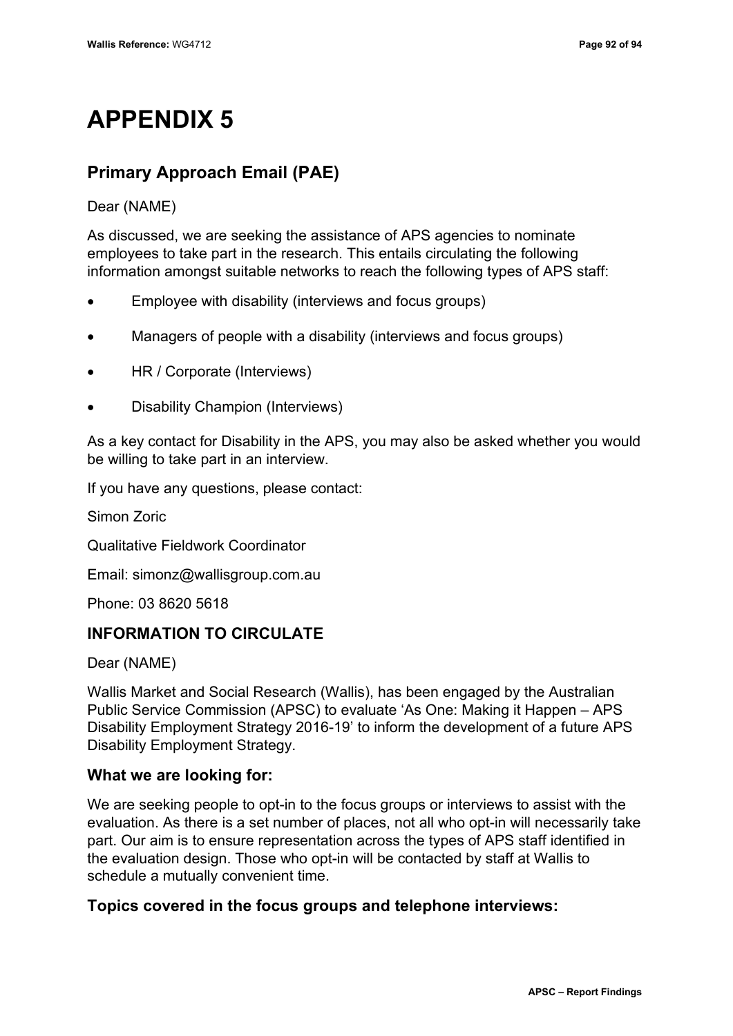# APPENDIX 5

## Primary Approach Email (PAE)

Dear (NAME)

As discussed, we are seeking the assistance of APS agencies to nominate employees to take part in the research. This entails circulating the following information amongst suitable networks to reach the following types of APS staff:

- Employee with disability (interviews and focus groups)
- Managers of people with a disability (interviews and focus groups)
- HR / Corporate (Interviews)
- Disability Champion (Interviews)

As a key contact for Disability in the APS, you may also be asked whether you would be willing to take part in an interview.

If you have any questions, please contact:

Simon Zoric

Qualitative Fieldwork Coordinator

Email: simonz@wallisgroup.com.au

Phone: 03 8620 5618

### INFORMATION TO CIRCULATE

Dear (NAME)

Wallis Market and Social Research (Wallis), has been engaged by the Australian Public Service Commission (APSC) to evaluate 'As One: Making it Happen – APS Disability Employment Strategy 2016-19' to inform the development of a future APS Disability Employment Strategy.

### What we are looking for:

We are seeking people to opt-in to the focus groups or interviews to assist with the evaluation. As there is a set number of places, not all who opt-in will necessarily take part. Our aim is to ensure representation across the types of APS staff identified in the evaluation design. Those who opt-in will be contacted by staff at Wallis to schedule a mutually convenient time.

### Topics covered in the focus groups and telephone interviews: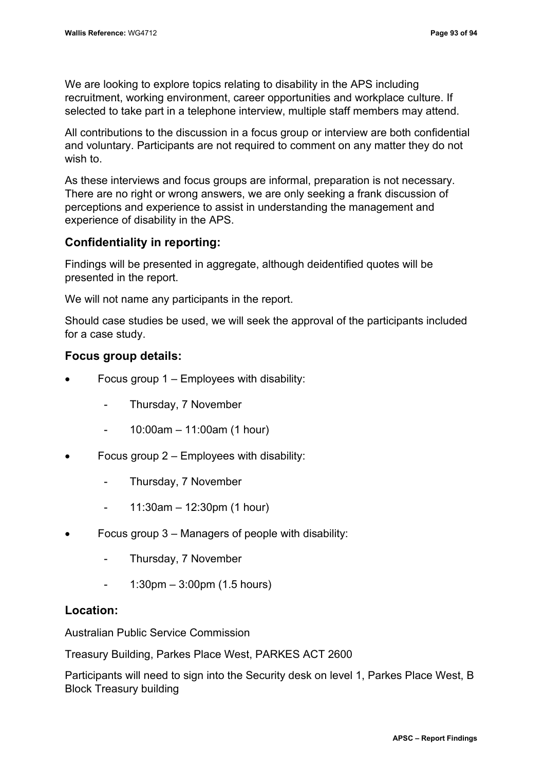We are looking to explore topics relating to disability in the APS including recruitment, working environment, career opportunities and workplace culture. If selected to take part in a telephone interview, multiple staff members may attend.

All contributions to the discussion in a focus group or interview are both confidential and voluntary. Participants are not required to comment on any matter they do not wish to.

As these interviews and focus groups are informal, preparation is not necessary. There are no right or wrong answers, we are only seeking a frank discussion of perceptions and experience to assist in understanding the management and experience of disability in the APS.

### Confidentiality in reporting:

Findings will be presented in aggregate, although deidentified quotes will be presented in the report.

We will not name any participants in the report.

Should case studies be used, we will seek the approval of the participants included for a case study.

### Focus group details:

- Focus group 1 – Employees with disability:
  - Thursday, 7 November
  - 10:00am – 11:00am (1 hour)
- Focus group 2 – Employees with disability:
  - Thursday, 7 November
  - 11:30am – 12:30pm (1 hour)
- Focus group 3 – Managers of people with disability:
  - Thursday, 7 November
  - 1:30pm – 3:00pm (1.5 hours)

### Location:

Australian Public Service Commission

Treasury Building, Parkes Place West, PARKES ACT 2600

Participants will need to sign into the Security desk on level 1, Parkes Place West, B Block Treasury building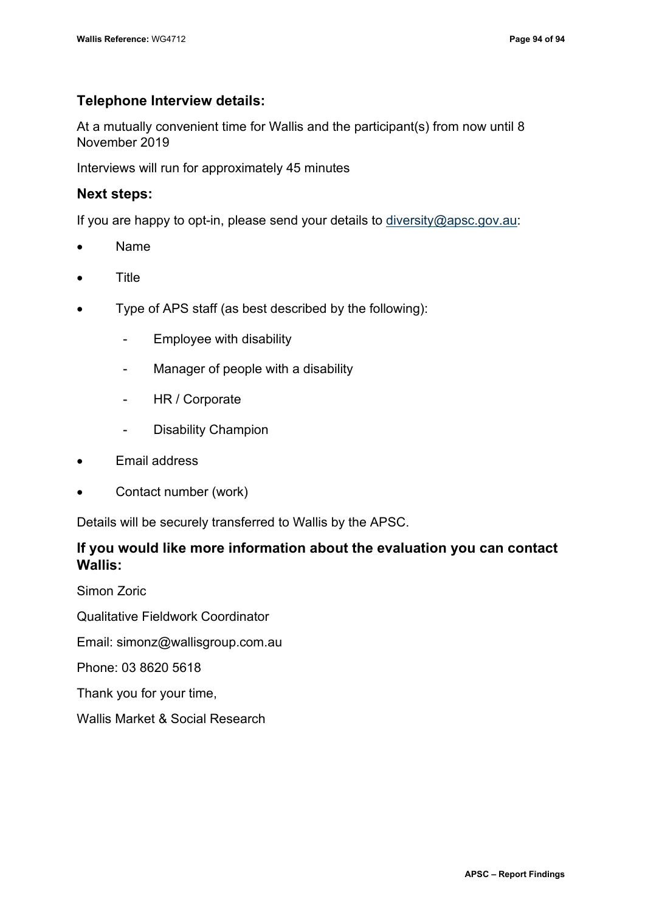### Telephone Interview details:

At a mutually convenient time for Wallis and the participant(s) from now until 8 November 2019

Interviews will run for approximately 45 minutes

### Next steps:

If you are happy to opt-in, please send your details to diversity@apsc.gov.au:

- Name
- Title
- Type of APS staff (as best described by the following):
  - Employee with disability
  - Manager of people with a disability
  - HR / Corporate
  - Disability Champion
- Email address
- Contact number (work)

Details will be securely transferred to Wallis by the APSC.

### If you would like more information about the evaluation you can contact Wallis:

Simon Zoric

Qualitative Fieldwork Coordinator

Email: simonz@wallisgroup.com.au

Phone: 03 8620 5618

Thank you for your time,

Wallis Market & Social Research